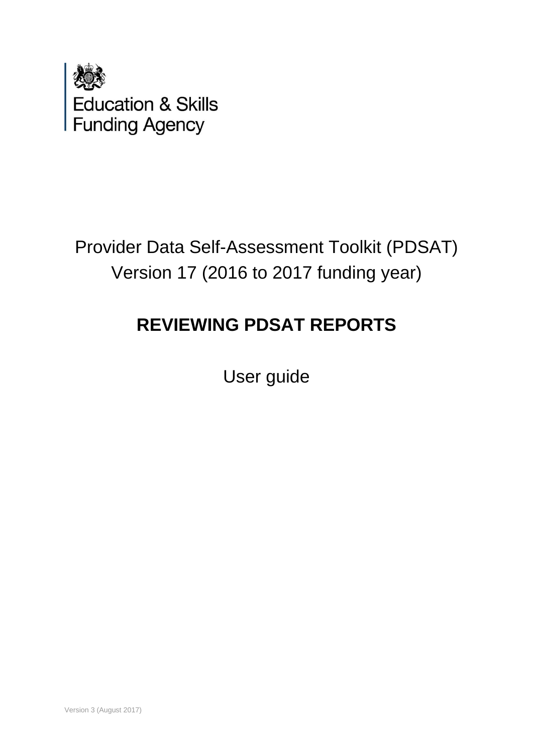Education & Skills Funding Agency

Provider Data Self-Assessment Toolkit (PDSAT)
Version 17 (2016 to 2017 funding year)

# REVIEWING PDSAT REPORTS

User guide

Version 3 (August 2017)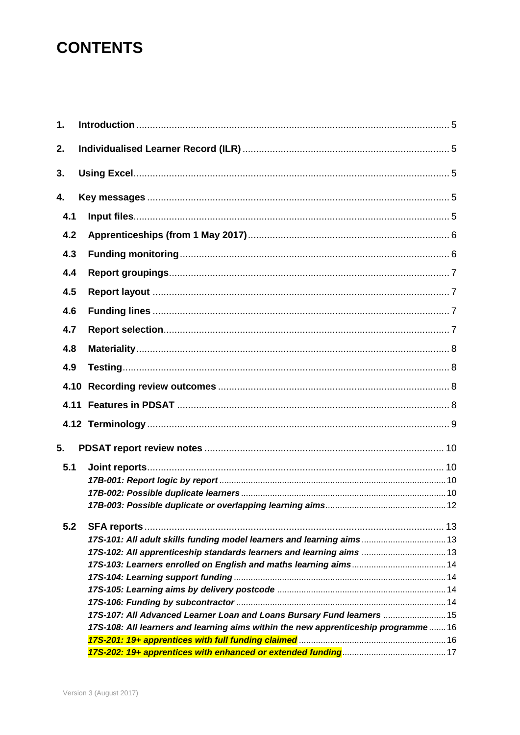# CONTENTS

1. **Introduction** ... 5
2. **Individualised Learner Record (ILR)** ... 5
3. **Using Excel** ... 5
4. **Key messages** ... 5
   - 4.1 **Input files** ... 5
   - 4.2 **Apprenticeships (from 1 May 2017)** ... 6
   - 4.3 **Funding monitoring** ... 6
   - 4.4 **Report groupings** ... 7
   - 4.5 **Report layout** ... 7
   - 4.6 **Funding lines** ... 7
   - 4.7 **Report selection** ... 7
   - 4.8 **Materiality** ... 8
   - 4.9 **Testing** ... 8
   - 4.10 **Recording review outcomes** ... 8
   - 4.11 **Features in PDSAT** ... 8
   - 4.12 **Terminology** ... 9
5. **PDSAT report review notes** ... 10
   - 5.1 **Joint reports** ... 10
     - ***17B-001: Report logic by report*** ... 10
     - ***17B-002: Possible duplicate learners*** ... 10
     - ***17B-003: Possible duplicate or overlapping learning aims*** ... 12
   - 5.2 **SFA reports** ... 13
     - ***17S-101: All adult skills funding model learners and learning aims*** ... 13
     - ***17S-102: All apprenticeship standards learners and learning aims*** ... 13
     - ***17S-103: Learners enrolled on English and maths learning aims*** ... 14
     - ***17S-104: Learning support funding*** ... 14
     - ***17S-105: Learning aims by delivery postcode*** ... 14
     - ***17S-106: Funding by subcontractor*** ... 14
     - ***17S-107: All Advanced Learner Loan and Loans Bursary Fund learners*** ... 15
     - ***17S-108: All learners and learning aims within the new apprenticeship programme*** ... 16
     - ***17S-201: 19+ apprentices with full funding claimed*** ... 16
     - ***17S-202: 19+ apprentices with enhanced or extended funding*** ... 17

Version 3 (August 2017)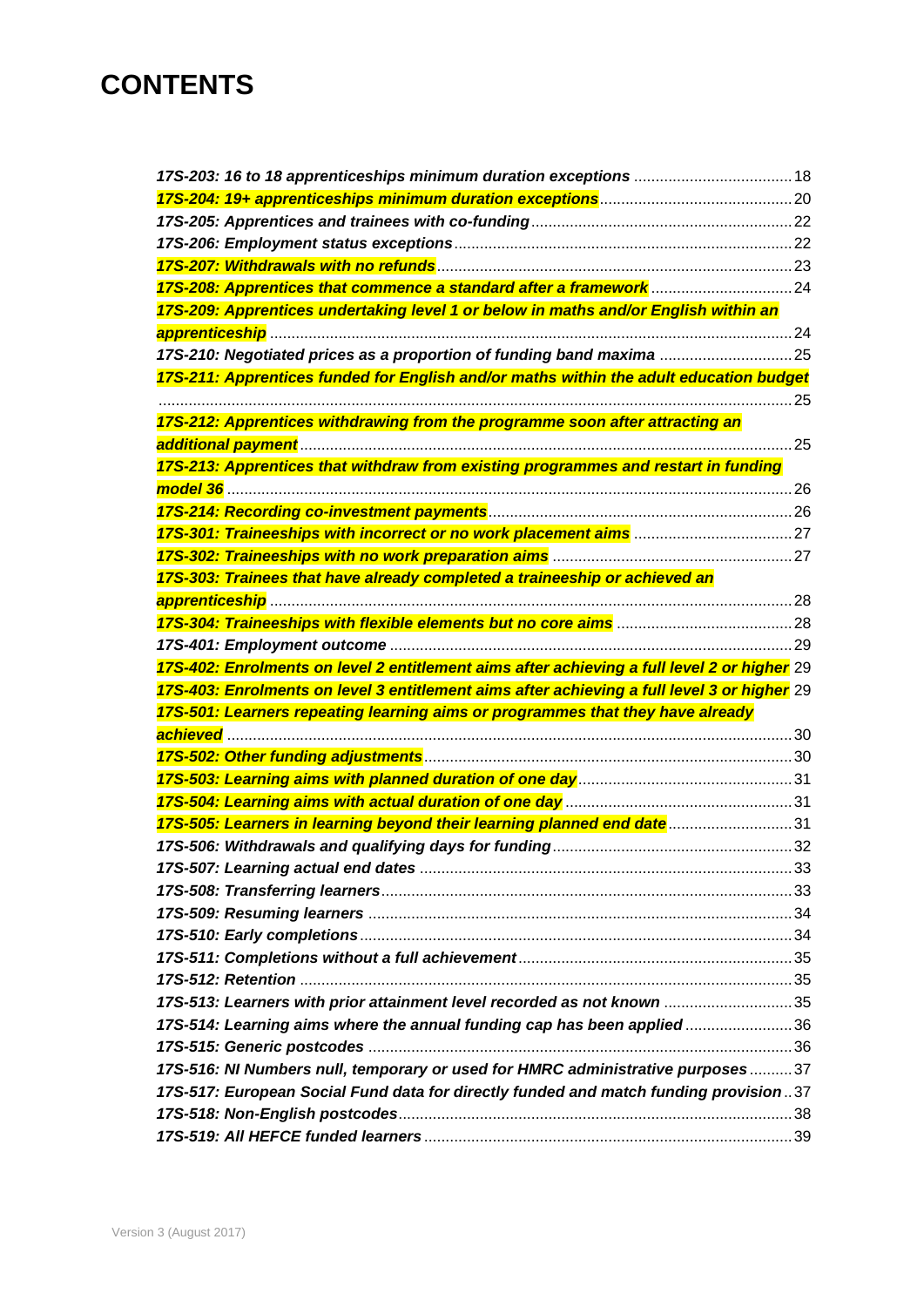# CONTENTS

- *17S-203: 16 to 18 apprenticeships minimum duration exceptions* ..... 18
- *17S-204: 19+ apprenticeships minimum duration exceptions* ..... 20
- *17S-205: Apprentices and trainees with co-funding* ..... 22
- *17S-206: Employment status exceptions* ..... 22
- *17S-207: Withdrawals with no refunds* ..... 23
- *17S-208: Apprentices that commence a standard after a framework* ..... 24
- *17S-209: Apprentices undertaking level 1 or below in maths and/or English within an apprenticeship* ..... 24
- *17S-210: Negotiated prices as a proportion of funding band maxima* ..... 25
- *17S-211: Apprentices funded for English and/or maths within the adult education budget* ..... 25
- *17S-212: Apprentices withdrawing from the programme soon after attracting an additional payment* ..... 25
- *17S-213: Apprentices that withdraw from existing programmes and restart in funding model 36* ..... 26
- *17S-214: Recording co-investment payments* ..... 26
- *17S-301: Traineeships with incorrect or no work placement aims* ..... 27
- *17S-302: Traineeships with no work preparation aims* ..... 27
- *17S-303: Trainees that have already completed a traineeship or achieved an apprenticeship* ..... 28
- *17S-304: Traineeships with flexible elements but no core aims* ..... 28
- *17S-401: Employment outcome* ..... 29
- *17S-402: Enrolments on level 2 entitlement aims after achieving a full level 2 or higher* 29
- *17S-403: Enrolments on level 3 entitlement aims after achieving a full level 3 or higher* 29
- *17S-501: Learners repeating learning aims or programmes that they have already achieved* ..... 30
- *17S-502: Other funding adjustments* ..... 30
- *17S-503: Learning aims with planned duration of one day* ..... 31
- *17S-504: Learning aims with actual duration of one day* ..... 31
- *17S-505: Learners in learning beyond their learning planned end date* ..... 31
- *17S-506: Withdrawals and qualifying days for funding* ..... 32
- *17S-507: Learning actual end dates* ..... 33
- *17S-508: Transferring learners* ..... 33
- *17S-509: Resuming learners* ..... 34
- *17S-510: Early completions* ..... 34
- *17S-511: Completions without a full achievement* ..... 35
- *17S-512: Retention* ..... 35
- *17S-513: Learners with prior attainment level recorded as not known* ..... 35
- *17S-514: Learning aims where the annual funding cap has been applied* ..... 36
- *17S-515: Generic postcodes* ..... 36
- *17S-516: NI Numbers null, temporary or used for HMRC administrative purposes* ..... 37
- *17S-517: European Social Fund data for directly funded and match funding provision* ..... 37
- *17S-518: Non-English postcodes* ..... 38
- *17S-519: All HEFCE funded learners* ..... 39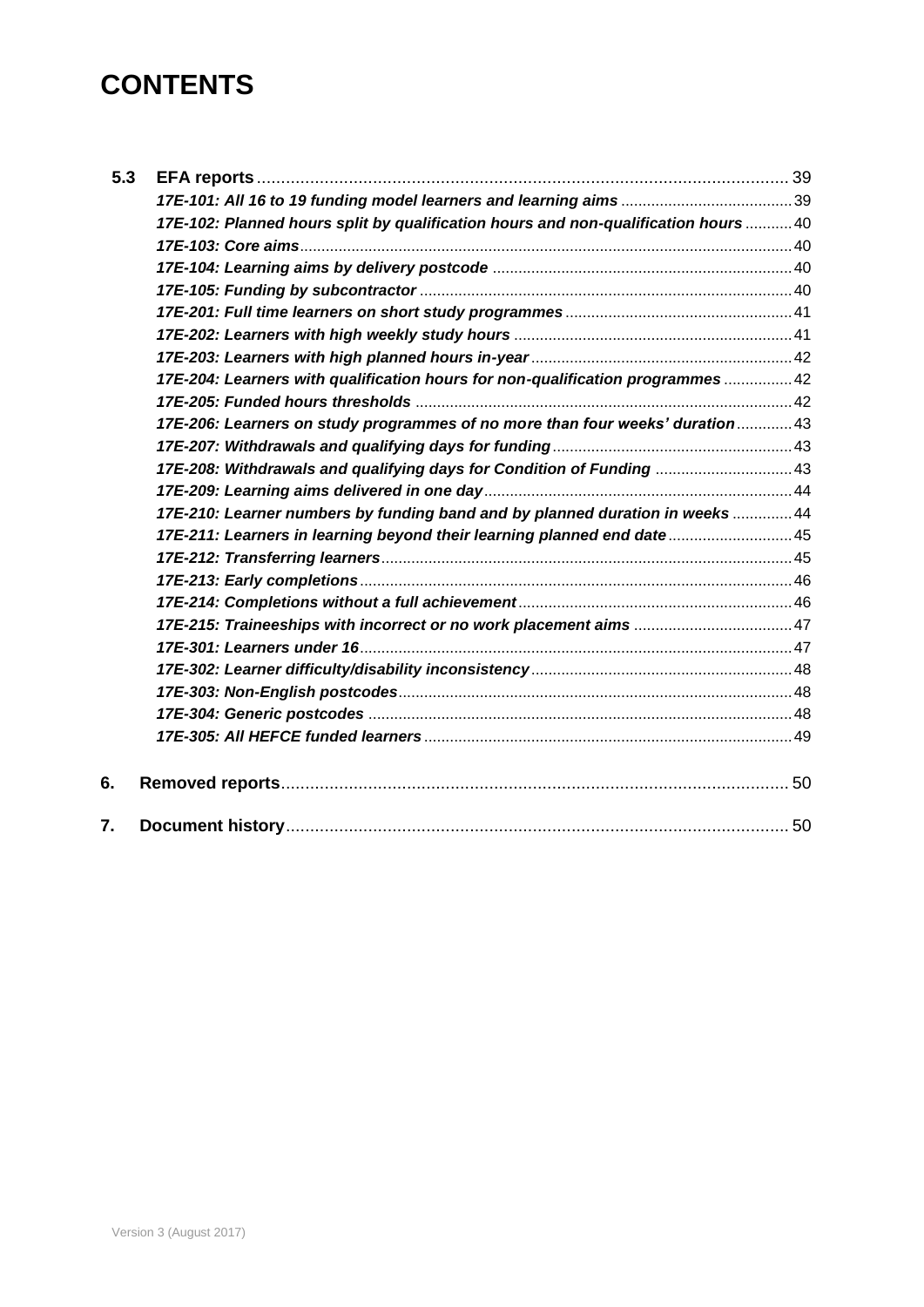# CONTENTS

**5.3 EFA reports** ... 39

- *17E-101: All 16 to 19 funding model learners and learning aims* ... 39
- *17E-102: Planned hours split by qualification hours and non-qualification hours* ... 40
- *17E-103: Core aims* ... 40
- *17E-104: Learning aims by delivery postcode* ... 40
- *17E-105: Funding by subcontractor* ... 40
- *17E-201: Full time learners on short study programmes* ... 41
- *17E-202: Learners with high weekly study hours* ... 41
- *17E-203: Learners with high planned hours in-year* ... 42
- *17E-204: Learners with qualification hours for non-qualification programmes* ... 42
- *17E-205: Funded hours thresholds* ... 42
- *17E-206: Learners on study programmes of no more than four weeks' duration* ... 43
- *17E-207: Withdrawals and qualifying days for funding* ... 43
- *17E-208: Withdrawals and qualifying days for Condition of Funding* ... 43
- *17E-209: Learning aims delivered in one day* ... 44
- *17E-210: Learner numbers by funding band and by planned duration in weeks* ... 44
- *17E-211: Learners in learning beyond their learning planned end date* ... 45
- *17E-212: Transferring learners* ... 45
- *17E-213: Early completions* ... 46
- *17E-214: Completions without a full achievement* ... 46
- *17E-215: Traineeships with incorrect or no work placement aims* ... 47
- *17E-301: Learners under 16* ... 47
- *17E-302: Learner difficulty/disability inconsistency* ... 48
- *17E-303: Non-English postcodes* ... 48
- *17E-304: Generic postcodes* ... 48
- *17E-305: All HEFCE funded learners* ... 49

**6. Removed reports** ... 50

**7. Document history** ... 50

Version 3 (August 2017)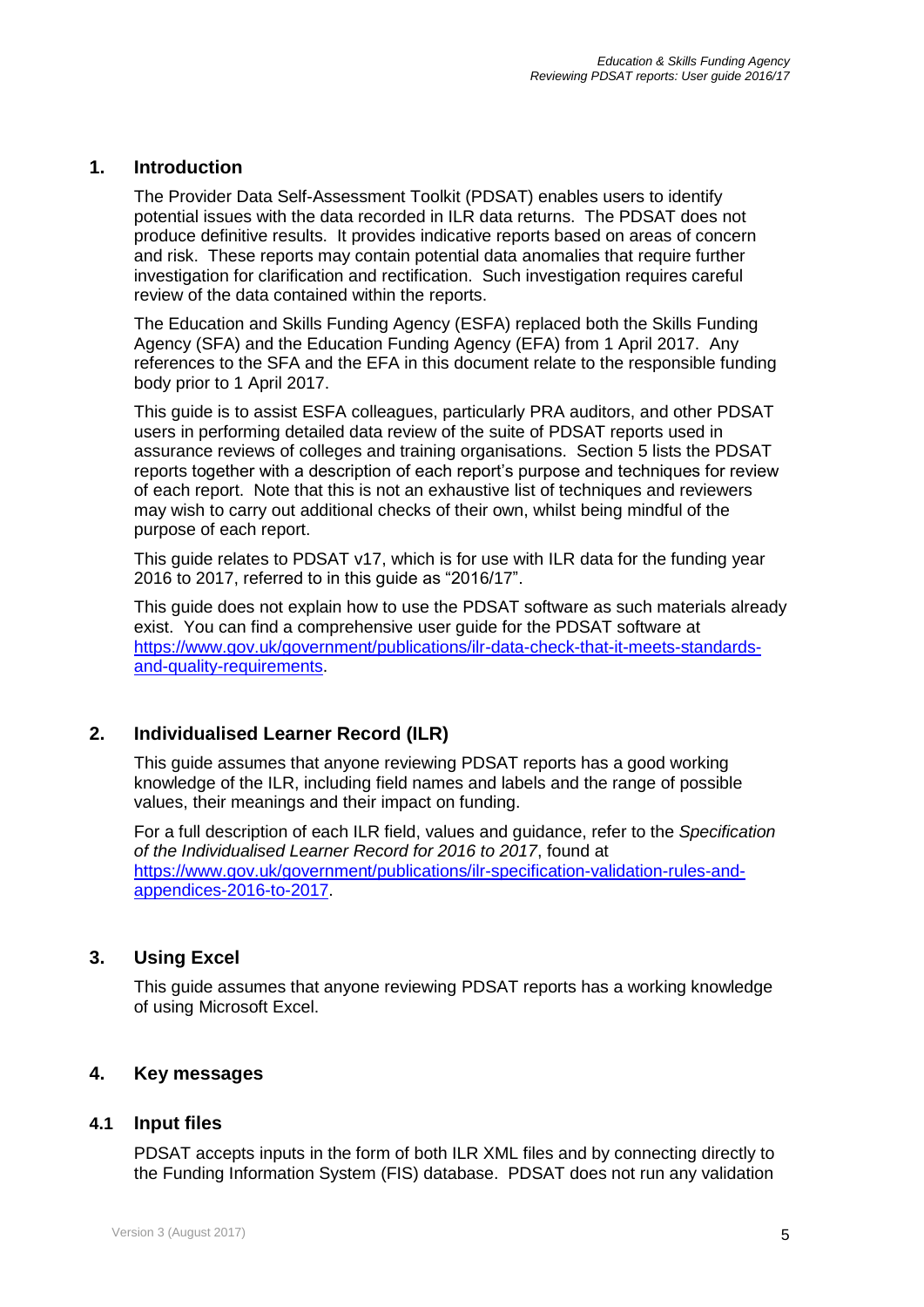## 1. Introduction

The Provider Data Self-Assessment Toolkit (PDSAT) enables users to identify potential issues with the data recorded in ILR data returns. The PDSAT does not produce definitive results. It provides indicative reports based on areas of concern and risk. These reports may contain potential data anomalies that require further investigation for clarification and rectification. Such investigation requires careful review of the data contained within the reports.

The Education and Skills Funding Agency (ESFA) replaced both the Skills Funding Agency (SFA) and the Education Funding Agency (EFA) from 1 April 2017. Any references to the SFA and the EFA in this document relate to the responsible funding body prior to 1 April 2017.

This guide is to assist ESFA colleagues, particularly PRA auditors, and other PDSAT users in performing detailed data review of the suite of PDSAT reports used in assurance reviews of colleges and training organisations. Section 5 lists the PDSAT reports together with a description of each report's purpose and techniques for review of each report. Note that this is not an exhaustive list of techniques and reviewers may wish to carry out additional checks of their own, whilst being mindful of the purpose of each report.

This guide relates to PDSAT v17, which is for use with ILR data for the funding year 2016 to 2017, referred to in this guide as "2016/17".

This guide does not explain how to use the PDSAT software as such materials already exist. You can find a comprehensive user guide for the PDSAT software at [https://www.gov.uk/government/publications/ilr-data-check-that-it-meets-standards-and-quality-requirements](https://www.gov.uk/government/publications/ilr-data-check-that-it-meets-standards-and-quality-requirements).

## 2. Individualised Learner Record (ILR)

This guide assumes that anyone reviewing PDSAT reports has a good working knowledge of the ILR, including field names and labels and the range of possible values, their meanings and their impact on funding.

For a full description of each ILR field, values and guidance, refer to the *Specification of the Individualised Learner Record for 2016 to 2017*, found at [https://www.gov.uk/government/publications/ilr-specification-validation-rules-and-appendices-2016-to-2017](https://www.gov.uk/government/publications/ilr-specification-validation-rules-and-appendices-2016-to-2017).

## 3. Using Excel

This guide assumes that anyone reviewing PDSAT reports has a working knowledge of using Microsoft Excel.

## 4. Key messages

### 4.1 Input files

PDSAT accepts inputs in the form of both ILR XML files and by connecting directly to the Funding Information System (FIS) database. PDSAT does not run any validation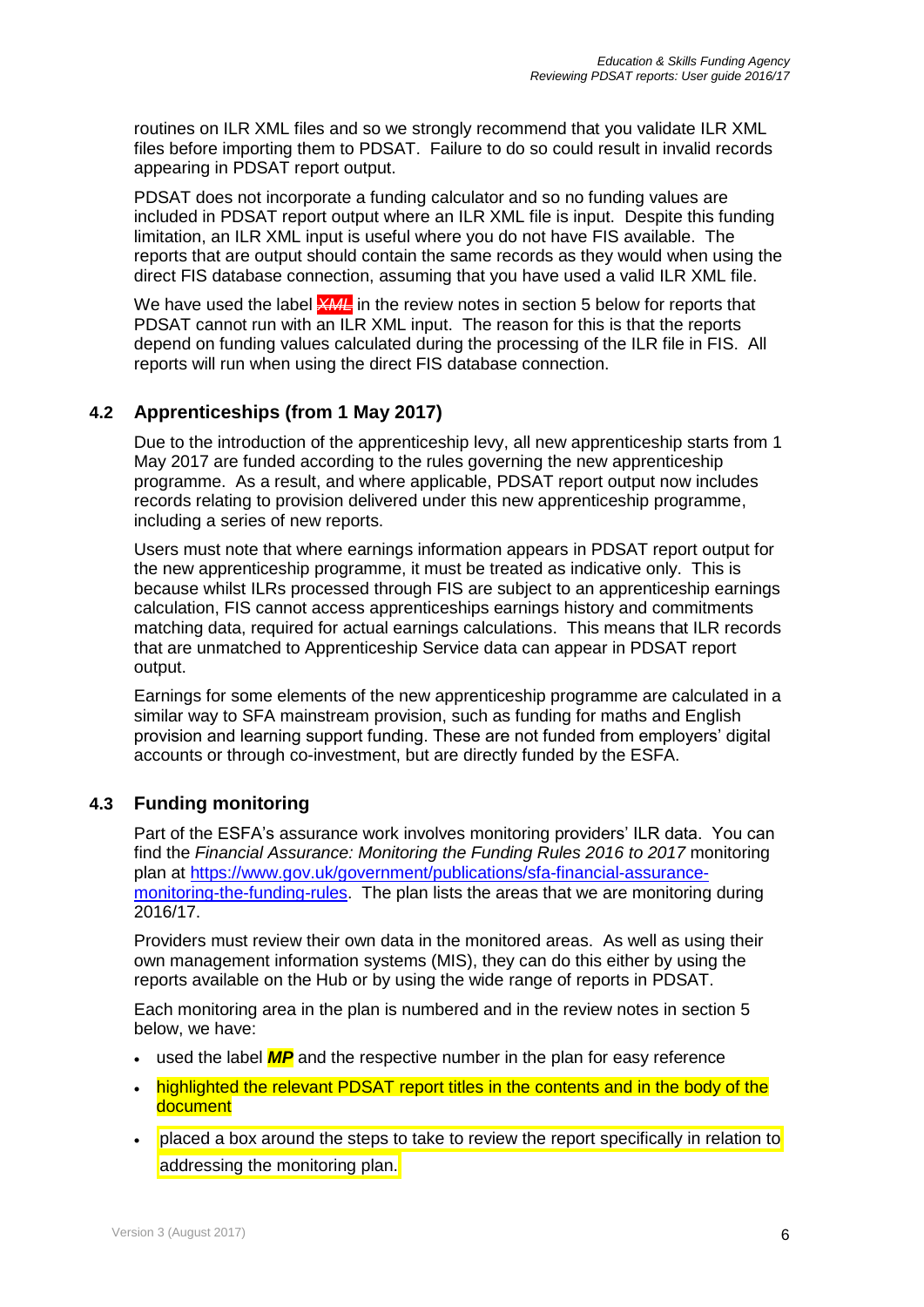routines on ILR XML files and so we strongly recommend that you validate ILR XML files before importing them to PDSAT. Failure to do so could result in invalid records appearing in PDSAT report output.

PDSAT does not incorporate a funding calculator and so no funding values are included in PDSAT report output where an ILR XML file is input. Despite this funding limitation, an ILR XML input is useful where you do not have FIS available. The reports that are output should contain the same records as they would when using the direct FIS database connection, assuming that you have used a valid ILR XML file.

We have used the label ~~***XML***~~ in the review notes in section 5 below for reports that PDSAT cannot run with an ILR XML input. The reason for this is that the reports depend on funding values calculated during the processing of the ILR file in FIS. All reports will run when using the direct FIS database connection.

## 4.2 Apprenticeships (from 1 May 2017)

Due to the introduction of the apprenticeship levy, all new apprenticeship starts from 1 May 2017 are funded according to the rules governing the new apprenticeship programme. As a result, and where applicable, PDSAT report output now includes records relating to provision delivered under this new apprenticeship programme, including a series of new reports.

Users must note that where earnings information appears in PDSAT report output for the new apprenticeship programme, it must be treated as indicative only. This is because whilst ILRs processed through FIS are subject to an apprenticeship earnings calculation, FIS cannot access apprenticeships earnings history and commitments matching data, required for actual earnings calculations. This means that ILR records that are unmatched to Apprenticeship Service data can appear in PDSAT report output.

Earnings for some elements of the new apprenticeship programme are calculated in a similar way to SFA mainstream provision, such as funding for maths and English provision and learning support funding. These are not funded from employers' digital accounts or through co-investment, but are directly funded by the ESFA.

## 4.3 Funding monitoring

Part of the ESFA's assurance work involves monitoring providers' ILR data. You can find the *Financial Assurance: Monitoring the Funding Rules 2016 to 2017* monitoring plan at [https://www.gov.uk/government/publications/sfa-financial-assurance-monitoring-the-funding-rules](https://www.gov.uk/government/publications/sfa-financial-assurance-monitoring-the-funding-rules). The plan lists the areas that we are monitoring during 2016/17.

Providers must review their own data in the monitored areas. As well as using their own management information systems (MIS), they can do this either by using the reports available on the Hub or by using the wide range of reports in PDSAT.

Each monitoring area in the plan is numbered and in the review notes in section 5 below, we have:

- used the label ***MP*** and the respective number in the plan for easy reference
- highlighted the relevant PDSAT report titles in the contents and in the body of the document
- placed a box around the steps to take to review the report specifically in relation to addressing the monitoring plan.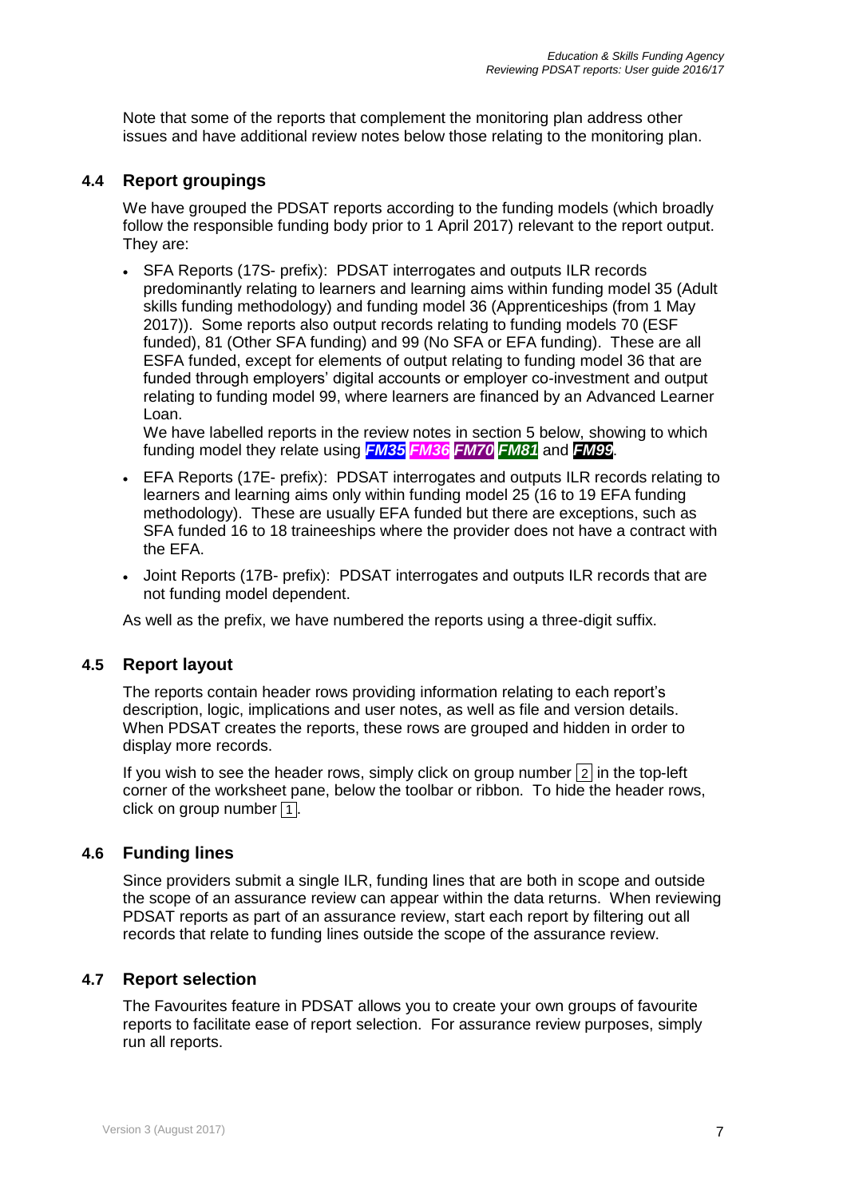Note that some of the reports that complement the monitoring plan address other issues and have additional review notes below those relating to the monitoring plan.

### 4.4 Report groupings

We have grouped the PDSAT reports according to the funding models (which broadly follow the responsible funding body prior to 1 April 2017) relevant to the report output. They are:

- SFA Reports (17S- prefix): PDSAT interrogates and outputs ILR records predominantly relating to learners and learning aims within funding model 35 (Adult skills funding methodology) and funding model 36 (Apprenticeships (from 1 May 2017)). Some reports also output records relating to funding models 70 (ESF funded), 81 (Other SFA funding) and 99 (No SFA or EFA funding). These are all ESFA funded, except for elements of output relating to funding model 36 that are funded through employers' digital accounts or employer co-investment and output relating to funding model 99, where learners are financed by an Advanced Learner Loan.
  We have labelled reports in the review notes in section 5 below, showing to which funding model they relate using ***FM35*** ***FM36*** ***FM70*** ***FM81*** and ***FM99***.
- EFA Reports (17E- prefix): PDSAT interrogates and outputs ILR records relating to learners and learning aims only within funding model 25 (16 to 19 EFA funding methodology). These are usually EFA funded but there are exceptions, such as SFA funded 16 to 18 traineeships where the provider does not have a contract with the EFA.
- Joint Reports (17B- prefix): PDSAT interrogates and outputs ILR records that are not funding model dependent.

As well as the prefix, we have numbered the reports using a three-digit suffix.

### 4.5 Report layout

The reports contain header rows providing information relating to each report's description, logic, implications and user notes, as well as file and version details. When PDSAT creates the reports, these rows are grouped and hidden in order to display more records.

If you wish to see the header rows, simply click on group number [2] in the top-left corner of the worksheet pane, below the toolbar or ribbon. To hide the header rows, click on group number [1].

### 4.6 Funding lines

Since providers submit a single ILR, funding lines that are both in scope and outside the scope of an assurance review can appear within the data returns. When reviewing PDSAT reports as part of an assurance review, start each report by filtering out all records that relate to funding lines outside the scope of the assurance review.

### 4.7 Report selection

The Favourites feature in PDSAT allows you to create your own groups of favourite reports to facilitate ease of report selection. For assurance review purposes, simply run all reports.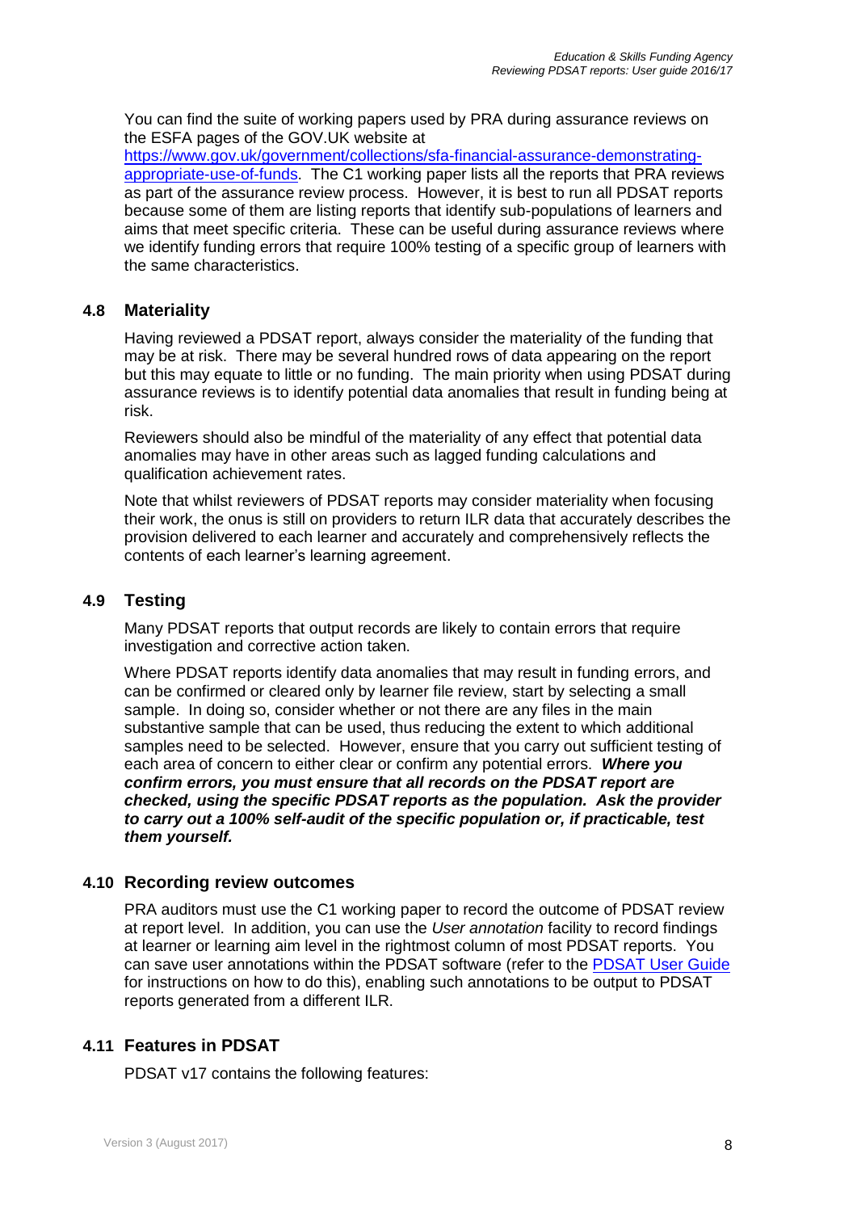You can find the suite of working papers used by PRA during assurance reviews on the ESFA pages of the GOV.UK website at [https://www.gov.uk/government/collections/sfa-financial-assurance-demonstrating-appropriate-use-of-funds](https://www.gov.uk/government/collections/sfa-financial-assurance-demonstrating-appropriate-use-of-funds). The C1 working paper lists all the reports that PRA reviews as part of the assurance review process. However, it is best to run all PDSAT reports because some of them are listing reports that identify sub-populations of learners and aims that meet specific criteria. These can be useful during assurance reviews where we identify funding errors that require 100% testing of a specific group of learners with the same characteristics.

## 4.8 Materiality

Having reviewed a PDSAT report, always consider the materiality of the funding that may be at risk. There may be several hundred rows of data appearing on the report but this may equate to little or no funding. The main priority when using PDSAT during assurance reviews is to identify potential data anomalies that result in funding being at risk.

Reviewers should also be mindful of the materiality of any effect that potential data anomalies may have in other areas such as lagged funding calculations and qualification achievement rates.

Note that whilst reviewers of PDSAT reports may consider materiality when focusing their work, the onus is still on providers to return ILR data that accurately describes the provision delivered to each learner and accurately and comprehensively reflects the contents of each learner's learning agreement.

## 4.9 Testing

Many PDSAT reports that output records are likely to contain errors that require investigation and corrective action taken.

Where PDSAT reports identify data anomalies that may result in funding errors, and can be confirmed or cleared only by learner file review, start by selecting a small sample. In doing so, consider whether or not there are any files in the main substantive sample that can be used, thus reducing the extent to which additional samples need to be selected. However, ensure that you carry out sufficient testing of each area of concern to either clear or confirm any potential errors. ***Where you confirm errors, you must ensure that all records on the PDSAT report are checked, using the specific PDSAT reports as the population. Ask the provider to carry out a 100% self-audit of the specific population or, if practicable, test them yourself.***

## 4.10 Recording review outcomes

PRA auditors must use the C1 working paper to record the outcome of PDSAT review at report level. In addition, you can use the *User annotation* facility to record findings at learner or learning aim level in the rightmost column of most PDSAT reports. You can save user annotations within the PDSAT software (refer to the [PDSAT User Guide](#) for instructions on how to do this), enabling such annotations to be output to PDSAT reports generated from a different ILR.

## 4.11 Features in PDSAT

PDSAT v17 contains the following features: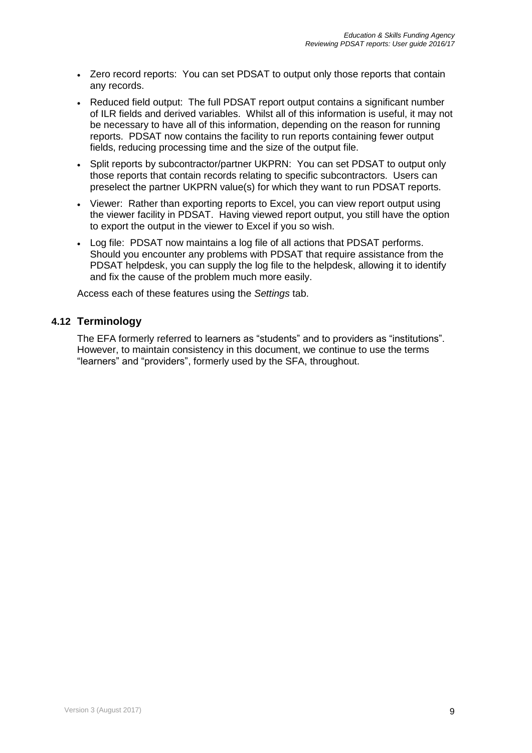- Zero record reports: You can set PDSAT to output only those reports that contain any records.
- Reduced field output: The full PDSAT report output contains a significant number of ILR fields and derived variables. Whilst all of this information is useful, it may not be necessary to have all of this information, depending on the reason for running reports. PDSAT now contains the facility to run reports containing fewer output fields, reducing processing time and the size of the output file.
- Split reports by subcontractor/partner UKPRN: You can set PDSAT to output only those reports that contain records relating to specific subcontractors. Users can preselect the partner UKPRN value(s) for which they want to run PDSAT reports.
- Viewer: Rather than exporting reports to Excel, you can view report output using the viewer facility in PDSAT. Having viewed report output, you still have the option to export the output in the viewer to Excel if you so wish.
- Log file: PDSAT now maintains a log file of all actions that PDSAT performs. Should you encounter any problems with PDSAT that require assistance from the PDSAT helpdesk, you can supply the log file to the helpdesk, allowing it to identify and fix the cause of the problem much more easily.

Access each of these features using the *Settings* tab.

## 4.12 Terminology

The EFA formerly referred to learners as "students" and to providers as "institutions". However, to maintain consistency in this document, we continue to use the terms "learners" and "providers", formerly used by the SFA, throughout.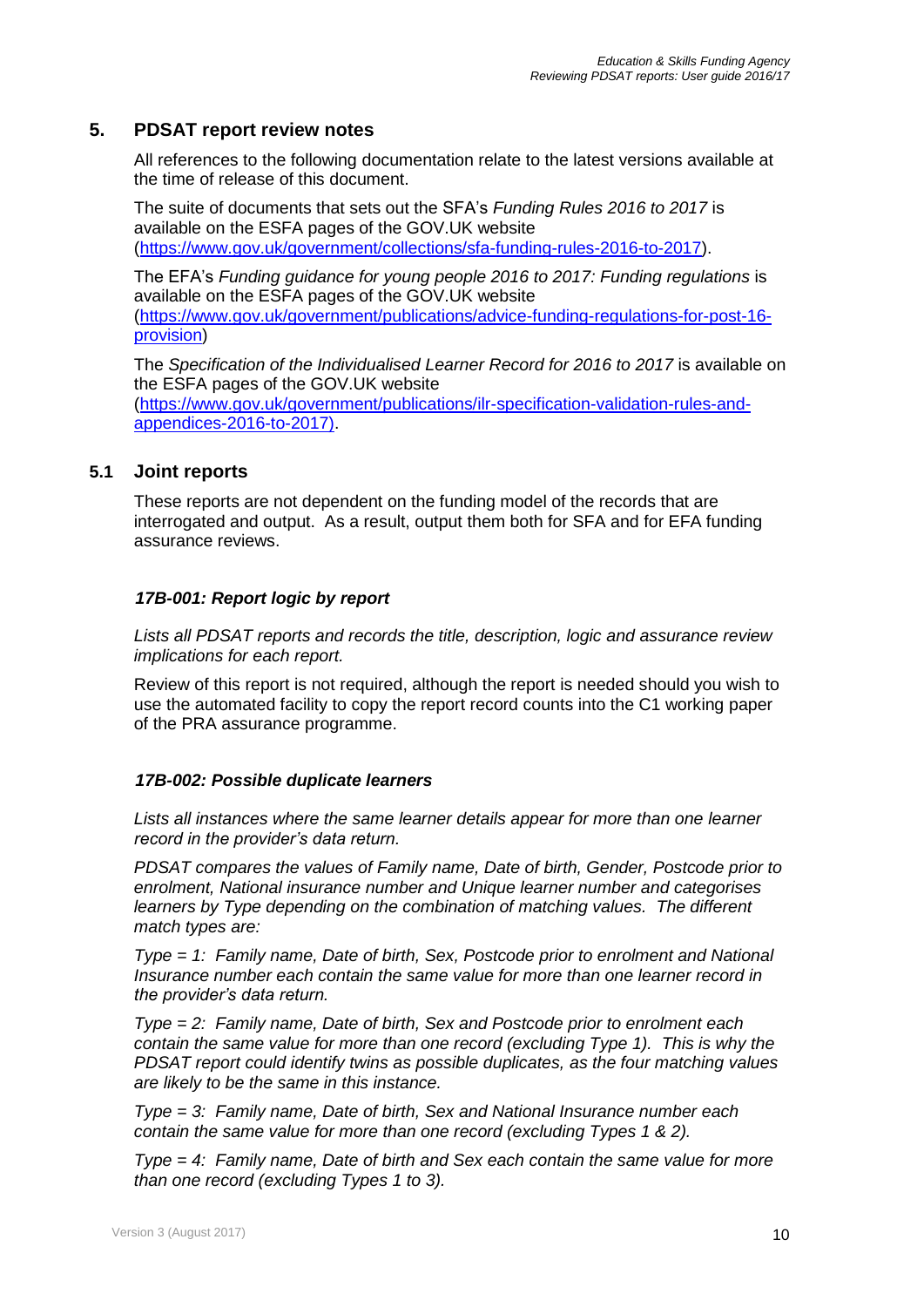## 5. PDSAT report review notes

All references to the following documentation relate to the latest versions available at the time of release of this document.

The suite of documents that sets out the SFA's *Funding Rules 2016 to 2017* is available on the ESFA pages of the GOV.UK website (https://www.gov.uk/government/collections/sfa-funding-rules-2016-to-2017).

The EFA's *Funding guidance for young people 2016 to 2017: Funding regulations* is available on the ESFA pages of the GOV.UK website (https://www.gov.uk/government/publications/advice-funding-regulations-for-post-16-provision)

The *Specification of the Individualised Learner Record for 2016 to 2017* is available on the ESFA pages of the GOV.UK website (https://www.gov.uk/government/publications/ilr-specification-validation-rules-and-appendices-2016-to-2017).

### 5.1 Joint reports

These reports are not dependent on the funding model of the records that are interrogated and output. As a result, output them both for SFA and for EFA funding assurance reviews.

#### *17B-001: Report logic by report*

*Lists all PDSAT reports and records the title, description, logic and assurance review implications for each report.*

Review of this report is not required, although the report is needed should you wish to use the automated facility to copy the report record counts into the C1 working paper of the PRA assurance programme.

#### *17B-002: Possible duplicate learners*

*Lists all instances where the same learner details appear for more than one learner record in the provider's data return.*

*PDSAT compares the values of Family name, Date of birth, Gender, Postcode prior to enrolment, National insurance number and Unique learner number and categorises learners by Type depending on the combination of matching values. The different match types are:*

*Type = 1: Family name, Date of birth, Sex, Postcode prior to enrolment and National Insurance number each contain the same value for more than one learner record in the provider's data return.*

*Type = 2: Family name, Date of birth, Sex and Postcode prior to enrolment each contain the same value for more than one record (excluding Type 1). This is why the PDSAT report could identify twins as possible duplicates, as the four matching values are likely to be the same in this instance.*

*Type = 3: Family name, Date of birth, Sex and National Insurance number each contain the same value for more than one record (excluding Types 1 & 2).*

*Type = 4: Family name, Date of birth and Sex each contain the same value for more than one record (excluding Types 1 to 3).*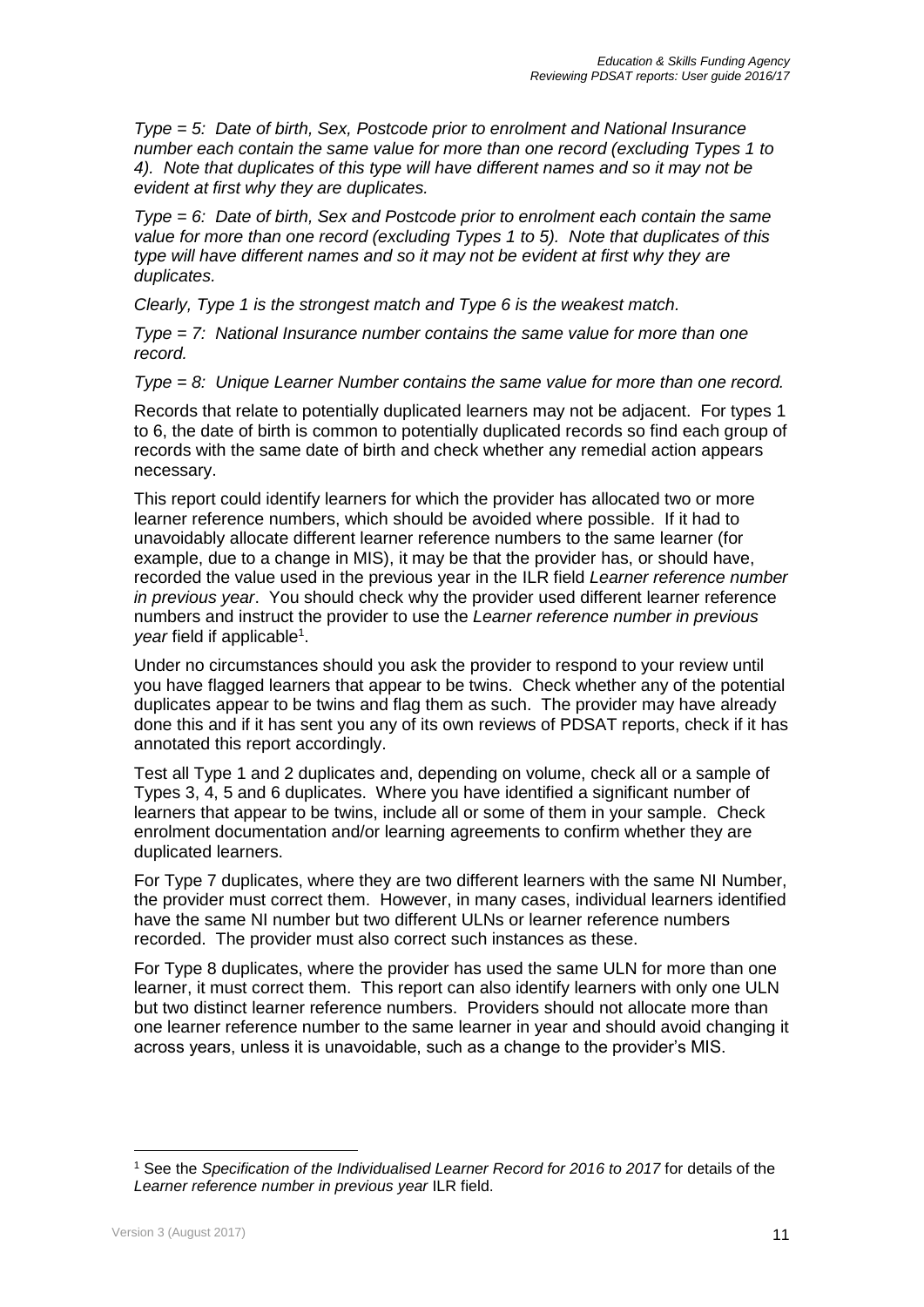*Type = 5: Date of birth, Sex, Postcode prior to enrolment and National Insurance number each contain the same value for more than one record (excluding Types 1 to 4). Note that duplicates of this type will have different names and so it may not be evident at first why they are duplicates.*

*Type = 6: Date of birth, Sex and Postcode prior to enrolment each contain the same value for more than one record (excluding Types 1 to 5). Note that duplicates of this type will have different names and so it may not be evident at first why they are duplicates.*

*Clearly, Type 1 is the strongest match and Type 6 is the weakest match.*

*Type = 7: National Insurance number contains the same value for more than one record.*

*Type = 8: Unique Learner Number contains the same value for more than one record.*

Records that relate to potentially duplicated learners may not be adjacent. For types 1 to 6, the date of birth is common to potentially duplicated records so find each group of records with the same date of birth and check whether any remedial action appears necessary.

This report could identify learners for which the provider has allocated two or more learner reference numbers, which should be avoided where possible. If it had to unavoidably allocate different learner reference numbers to the same learner (for example, due to a change in MIS), it may be that the provider has, or should have, recorded the value used in the previous year in the ILR field *Learner reference number in previous year*. You should check why the provider used different learner reference numbers and instruct the provider to use the *Learner reference number in previous year* field if applicable[1].

Under no circumstances should you ask the provider to respond to your review until you have flagged learners that appear to be twins. Check whether any of the potential duplicates appear to be twins and flag them as such. The provider may have already done this and if it has sent you any of its own reviews of PDSAT reports, check if it has annotated this report accordingly.

Test all Type 1 and 2 duplicates and, depending on volume, check all or a sample of Types 3, 4, 5 and 6 duplicates. Where you have identified a significant number of learners that appear to be twins, include all or some of them in your sample. Check enrolment documentation and/or learning agreements to confirm whether they are duplicated learners.

For Type 7 duplicates, where they are two different learners with the same NI Number, the provider must correct them. However, in many cases, individual learners identified have the same NI number but two different ULNs or learner reference numbers recorded. The provider must also correct such instances as these.

For Type 8 duplicates, where the provider has used the same ULN for more than one learner, it must correct them. This report can also identify learners with only one ULN but two distinct learner reference numbers. Providers should not allocate more than one learner reference number to the same learner in year and should avoid changing it across years, unless it is unavoidable, such as a change to the provider's MIS.

[1] See the *Specification of the Individualised Learner Record for 2016 to 2017* for details of the *Learner reference number in previous year* ILR field.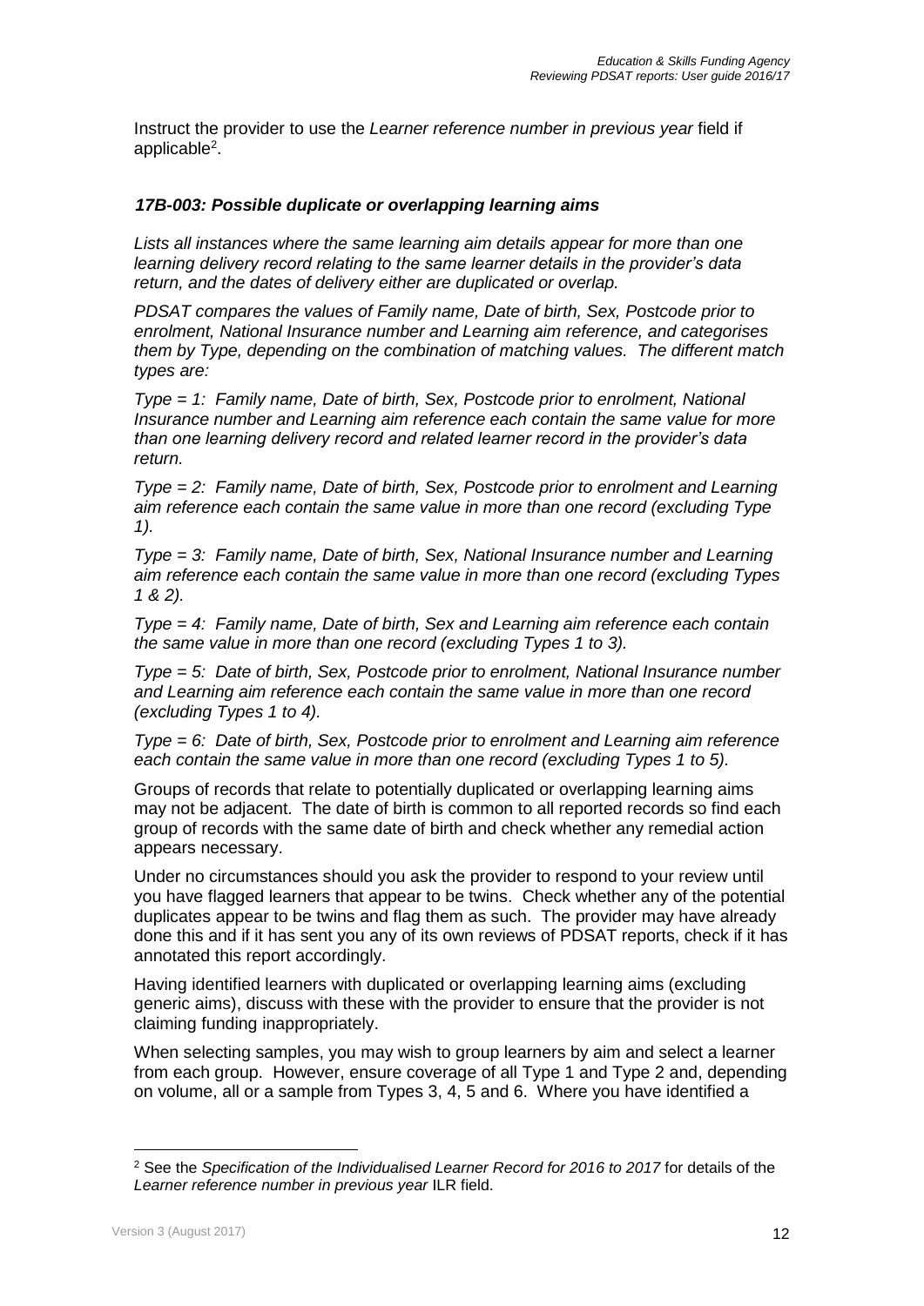Instruct the provider to use the *Learner reference number in previous year* field if applicable[2].

### *17B-003: Possible duplicate or overlapping learning aims*

*Lists all instances where the same learning aim details appear for more than one learning delivery record relating to the same learner details in the provider's data return, and the dates of delivery either are duplicated or overlap.*

*PDSAT compares the values of Family name, Date of birth, Sex, Postcode prior to enrolment, National Insurance number and Learning aim reference, and categorises them by Type, depending on the combination of matching values. The different match types are:*

*Type = 1: Family name, Date of birth, Sex, Postcode prior to enrolment, National Insurance number and Learning aim reference each contain the same value for more than one learning delivery record and related learner record in the provider's data return.*

*Type = 2: Family name, Date of birth, Sex, Postcode prior to enrolment and Learning aim reference each contain the same value in more than one record (excluding Type 1).*

*Type = 3: Family name, Date of birth, Sex, National Insurance number and Learning aim reference each contain the same value in more than one record (excluding Types 1 & 2).*

*Type = 4: Family name, Date of birth, Sex and Learning aim reference each contain the same value in more than one record (excluding Types 1 to 3).*

*Type = 5: Date of birth, Sex, Postcode prior to enrolment, National Insurance number and Learning aim reference each contain the same value in more than one record (excluding Types 1 to 4).*

*Type = 6: Date of birth, Sex, Postcode prior to enrolment and Learning aim reference each contain the same value in more than one record (excluding Types 1 to 5).*

Groups of records that relate to potentially duplicated or overlapping learning aims may not be adjacent. The date of birth is common to all reported records so find each group of records with the same date of birth and check whether any remedial action appears necessary.

Under no circumstances should you ask the provider to respond to your review until you have flagged learners that appear to be twins. Check whether any of the potential duplicates appear to be twins and flag them as such. The provider may have already done this and if it has sent you any of its own reviews of PDSAT reports, check if it has annotated this report accordingly.

Having identified learners with duplicated or overlapping learning aims (excluding generic aims), discuss with these with the provider to ensure that the provider is not claiming funding inappropriately.

When selecting samples, you may wish to group learners by aim and select a learner from each group. However, ensure coverage of all Type 1 and Type 2 and, depending on volume, all or a sample from Types 3, 4, 5 and 6. Where you have identified a

---

[2] See the *Specification of the Individualised Learner Record for 2016 to 2017* for details of the *Learner reference number in previous year* ILR field.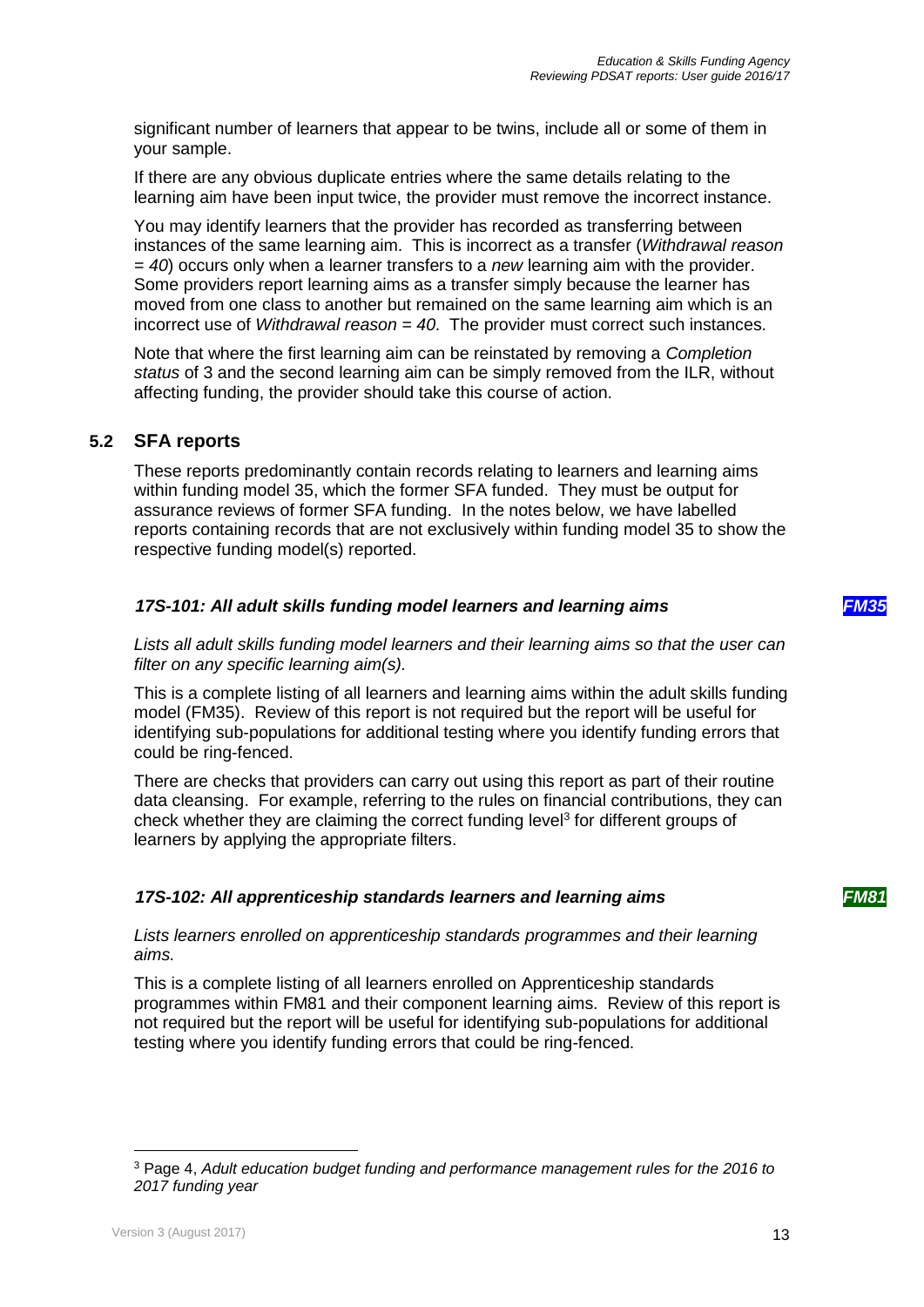significant number of learners that appear to be twins, include all or some of them in your sample.

If there are any obvious duplicate entries where the same details relating to the learning aim have been input twice, the provider must remove the incorrect instance.

You may identify learners that the provider has recorded as transferring between instances of the same learning aim. This is incorrect as a transfer (*Withdrawal reason = 40*) occurs only when a learner transfers to a *new* learning aim with the provider. Some providers report learning aims as a transfer simply because the learner has moved from one class to another but remained on the same learning aim which is an incorrect use of *Withdrawal reason = 40*. The provider must correct such instances.

Note that where the first learning aim can be reinstated by removing a *Completion status* of 3 and the second learning aim can be simply removed from the ILR, without affecting funding, the provider should take this course of action.

## 5.2 SFA reports

These reports predominantly contain records relating to learners and learning aims within funding model 35, which the former SFA funded. They must be output for assurance reviews of former SFA funding. In the notes below, we have labelled reports containing records that are not exclusively within funding model 35 to show the respective funding model(s) reported.

### *17S-101: All adult skills funding model learners and learning aims* ***FM35***

*Lists all adult skills funding model learners and their learning aims so that the user can filter on any specific learning aim(s).*

This is a complete listing of all learners and learning aims within the adult skills funding model (FM35). Review of this report is not required but the report will be useful for identifying sub-populations for additional testing where you identify funding errors that could be ring-fenced.

There are checks that providers can carry out using this report as part of their routine data cleansing. For example, referring to the rules on financial contributions, they can check whether they are claiming the correct funding level[3] for different groups of learners by applying the appropriate filters.

### *17S-102: All apprenticeship standards learners and learning aims* ***FM81***

*Lists learners enrolled on apprenticeship standards programmes and their learning aims.*

This is a complete listing of all learners enrolled on Apprenticeship standards programmes within FM81 and their component learning aims. Review of this report is not required but the report will be useful for identifying sub-populations for additional testing where you identify funding errors that could be ring-fenced.

---

[3] Page 4, *Adult education budget funding and performance management rules for the 2016 to 2017 funding year*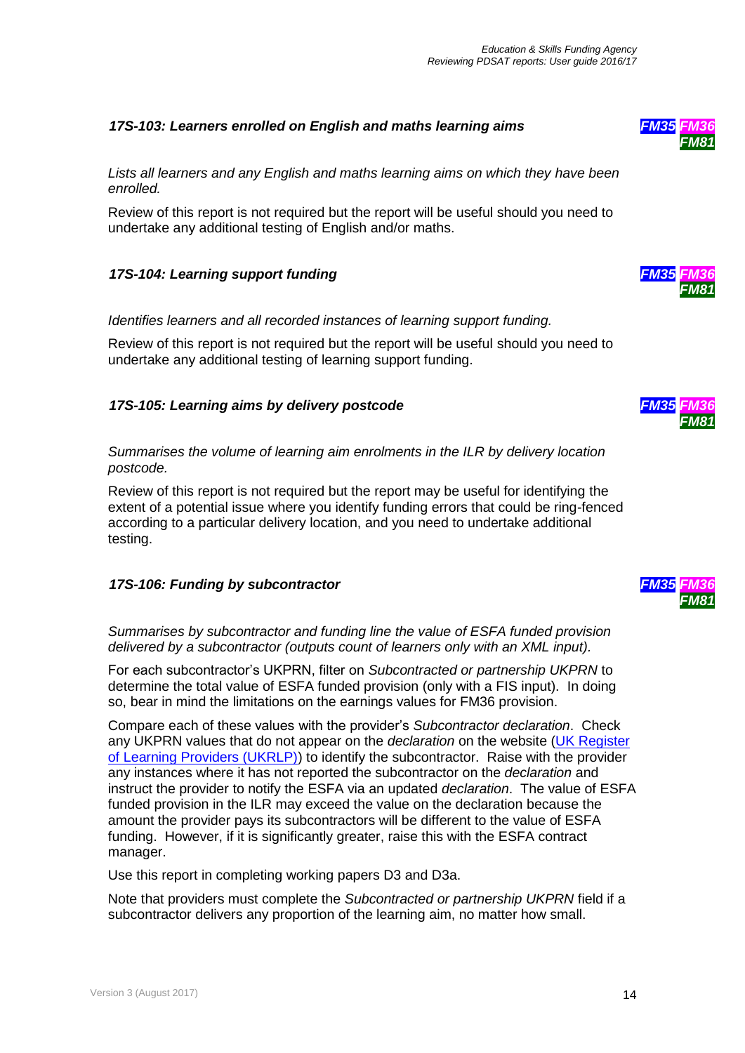### *17S-103: Learners enrolled on English and maths learning aims*

***FM35*** ***FM36*** ***FM81***

*Lists all learners and any English and maths learning aims on which they have been enrolled.*

Review of this report is not required but the report will be useful should you need to undertake any additional testing of English and/or maths.

### *17S-104: Learning support funding*

***FM35*** ***FM36*** ***FM81***

*Identifies learners and all recorded instances of learning support funding.*

Review of this report is not required but the report will be useful should you need to undertake any additional testing of learning support funding.

### *17S-105: Learning aims by delivery postcode*

***FM35*** ***FM36*** ***FM81***

*Summarises the volume of learning aim enrolments in the ILR by delivery location postcode.*

Review of this report is not required but the report may be useful for identifying the extent of a potential issue where you identify funding errors that could be ring-fenced according to a particular delivery location, and you need to undertake additional testing.

### *17S-106: Funding by subcontractor*

***FM35*** ***FM36*** ***FM81***

*Summarises by subcontractor and funding line the value of ESFA funded provision delivered by a subcontractor (outputs count of learners only with an XML input).*

For each subcontractor's UKPRN, filter on *Subcontracted or partnership UKPRN* to determine the total value of ESFA funded provision (only with a FIS input). In doing so, bear in mind the limitations on the earnings values for FM36 provision.

Compare each of these values with the provider's *Subcontractor declaration*. Check any UKPRN values that do not appear on the *declaration* on the website (UK Register of Learning Providers (UKRLP)) to identify the subcontractor. Raise with the provider any instances where it has not reported the subcontractor on the *declaration* and instruct the provider to notify the ESFA via an updated *declaration*. The value of ESFA funded provision in the ILR may exceed the value on the declaration because the amount the provider pays its subcontractors will be different to the value of ESFA funding. However, if it is significantly greater, raise this with the ESFA contract manager.

Use this report in completing working papers D3 and D3a.

Note that providers must complete the *Subcontracted or partnership UKPRN* field if a subcontractor delivers any proportion of the learning aim, no matter how small.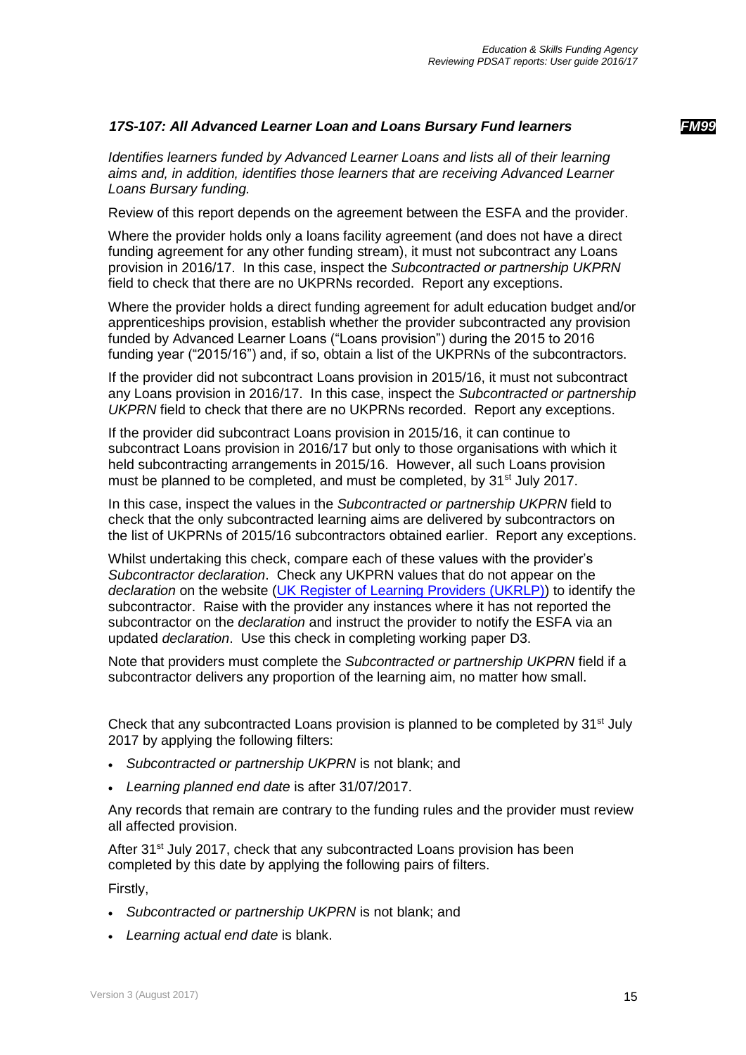### *17S-107: All Advanced Learner Loan and Loans Bursary Fund learners* ***FM99***

*Identifies learners funded by Advanced Learner Loans and lists all of their learning aims and, in addition, identifies those learners that are receiving Advanced Learner Loans Bursary funding.*

Review of this report depends on the agreement between the ESFA and the provider.

Where the provider holds only a loans facility agreement (and does not have a direct funding agreement for any other funding stream), it must not subcontract any Loans provision in 2016/17. In this case, inspect the *Subcontracted or partnership UKPRN* field to check that there are no UKPRNs recorded. Report any exceptions.

Where the provider holds a direct funding agreement for adult education budget and/or apprenticeships provision, establish whether the provider subcontracted any provision funded by Advanced Learner Loans ("Loans provision") during the 2015 to 2016 funding year ("2015/16") and, if so, obtain a list of the UKPRNs of the subcontractors.

If the provider did not subcontract Loans provision in 2015/16, it must not subcontract any Loans provision in 2016/17. In this case, inspect the *Subcontracted or partnership UKPRN* field to check that there are no UKPRNs recorded. Report any exceptions.

If the provider did subcontract Loans provision in 2015/16, it can continue to subcontract Loans provision in 2016/17 but only to those organisations with which it held subcontracting arrangements in 2015/16. However, all such Loans provision must be planned to be completed, and must be completed, by 31st July 2017.

In this case, inspect the values in the *Subcontracted or partnership UKPRN* field to check that the only subcontracted learning aims are delivered by subcontractors on the list of UKPRNs of 2015/16 subcontractors obtained earlier. Report any exceptions.

Whilst undertaking this check, compare each of these values with the provider's *Subcontractor declaration*. Check any UKPRN values that do not appear on the *declaration* on the website ([UK Register of Learning Providers (UKRLP)]) to identify the subcontractor. Raise with the provider any instances where it has not reported the subcontractor on the *declaration* and instruct the provider to notify the ESFA via an updated *declaration*. Use this check in completing working paper D3.

Note that providers must complete the *Subcontracted or partnership UKPRN* field if a subcontractor delivers any proportion of the learning aim, no matter how small.

Check that any subcontracted Loans provision is planned to be completed by 31st July 2017 by applying the following filters:

- *Subcontracted or partnership UKPRN* is not blank; and
- *Learning planned end date* is after 31/07/2017.

Any records that remain are contrary to the funding rules and the provider must review all affected provision.

After 31st July 2017, check that any subcontracted Loans provision has been completed by this date by applying the following pairs of filters.

Firstly,

- *Subcontracted or partnership UKPRN* is not blank; and
- *Learning actual end date* is blank.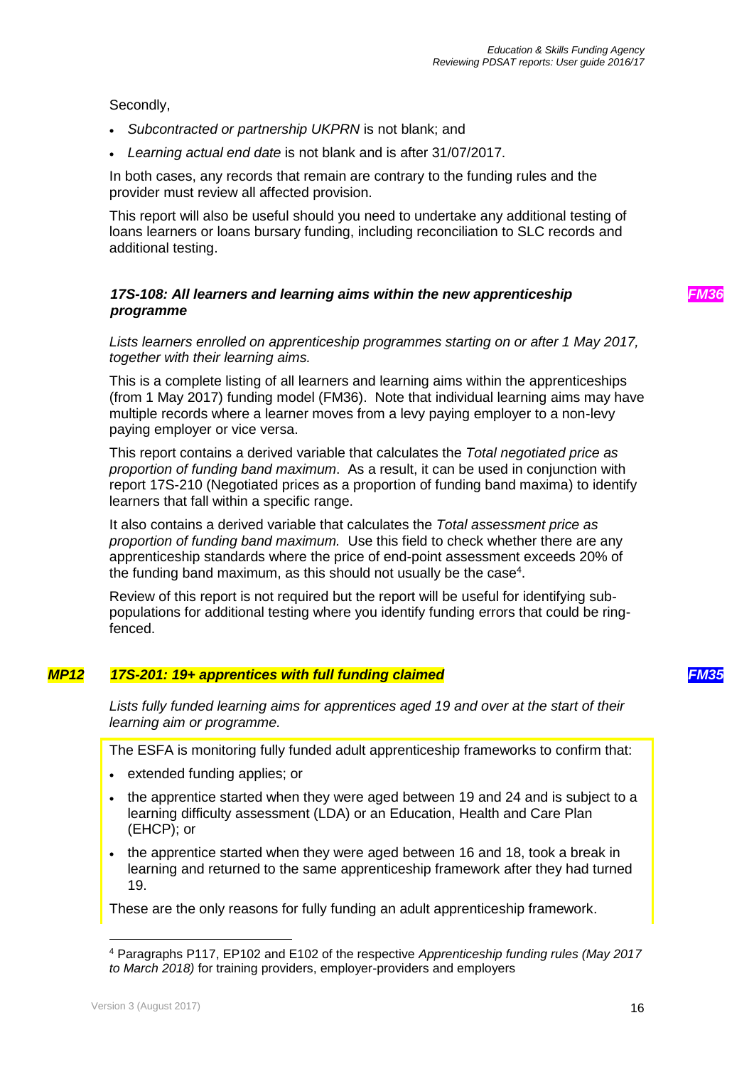Secondly,

- *Subcontracted or partnership UKPRN* is not blank; and
- *Learning actual end date* is not blank and is after 31/07/2017.

In both cases, any records that remain are contrary to the funding rules and the provider must review all affected provision.

This report will also be useful should you need to undertake any additional testing of loans learners or loans bursary funding, including reconciliation to SLC records and additional testing.

### *17S-108: All learners and learning aims within the new apprenticeship programme* *FM36*

*Lists learners enrolled on apprenticeship programmes starting on or after 1 May 2017, together with their learning aims.*

This is a complete listing of all learners and learning aims within the apprenticeships (from 1 May 2017) funding model (FM36). Note that individual learning aims may have multiple records where a learner moves from a levy paying employer to a non-levy paying employer or vice versa.

This report contains a derived variable that calculates the *Total negotiated price as proportion of funding band maximum*. As a result, it can be used in conjunction with report 17S-210 (Negotiated prices as a proportion of funding band maxima) to identify learners that fall within a specific range.

It also contains a derived variable that calculates the *Total assessment price as proportion of funding band maximum.* Use this field to check whether there are any apprenticeship standards where the price of end-point assessment exceeds 20% of the funding band maximum, as this should not usually be the case[4].

Review of this report is not required but the report will be useful for identifying sub-populations for additional testing where you identify funding errors that could be ring-fenced.

### *MP12* *17S-201: 19+ apprentices with full funding claimed* *FM35*

*Lists fully funded learning aims for apprentices aged 19 and over at the start of their learning aim or programme.*

The ESFA is monitoring fully funded adult apprenticeship frameworks to confirm that:

- extended funding applies; or
- the apprentice started when they were aged between 19 and 24 and is subject to a learning difficulty assessment (LDA) or an Education, Health and Care Plan (EHCP); or
- the apprentice started when they were aged between 16 and 18, took a break in learning and returned to the same apprenticeship framework after they had turned 19.

These are the only reasons for fully funding an adult apprenticeship framework.

[4] Paragraphs P117, EP102 and E102 of the respective *Apprenticeship funding rules (May 2017 to March 2018)* for training providers, employer-providers and employers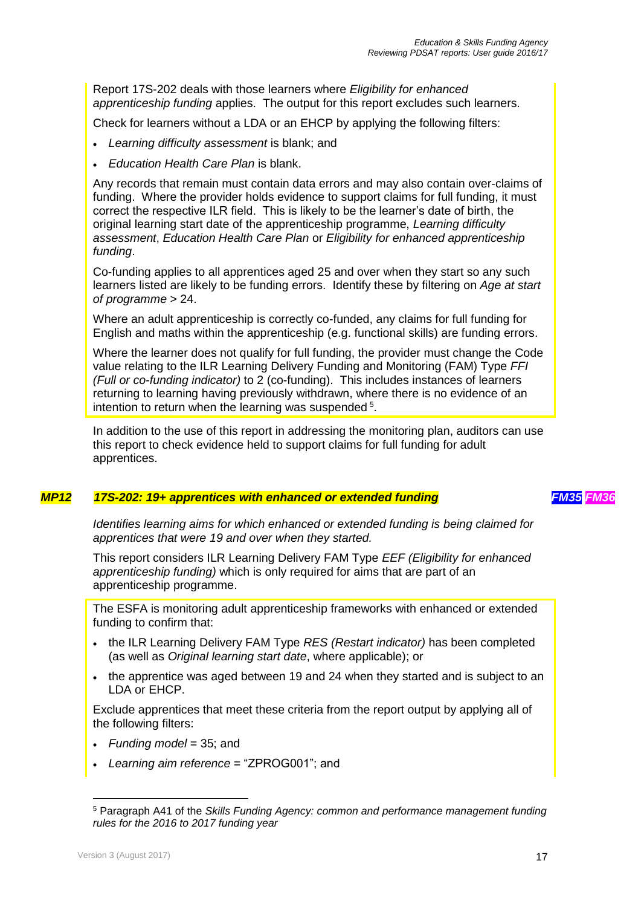Report 17S-202 deals with those learners where *Eligibility for enhanced apprenticeship funding* applies. The output for this report excludes such learners.

Check for learners without a LDA or an EHCP by applying the following filters:

- *Learning difficulty assessment* is blank; and
- *Education Health Care Plan* is blank.

Any records that remain must contain data errors and may also contain over-claims of funding. Where the provider holds evidence to support claims for full funding, it must correct the respective ILR field. This is likely to be the learner's date of birth, the original learning start date of the apprenticeship programme, *Learning difficulty assessment*, *Education Health Care Plan* or *Eligibility for enhanced apprenticeship funding*.

Co-funding applies to all apprentices aged 25 and over when they start so any such learners listed are likely to be funding errors. Identify these by filtering on *Age at start of programme* > 24.

Where an adult apprenticeship is correctly co-funded, any claims for full funding for English and maths within the apprenticeship (e.g. functional skills) are funding errors.

Where the learner does not qualify for full funding, the provider must change the Code value relating to the ILR Learning Delivery Funding and Monitoring (FAM) Type *FFI (Full or co-funding indicator)* to 2 (co-funding). This includes instances of learners returning to learning having previously withdrawn, where there is no evidence of an intention to return when the learning was suspended [5].

In addition to the use of this report in addressing the monitoring plan, auditors can use this report to check evidence held to support claims for full funding for adult apprentices.

## *MP12 17S-202: 19+ apprentices with enhanced or extended funding* *FM35 FM36*

*Identifies learning aims for which enhanced or extended funding is being claimed for apprentices that were 19 and over when they started.*

This report considers ILR Learning Delivery FAM Type *EEF (Eligibility for enhanced apprenticeship funding)* which is only required for aims that are part of an apprenticeship programme.

The ESFA is monitoring adult apprenticeship frameworks with enhanced or extended funding to confirm that:

- the ILR Learning Delivery FAM Type *RES (Restart indicator)* has been completed (as well as *Original learning start date*, where applicable); or
- the apprentice was aged between 19 and 24 when they started and is subject to an LDA or EHCP.

Exclude apprentices that meet these criteria from the report output by applying all of the following filters:

- *Funding model* = 35; and
- *Learning aim reference* = "ZPROG001"; and

[5] Paragraph A41 of the *Skills Funding Agency: common and performance management funding rules for the 2016 to 2017 funding year*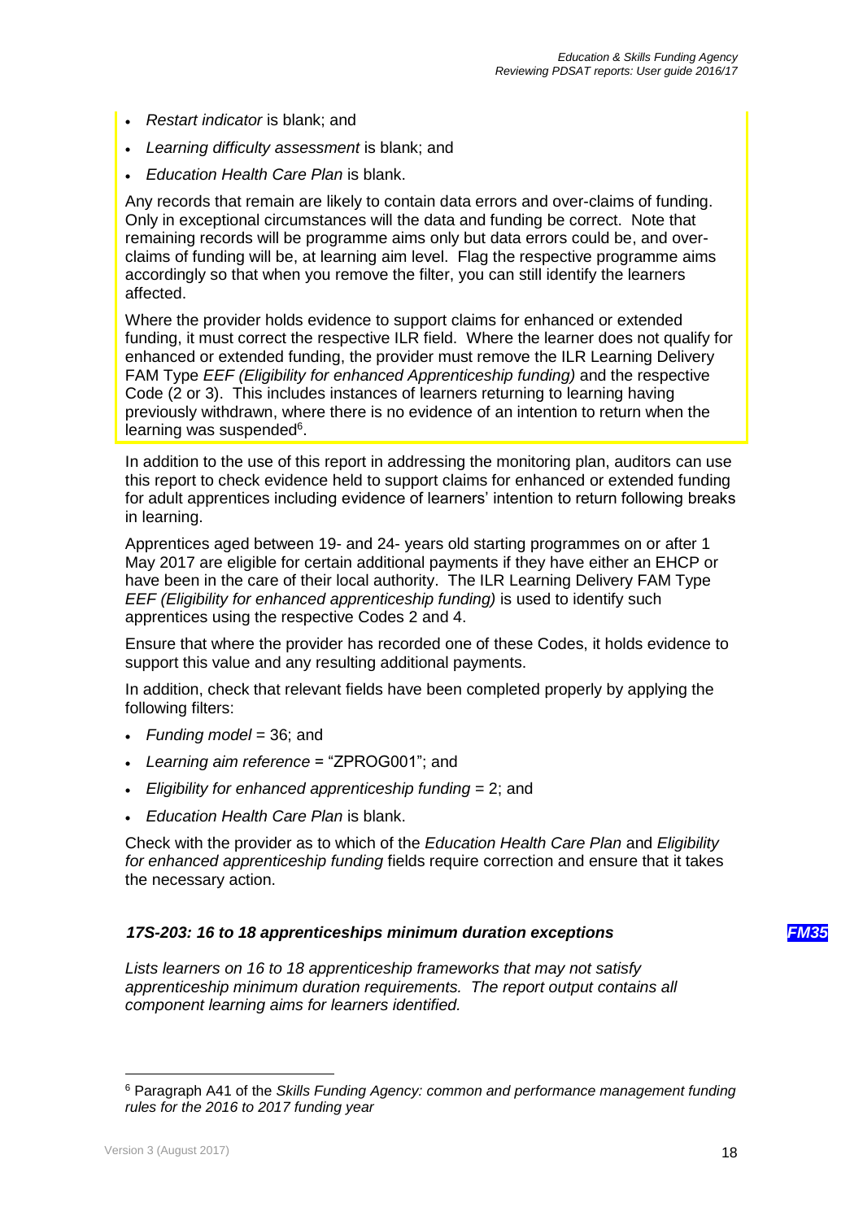- *Restart indicator* is blank; and
- *Learning difficulty assessment* is blank; and
- *Education Health Care Plan* is blank.

Any records that remain are likely to contain data errors and over-claims of funding. Only in exceptional circumstances will the data and funding be correct. Note that remaining records will be programme aims only but data errors could be, and over-claims of funding will be, at learning aim level. Flag the respective programme aims accordingly so that when you remove the filter, you can still identify the learners affected.

Where the provider holds evidence to support claims for enhanced or extended funding, it must correct the respective ILR field. Where the learner does not qualify for enhanced or extended funding, the provider must remove the ILR Learning Delivery FAM Type *EEF (Eligibility for enhanced Apprenticeship funding)* and the respective Code (2 or 3). This includes instances of learners returning to learning having previously withdrawn, where there is no evidence of an intention to return when the learning was suspended[6].

In addition to the use of this report in addressing the monitoring plan, auditors can use this report to check evidence held to support claims for enhanced or extended funding for adult apprentices including evidence of learners' intention to return following breaks in learning.

Apprentices aged between 19- and 24- years old starting programmes on or after 1 May 2017 are eligible for certain additional payments if they have either an EHCP or have been in the care of their local authority. The ILR Learning Delivery FAM Type *EEF (Eligibility for enhanced apprenticeship funding)* is used to identify such apprentices using the respective Codes 2 and 4.

Ensure that where the provider has recorded one of these Codes, it holds evidence to support this value and any resulting additional payments.

In addition, check that relevant fields have been completed properly by applying the following filters:

- *Funding model* = 36; and
- *Learning aim reference* = "ZPROG001"; and
- *Eligibility for enhanced apprenticeship funding* = 2; and
- *Education Health Care Plan* is blank.

Check with the provider as to which of the *Education Health Care Plan* and *Eligibility for enhanced apprenticeship funding* fields require correction and ensure that it takes the necessary action.

### *17S-203: 16 to 18 apprenticeships minimum duration exceptions* ***FM35***

*Lists learners on 16 to 18 apprenticeship frameworks that may not satisfy apprenticeship minimum duration requirements. The report output contains all component learning aims for learners identified.*

---

[6] Paragraph A41 of the *Skills Funding Agency: common and performance management funding rules for the 2016 to 2017 funding year*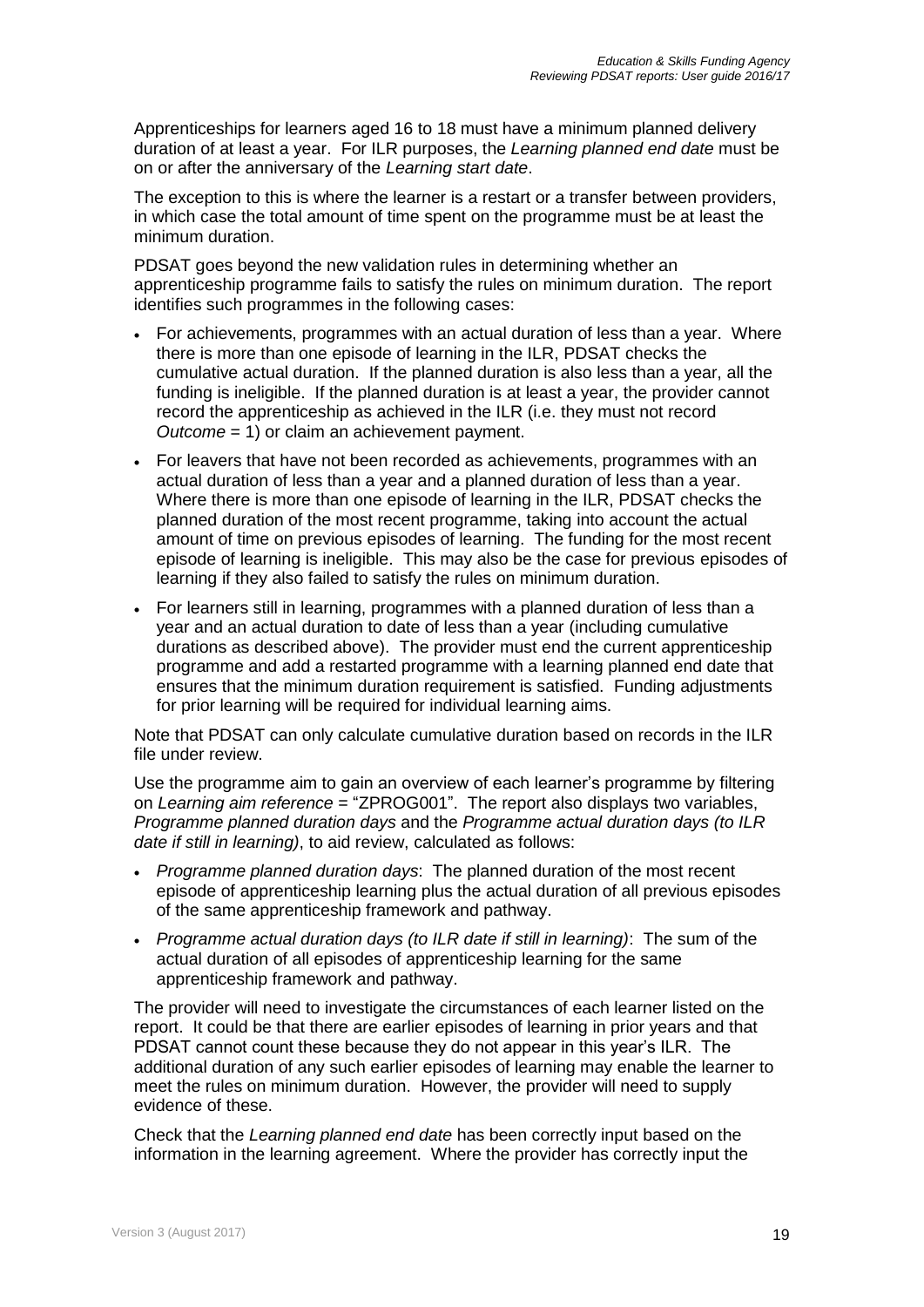Apprenticeships for learners aged 16 to 18 must have a minimum planned delivery duration of at least a year. For ILR purposes, the *Learning planned end date* must be on or after the anniversary of the *Learning start date*.

The exception to this is where the learner is a restart or a transfer between providers, in which case the total amount of time spent on the programme must be at least the minimum duration.

PDSAT goes beyond the new validation rules in determining whether an apprenticeship programme fails to satisfy the rules on minimum duration. The report identifies such programmes in the following cases:

- For achievements, programmes with an actual duration of less than a year. Where there is more than one episode of learning in the ILR, PDSAT checks the cumulative actual duration. If the planned duration is also less than a year, all the funding is ineligible. If the planned duration is at least a year, the provider cannot record the apprenticeship as achieved in the ILR (i.e. they must not record *Outcome* = 1) or claim an achievement payment.
- For leavers that have not been recorded as achievements, programmes with an actual duration of less than a year and a planned duration of less than a year. Where there is more than one episode of learning in the ILR, PDSAT checks the planned duration of the most recent programme, taking into account the actual amount of time on previous episodes of learning. The funding for the most recent episode of learning is ineligible. This may also be the case for previous episodes of learning if they also failed to satisfy the rules on minimum duration.
- For learners still in learning, programmes with a planned duration of less than a year and an actual duration to date of less than a year (including cumulative durations as described above). The provider must end the current apprenticeship programme and add a restarted programme with a learning planned end date that ensures that the minimum duration requirement is satisfied. Funding adjustments for prior learning will be required for individual learning aims.

Note that PDSAT can only calculate cumulative duration based on records in the ILR file under review.

Use the programme aim to gain an overview of each learner's programme by filtering on *Learning aim reference* = "ZPROG001". The report also displays two variables, *Programme planned duration days* and the *Programme actual duration days (to ILR date if still in learning)*, to aid review, calculated as follows:

- *Programme planned duration days*: The planned duration of the most recent episode of apprenticeship learning plus the actual duration of all previous episodes of the same apprenticeship framework and pathway.
- *Programme actual duration days (to ILR date if still in learning)*: The sum of the actual duration of all episodes of apprenticeship learning for the same apprenticeship framework and pathway.

The provider will need to investigate the circumstances of each learner listed on the report. It could be that there are earlier episodes of learning in prior years and that PDSAT cannot count these because they do not appear in this year's ILR. The additional duration of any such earlier episodes of learning may enable the learner to meet the rules on minimum duration. However, the provider will need to supply evidence of these.

Check that the *Learning planned end date* has been correctly input based on the information in the learning agreement. Where the provider has correctly input the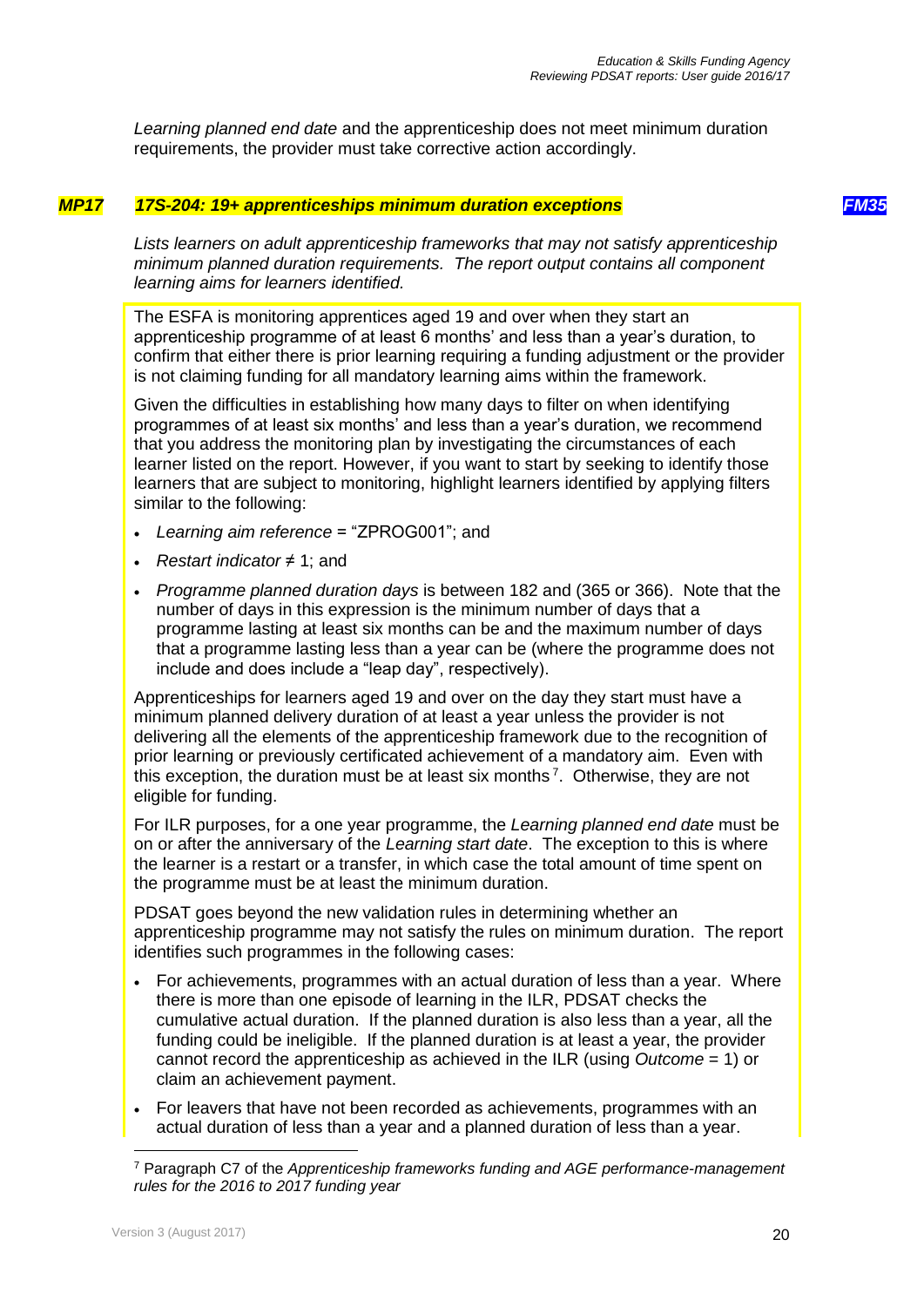*Learning planned end date* and the apprenticeship does not meet minimum duration requirements, the provider must take corrective action accordingly.

### *MP17 17S-204: 19+ apprenticeships minimum duration exceptions* *FM35*

*Lists learners on adult apprenticeship frameworks that may not satisfy apprenticeship minimum planned duration requirements. The report output contains all component learning aims for learners identified.*

The ESFA is monitoring apprentices aged 19 and over when they start an apprenticeship programme of at least 6 months' and less than a year's duration, to confirm that either there is prior learning requiring a funding adjustment or the provider is not claiming funding for all mandatory learning aims within the framework.

Given the difficulties in establishing how many days to filter on when identifying programmes of at least six months' and less than a year's duration, we recommend that you address the monitoring plan by investigating the circumstances of each learner listed on the report. However, if you want to start by seeking to identify those learners that are subject to monitoring, highlight learners identified by applying filters similar to the following:

- *Learning aim reference* = "ZPROG001"; and
- *Restart indicator* ≠ 1; and
- *Programme planned duration days* is between 182 and (365 or 366). Note that the number of days in this expression is the minimum number of days that a programme lasting at least six months can be and the maximum number of days that a programme lasting less than a year can be (where the programme does not include and does include a "leap day", respectively).

Apprenticeships for learners aged 19 and over on the day they start must have a minimum planned delivery duration of at least a year unless the provider is not delivering all the elements of the apprenticeship framework due to the recognition of prior learning or previously certificated achievement of a mandatory aim. Even with this exception, the duration must be at least six months [7]. Otherwise, they are not eligible for funding.

For ILR purposes, for a one year programme, the *Learning planned end date* must be on or after the anniversary of the *Learning start date*. The exception to this is where the learner is a restart or a transfer, in which case the total amount of time spent on the programme must be at least the minimum duration.

PDSAT goes beyond the new validation rules in determining whether an apprenticeship programme may not satisfy the rules on minimum duration. The report identifies such programmes in the following cases:

- For achievements, programmes with an actual duration of less than a year. Where there is more than one episode of learning in the ILR, PDSAT checks the cumulative actual duration. If the planned duration is also less than a year, all the funding could be ineligible. If the planned duration is at least a year, the provider cannot record the apprenticeship as achieved in the ILR (using *Outcome* = 1) or claim an achievement payment.
- For leavers that have not been recorded as achievements, programmes with an actual duration of less than a year and a planned duration of less than a year.

---

[7] Paragraph C7 of the *Apprenticeship frameworks funding and AGE performance-management rules for the 2016 to 2017 funding year*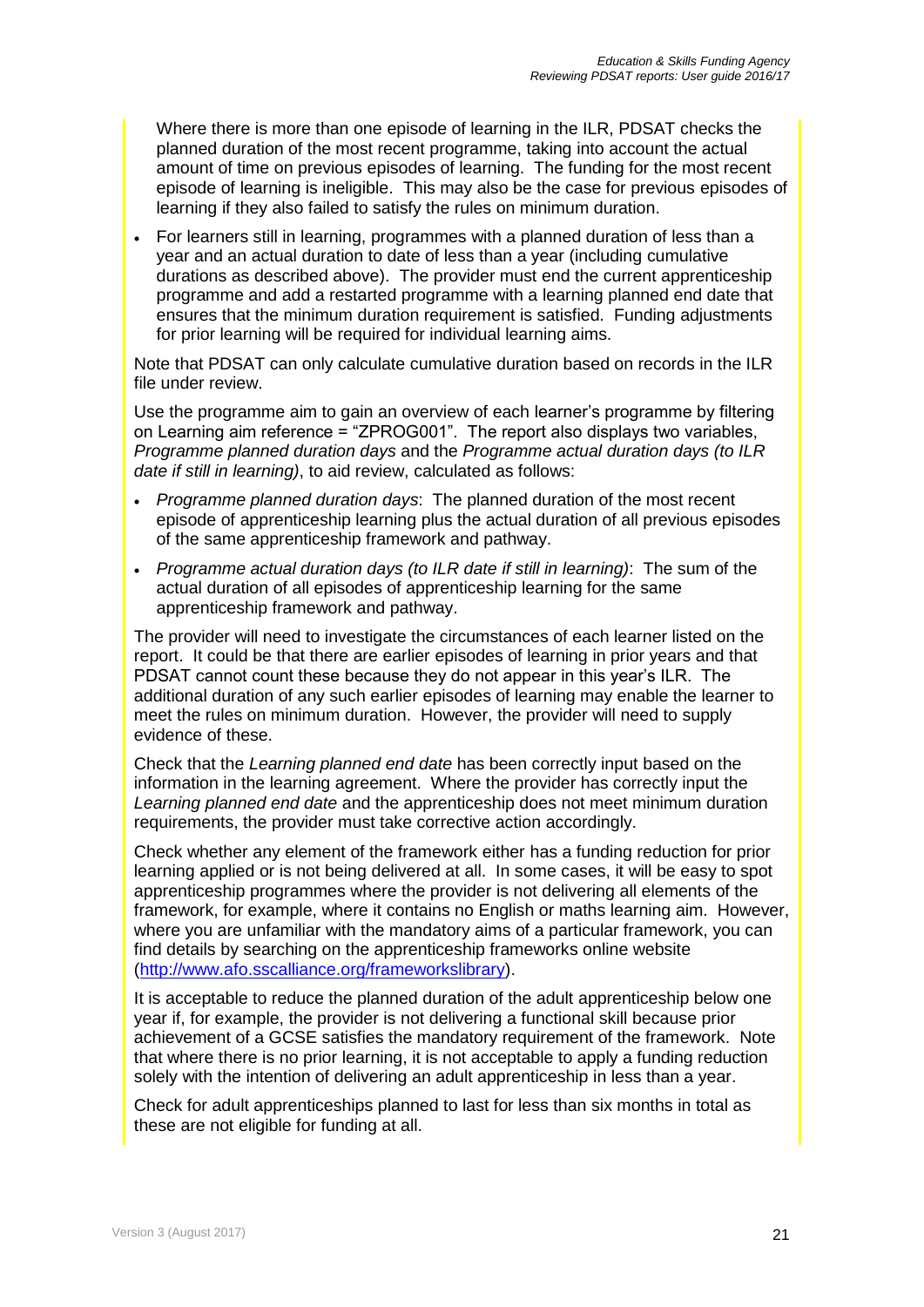Where there is more than one episode of learning in the ILR, PDSAT checks the planned duration of the most recent programme, taking into account the actual amount of time on previous episodes of learning. The funding for the most recent episode of learning is ineligible. This may also be the case for previous episodes of learning if they also failed to satisfy the rules on minimum duration.

- For learners still in learning, programmes with a planned duration of less than a year and an actual duration to date of less than a year (including cumulative durations as described above). The provider must end the current apprenticeship programme and add a restarted programme with a learning planned end date that ensures that the minimum duration requirement is satisfied. Funding adjustments for prior learning will be required for individual learning aims.

Note that PDSAT can only calculate cumulative duration based on records in the ILR file under review.

Use the programme aim to gain an overview of each learner's programme by filtering on Learning aim reference = "ZPROG001". The report also displays two variables, *Programme planned duration days* and the *Programme actual duration days (to ILR date if still in learning)*, to aid review, calculated as follows:

- *Programme planned duration days*: The planned duration of the most recent episode of apprenticeship learning plus the actual duration of all previous episodes of the same apprenticeship framework and pathway.
- *Programme actual duration days (to ILR date if still in learning)*: The sum of the actual duration of all episodes of apprenticeship learning for the same apprenticeship framework and pathway.

The provider will need to investigate the circumstances of each learner listed on the report. It could be that there are earlier episodes of learning in prior years and that PDSAT cannot count these because they do not appear in this year's ILR. The additional duration of any such earlier episodes of learning may enable the learner to meet the rules on minimum duration. However, the provider will need to supply evidence of these.

Check that the *Learning planned end date* has been correctly input based on the information in the learning agreement. Where the provider has correctly input the *Learning planned end date* and the apprenticeship does not meet minimum duration requirements, the provider must take corrective action accordingly.

Check whether any element of the framework either has a funding reduction for prior learning applied or is not being delivered at all. In some cases, it will be easy to spot apprenticeship programmes where the provider is not delivering all elements of the framework, for example, where it contains no English or maths learning aim. However, where you are unfamiliar with the mandatory aims of a particular framework, you can find details by searching on the apprenticeship frameworks online website (http://www.afo.sscalliance.org/frameworkslibrary).

It is acceptable to reduce the planned duration of the adult apprenticeship below one year if, for example, the provider is not delivering a functional skill because prior achievement of a GCSE satisfies the mandatory requirement of the framework. Note that where there is no prior learning, it is not acceptable to apply a funding reduction solely with the intention of delivering an adult apprenticeship in less than a year.

Check for adult apprenticeships planned to last for less than six months in total as these are not eligible for funding at all.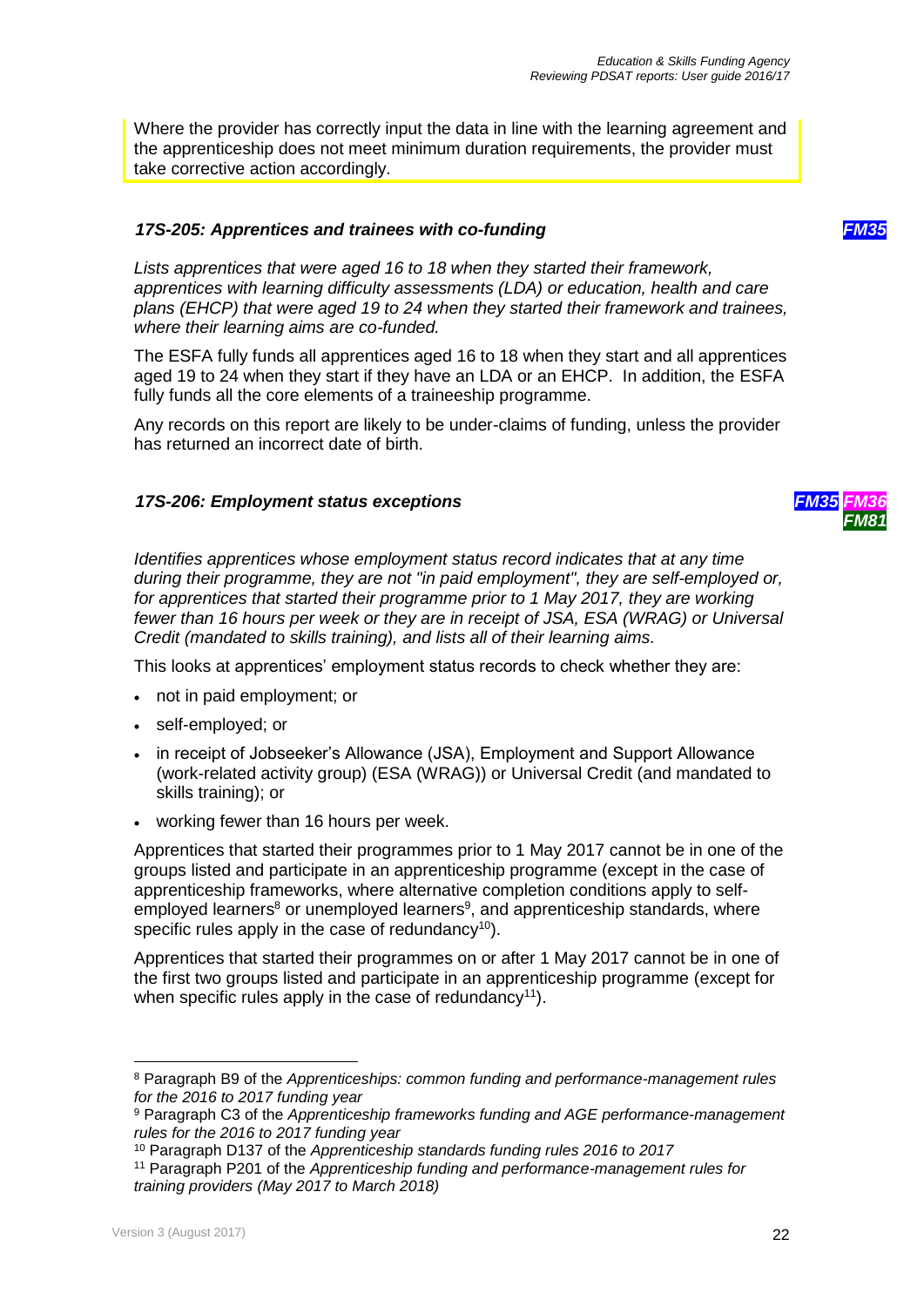Where the provider has correctly input the data in line with the learning agreement and the apprenticeship does not meet minimum duration requirements, the provider must take corrective action accordingly.

### *17S-205: Apprentices and trainees with co-funding* ***FM35***

*Lists apprentices that were aged 16 to 18 when they started their framework, apprentices with learning difficulty assessments (LDA) or education, health and care plans (EHCP) that were aged 19 to 24 when they started their framework and trainees, where their learning aims are co-funded.*

The ESFA fully funds all apprentices aged 16 to 18 when they start and all apprentices aged 19 to 24 when they start if they have an LDA or an EHCP. In addition, the ESFA fully funds all the core elements of a traineeship programme.

Any records on this report are likely to be under-claims of funding, unless the provider has returned an incorrect date of birth.

### *17S-206: Employment status exceptions* ***FM35 FM36 FM81***

*Identifies apprentices whose employment status record indicates that at any time during their programme, they are not "in paid employment", they are self-employed or, for apprentices that started their programme prior to 1 May 2017, they are working fewer than 16 hours per week or they are in receipt of JSA, ESA (WRAG) or Universal Credit (mandated to skills training), and lists all of their learning aims.*

This looks at apprentices' employment status records to check whether they are:

- not in paid employment; or
- self-employed; or
- in receipt of Jobseeker's Allowance (JSA), Employment and Support Allowance (work-related activity group) (ESA (WRAG)) or Universal Credit (and mandated to skills training); or
- working fewer than 16 hours per week.

Apprentices that started their programmes prior to 1 May 2017 cannot be in one of the groups listed and participate in an apprenticeship programme (except in the case of apprenticeship frameworks, where alternative completion conditions apply to self-employed learners[8] or unemployed learners[9], and apprenticeship standards, where specific rules apply in the case of redundancy[10]).

Apprentices that started their programmes on or after 1 May 2017 cannot be in one of the first two groups listed and participate in an apprenticeship programme (except for when specific rules apply in the case of redundancy[11]).

---

[8] Paragraph B9 of the *Apprenticeships: common funding and performance-management rules for the 2016 to 2017 funding year*

[9] Paragraph C3 of the *Apprenticeship frameworks funding and AGE performance-management rules for the 2016 to 2017 funding year*

[10] Paragraph D137 of the *Apprenticeship standards funding rules 2016 to 2017*

[11] Paragraph P201 of the *Apprenticeship funding and performance-management rules for training providers (May 2017 to March 2018)*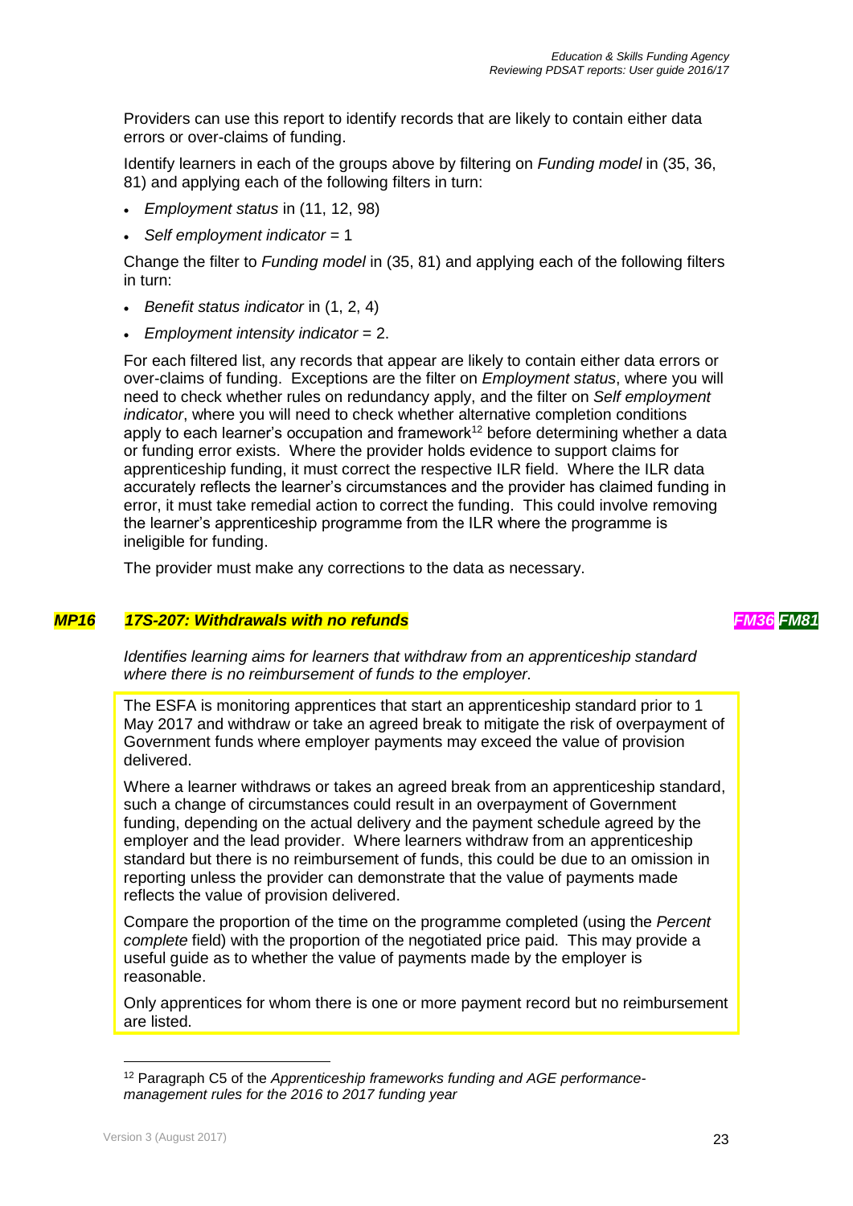Providers can use this report to identify records that are likely to contain either data errors or over-claims of funding.

Identify learners in each of the groups above by filtering on *Funding model* in (35, 36, 81) and applying each of the following filters in turn:

- *Employment status* in (11, 12, 98)
- *Self employment indicator* = 1

Change the filter to *Funding model* in (35, 81) and applying each of the following filters in turn:

- *Benefit status indicator* in (1, 2, 4)
- *Employment intensity indicator* = 2.

For each filtered list, any records that appear are likely to contain either data errors or over-claims of funding. Exceptions are the filter on *Employment status*, where you will need to check whether rules on redundancy apply, and the filter on *Self employment indicator*, where you will need to check whether alternative completion conditions apply to each learner's occupation and framework[12] before determining whether a data or funding error exists. Where the provider holds evidence to support claims for apprenticeship funding, it must correct the respective ILR field. Where the ILR data accurately reflects the learner's circumstances and the provider has claimed funding in error, it must take remedial action to correct the funding. This could involve removing the learner's apprenticeship programme from the ILR where the programme is ineligible for funding.

The provider must make any corrections to the data as necessary.

### *MP16 17S-207: Withdrawals with no refunds* *FM36 FM81*

*Identifies learning aims for learners that withdraw from an apprenticeship standard where there is no reimbursement of funds to the employer.*

The ESFA is monitoring apprentices that start an apprenticeship standard prior to 1 May 2017 and withdraw or take an agreed break to mitigate the risk of overpayment of Government funds where employer payments may exceed the value of provision delivered.

Where a learner withdraws or takes an agreed break from an apprenticeship standard, such a change of circumstances could result in an overpayment of Government funding, depending on the actual delivery and the payment schedule agreed by the employer and the lead provider. Where learners withdraw from an apprenticeship standard but there is no reimbursement of funds, this could be due to an omission in reporting unless the provider can demonstrate that the value of payments made reflects the value of provision delivered.

Compare the proportion of the time on the programme completed (using the *Percent complete* field) with the proportion of the negotiated price paid. This may provide a useful guide as to whether the value of payments made by the employer is reasonable.

Only apprentices for whom there is one or more payment record but no reimbursement are listed.

---

[12] Paragraph C5 of the *Apprenticeship frameworks funding and AGE performance-management rules for the 2016 to 2017 funding year*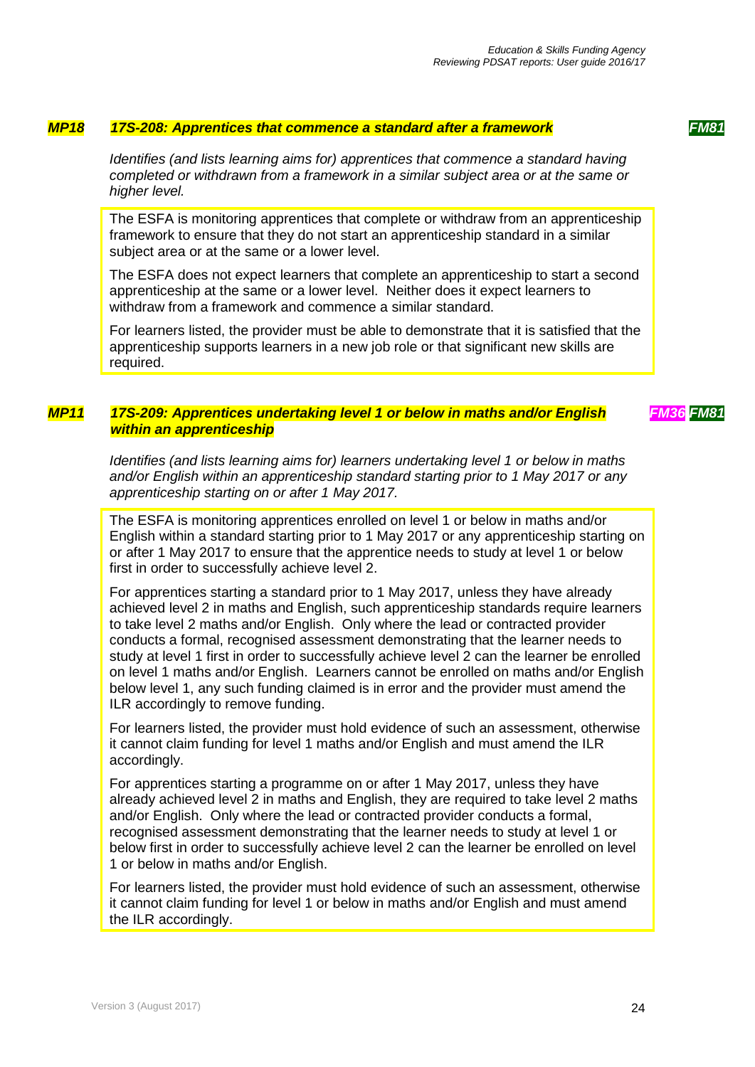### *MP18* *17S-208: Apprentices that commence a standard after a framework* *FM81*

*Identifies (and lists learning aims for) apprentices that commence a standard having completed or withdrawn from a framework in a similar subject area or at the same or higher level.*

The ESFA is monitoring apprentices that complete or withdraw from an apprenticeship framework to ensure that they do not start an apprenticeship standard in a similar subject area or at the same or a lower level.

The ESFA does not expect learners that complete an apprenticeship to start a second apprenticeship at the same or a lower level. Neither does it expect learners to withdraw from a framework and commence a similar standard.

For learners listed, the provider must be able to demonstrate that it is satisfied that the apprenticeship supports learners in a new job role or that significant new skills are required.

### *MP11* *17S-209: Apprentices undertaking level 1 or below in maths and/or English within an apprenticeship* *FM36* *FM81*

*Identifies (and lists learning aims for) learners undertaking level 1 or below in maths and/or English within an apprenticeship standard starting prior to 1 May 2017 or any apprenticeship starting on or after 1 May 2017.*

The ESFA is monitoring apprentices enrolled on level 1 or below in maths and/or English within a standard starting prior to 1 May 2017 or any apprenticeship starting on or after 1 May 2017 to ensure that the apprentice needs to study at level 1 or below first in order to successfully achieve level 2.

For apprentices starting a standard prior to 1 May 2017, unless they have already achieved level 2 in maths and English, such apprenticeship standards require learners to take level 2 maths and/or English. Only where the lead or contracted provider conducts a formal, recognised assessment demonstrating that the learner needs to study at level 1 first in order to successfully achieve level 2 can the learner be enrolled on level 1 maths and/or English. Learners cannot be enrolled on maths and/or English below level 1, any such funding claimed is in error and the provider must amend the ILR accordingly to remove funding.

For learners listed, the provider must hold evidence of such an assessment, otherwise it cannot claim funding for level 1 maths and/or English and must amend the ILR accordingly.

For apprentices starting a programme on or after 1 May 2017, unless they have already achieved level 2 in maths and English, they are required to take level 2 maths and/or English. Only where the lead or contracted provider conducts a formal, recognised assessment demonstrating that the learner needs to study at level 1 or below first in order to successfully achieve level 2 can the learner be enrolled on level 1 or below in maths and/or English.

For learners listed, the provider must hold evidence of such an assessment, otherwise it cannot claim funding for level 1 or below in maths and/or English and must amend the ILR accordingly.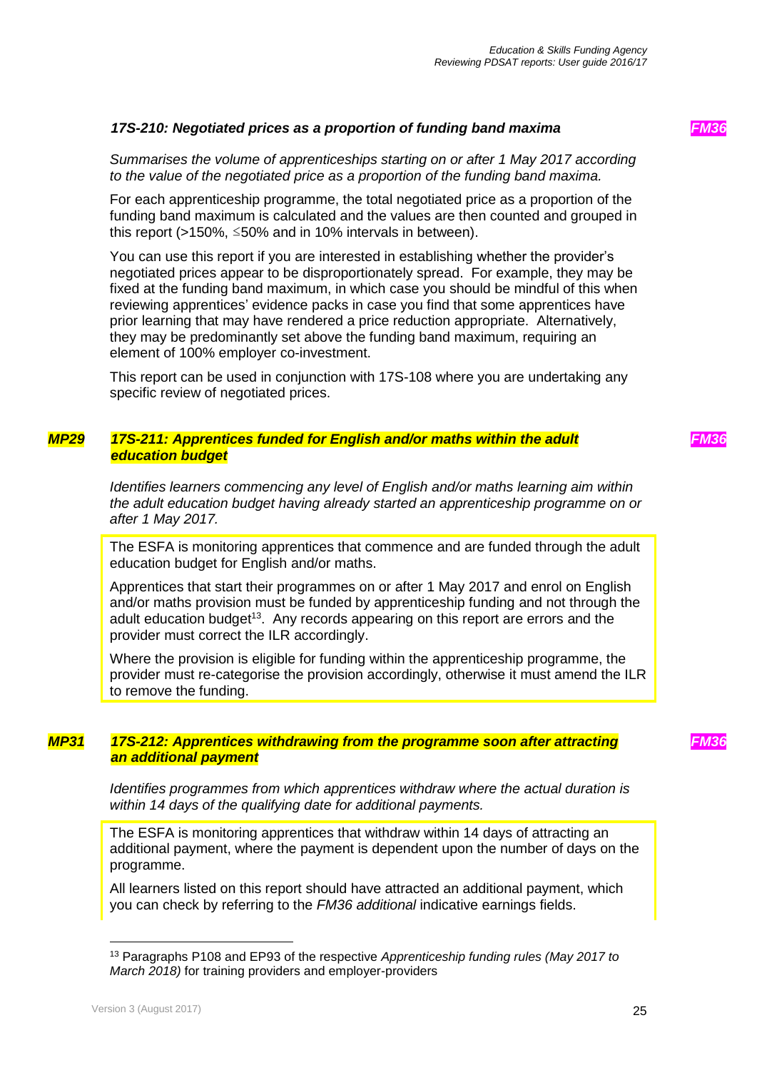### *17S-210: Negotiated prices as a proportion of funding band maxima* *FM36*

*Summarises the volume of apprenticeships starting on or after 1 May 2017 according to the value of the negotiated price as a proportion of the funding band maxima.*

For each apprenticeship programme, the total negotiated price as a proportion of the funding band maximum is calculated and the values are then counted and grouped in this report (>150%, ≤50% and in 10% intervals in between).

You can use this report if you are interested in establishing whether the provider's negotiated prices appear to be disproportionately spread. For example, they may be fixed at the funding band maximum, in which case you should be mindful of this when reviewing apprentices' evidence packs in case you find that some apprentices have prior learning that may have rendered a price reduction appropriate. Alternatively, they may be predominantly set above the funding band maximum, requiring an element of 100% employer co-investment.

This report can be used in conjunction with 17S-108 where you are undertaking any specific review of negotiated prices.

### *MP29* *17S-211: Apprentices funded for English and/or maths within the adult education budget* *FM36*

*Identifies learners commencing any level of English and/or maths learning aim within the adult education budget having already started an apprenticeship programme on or after 1 May 2017.*

The ESFA is monitoring apprentices that commence and are funded through the adult education budget for English and/or maths.

Apprentices that start their programmes on or after 1 May 2017 and enrol on English and/or maths provision must be funded by apprenticeship funding and not through the adult education budget[13]. Any records appearing on this report are errors and the provider must correct the ILR accordingly.

Where the provision is eligible for funding within the apprenticeship programme, the provider must re-categorise the provision accordingly, otherwise it must amend the ILR to remove the funding.

### *MP31* *17S-212: Apprentices withdrawing from the programme soon after attracting an additional payment* *FM36*

*Identifies programmes from which apprentices withdraw where the actual duration is within 14 days of the qualifying date for additional payments.*

The ESFA is monitoring apprentices that withdraw within 14 days of attracting an additional payment, where the payment is dependent upon the number of days on the programme.

All learners listed on this report should have attracted an additional payment, which you can check by referring to the *FM36 additional* indicative earnings fields.

---

[13] Paragraphs P108 and EP93 of the respective *Apprenticeship funding rules (May 2017 to March 2018)* for training providers and employer-providers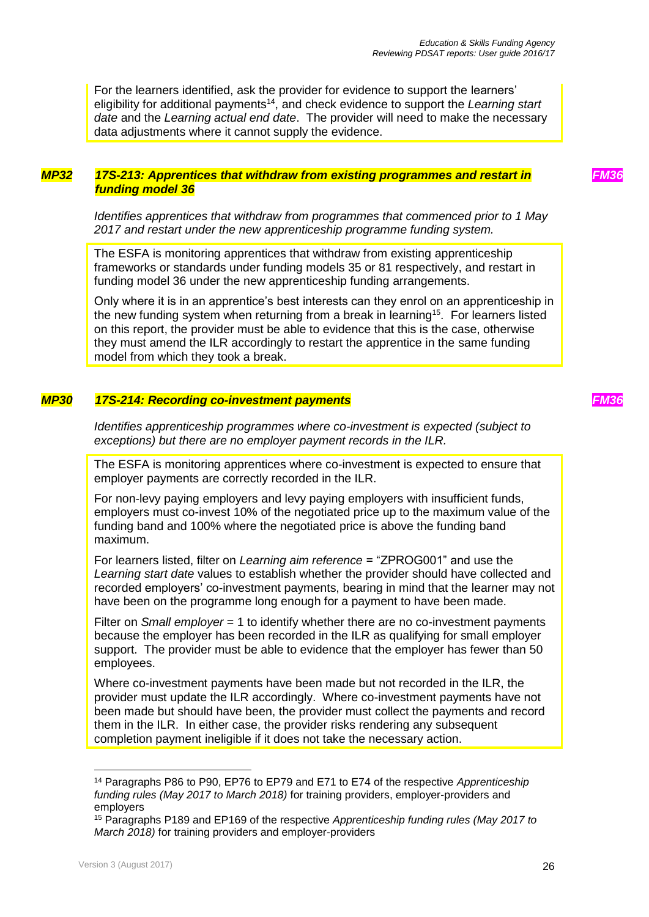For the learners identified, ask the provider for evidence to support the learners' eligibility for additional payments[14], and check evidence to support the *Learning start date* and the *Learning actual end date*. The provider will need to make the necessary data adjustments where it cannot supply the evidence.

### *MP32* *17S-213: Apprentices that withdraw from existing programmes and restart in funding model 36* *FM36*

*Identifies apprentices that withdraw from programmes that commenced prior to 1 May 2017 and restart under the new apprenticeship programme funding system.*

The ESFA is monitoring apprentices that withdraw from existing apprenticeship frameworks or standards under funding models 35 or 81 respectively, and restart in funding model 36 under the new apprenticeship funding arrangements.

Only where it is in an apprentice's best interests can they enrol on an apprenticeship in the new funding system when returning from a break in learning[15]. For learners listed on this report, the provider must be able to evidence that this is the case, otherwise they must amend the ILR accordingly to restart the apprentice in the same funding model from which they took a break.

### *MP30* *17S-214: Recording co-investment payments* *FM36*

*Identifies apprenticeship programmes where co-investment is expected (subject to exceptions) but there are no employer payment records in the ILR.*

The ESFA is monitoring apprentices where co-investment is expected to ensure that employer payments are correctly recorded in the ILR.

For non-levy paying employers and levy paying employers with insufficient funds, employers must co-invest 10% of the negotiated price up to the maximum value of the funding band and 100% where the negotiated price is above the funding band maximum.

For learners listed, filter on *Learning aim reference* = "ZPROG001" and use the *Learning start date* values to establish whether the provider should have collected and recorded employers' co-investment payments, bearing in mind that the learner may not have been on the programme long enough for a payment to have been made.

Filter on *Small employer* = 1 to identify whether there are no co-investment payments because the employer has been recorded in the ILR as qualifying for small employer support. The provider must be able to evidence that the employer has fewer than 50 employees.

Where co-investment payments have been made but not recorded in the ILR, the provider must update the ILR accordingly. Where co-investment payments have not been made but should have been, the provider must collect the payments and record them in the ILR. In either case, the provider risks rendering any subsequent completion payment ineligible if it does not take the necessary action.

---

[14] Paragraphs P86 to P90, EP76 to EP79 and E71 to E74 of the respective *Apprenticeship funding rules (May 2017 to March 2018)* for training providers, employer-providers and employers

[15] Paragraphs P189 and EP169 of the respective *Apprenticeship funding rules (May 2017 to March 2018)* for training providers and employer-providers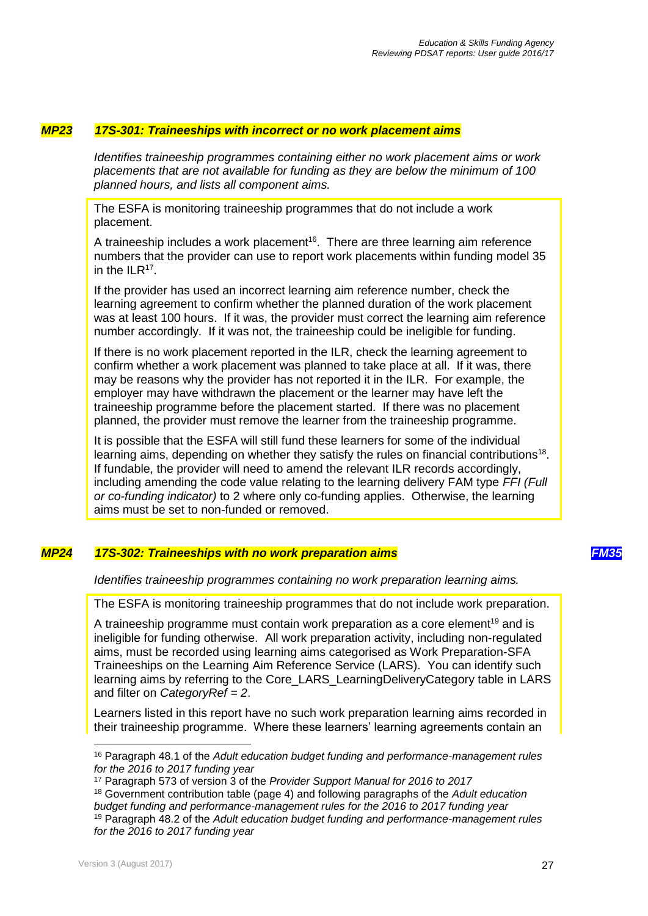### *MP23* *17S-301: Traineeships with incorrect or no work placement aims*

*Identifies traineeship programmes containing either no work placement aims or work placements that are not available for funding as they are below the minimum of 100 planned hours, and lists all component aims.*

The ESFA is monitoring traineeship programmes that do not include a work placement.

A traineeship includes a work placement[16]. There are three learning aim reference numbers that the provider can use to report work placements within funding model 35 in the ILR[17].

If the provider has used an incorrect learning aim reference number, check the learning agreement to confirm whether the planned duration of the work placement was at least 100 hours. If it was, the provider must correct the learning aim reference number accordingly. If it was not, the traineeship could be ineligible for funding.

If there is no work placement reported in the ILR, check the learning agreement to confirm whether a work placement was planned to take place at all. If it was, there may be reasons why the provider has not reported it in the ILR. For example, the employer may have withdrawn the placement or the learner may have left the traineeship programme before the placement started. If there was no placement planned, the provider must remove the learner from the traineeship programme.

It is possible that the ESFA will still fund these learners for some of the individual learning aims, depending on whether they satisfy the rules on financial contributions[18]. If fundable, the provider will need to amend the relevant ILR records accordingly, including amending the code value relating to the learning delivery FAM type *FFI (Full or co-funding indicator)* to 2 where only co-funding applies. Otherwise, the learning aims must be set to non-funded or removed.

### *MP24* *17S-302: Traineeships with no work preparation aims* *FM35*

*Identifies traineeship programmes containing no work preparation learning aims.*

The ESFA is monitoring traineeship programmes that do not include work preparation.

A traineeship programme must contain work preparation as a core element[19] and is ineligible for funding otherwise. All work preparation activity, including non-regulated aims, must be recorded using learning aims categorised as Work Preparation-SFA Traineeships on the Learning Aim Reference Service (LARS). You can identify such learning aims by referring to the Core_LARS_LearningDeliveryCategory table in LARS and filter on *CategoryRef = 2*.

Learners listed in this report have no such work preparation learning aims recorded in their traineeship programme. Where these learners' learning agreements contain an

---

[16] Paragraph 48.1 of the *Adult education budget funding and performance-management rules for the 2016 to 2017 funding year*

[17] Paragraph 573 of version 3 of the *Provider Support Manual for 2016 to 2017*

[18] Government contribution table (page 4) and following paragraphs of the *Adult education budget funding and performance-management rules for the 2016 to 2017 funding year*

[19] Paragraph 48.2 of the *Adult education budget funding and performance-management rules for the 2016 to 2017 funding year*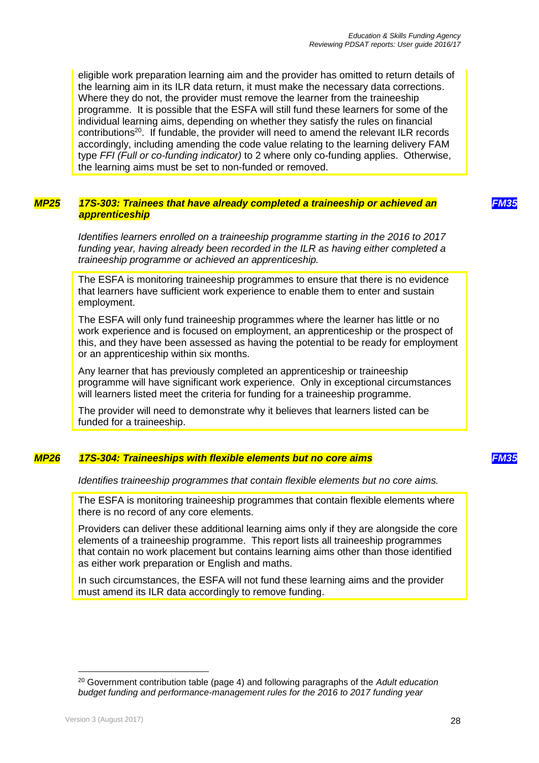eligible work preparation learning aim and the provider has omitted to return details of the learning aim in its ILR data return, it must make the necessary data corrections. Where they do not, the provider must remove the learner from the traineeship programme. It is possible that the ESFA will still fund these learners for some of the individual learning aims, depending on whether they satisfy the rules on financial contributions[20]. If fundable, the provider will need to amend the relevant ILR records accordingly, including amending the code value relating to the learning delivery FAM type *FFI (Full or co-funding indicator)* to 2 where only co-funding applies. Otherwise, the learning aims must be set to non-funded or removed.

### *MP25* *17S-303: Trainees that have already completed a traineeship or achieved an apprenticeship* *FM35*

*Identifies learners enrolled on a traineeship programme starting in the 2016 to 2017 funding year, having already been recorded in the ILR as having either completed a traineeship programme or achieved an apprenticeship.*

The ESFA is monitoring traineeship programmes to ensure that there is no evidence that learners have sufficient work experience to enable them to enter and sustain employment.

The ESFA will only fund traineeship programmes where the learner has little or no work experience and is focused on employment, an apprenticeship or the prospect of this, and they have been assessed as having the potential to be ready for employment or an apprenticeship within six months.

Any learner that has previously completed an apprenticeship or traineeship programme will have significant work experience. Only in exceptional circumstances will learners listed meet the criteria for funding for a traineeship programme.

The provider will need to demonstrate why it believes that learners listed can be funded for a traineeship.

### *MP26* *17S-304: Traineeships with flexible elements but no core aims* *FM35*

*Identifies traineeship programmes that contain flexible elements but no core aims.*

The ESFA is monitoring traineeship programmes that contain flexible elements where there is no record of any core elements.

Providers can deliver these additional learning aims only if they are alongside the core elements of a traineeship programme. This report lists all traineeship programmes that contain no work placement but contains learning aims other than those identified as either work preparation or English and maths.

In such circumstances, the ESFA will not fund these learning aims and the provider must amend its ILR data accordingly to remove funding.

---

[20] Government contribution table (page 4) and following paragraphs of the *Adult education budget funding and performance-management rules for the 2016 to 2017 funding year*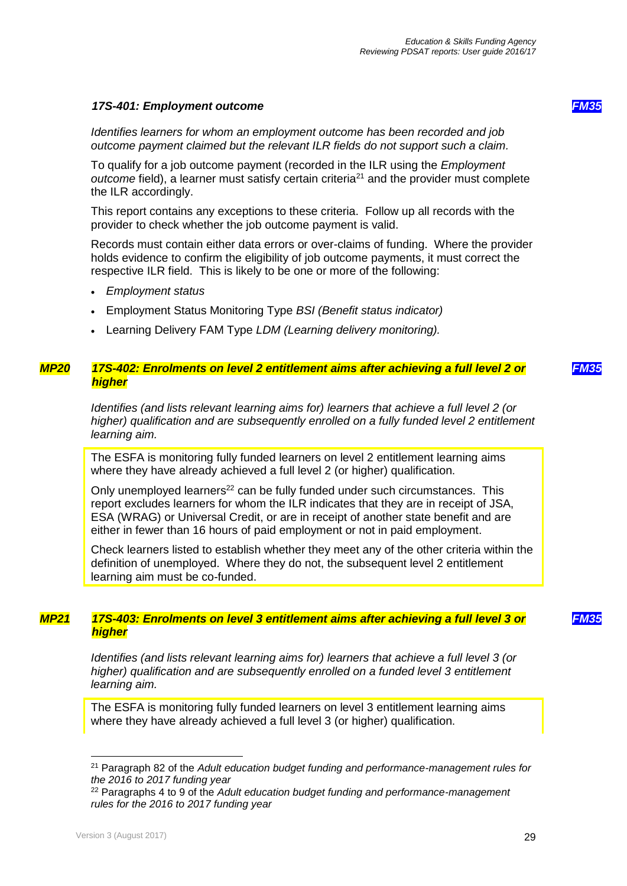### *17S-401: Employment outcome* *FM35*

*Identifies learners for whom an employment outcome has been recorded and job outcome payment claimed but the relevant ILR fields do not support such a claim.*

To qualify for a job outcome payment (recorded in the ILR using the *Employment outcome* field), a learner must satisfy certain criteria[21] and the provider must complete the ILR accordingly.

This report contains any exceptions to these criteria. Follow up all records with the provider to check whether the job outcome payment is valid.

Records must contain either data errors or over-claims of funding. Where the provider holds evidence to confirm the eligibility of job outcome payments, it must correct the respective ILR field. This is likely to be one or more of the following:

- *Employment status*
- Employment Status Monitoring Type *BSI (Benefit status indicator)*
- Learning Delivery FAM Type *LDM (Learning delivery monitoring).*

### *MP20* *17S-402: Enrolments on level 2 entitlement aims after achieving a full level 2 or higher* *FM35*

*Identifies (and lists relevant learning aims for) learners that achieve a full level 2 (or higher) qualification and are subsequently enrolled on a fully funded level 2 entitlement learning aim.*

The ESFA is monitoring fully funded learners on level 2 entitlement learning aims where they have already achieved a full level 2 (or higher) qualification.

Only unemployed learners[22] can be fully funded under such circumstances. This report excludes learners for whom the ILR indicates that they are in receipt of JSA, ESA (WRAG) or Universal Credit, or are in receipt of another state benefit and are either in fewer than 16 hours of paid employment or not in paid employment.

Check learners listed to establish whether they meet any of the other criteria within the definition of unemployed. Where they do not, the subsequent level 2 entitlement learning aim must be co-funded.

### *MP21* *17S-403: Enrolments on level 3 entitlement aims after achieving a full level 3 or higher* *FM35*

*Identifies (and lists relevant learning aims for) learners that achieve a full level 3 (or higher) qualification and are subsequently enrolled on a funded level 3 entitlement learning aim.*

The ESFA is monitoring fully funded learners on level 3 entitlement learning aims where they have already achieved a full level 3 (or higher) qualification.

---

[21] Paragraph 82 of the *Adult education budget funding and performance-management rules for the 2016 to 2017 funding year*

[22] Paragraphs 4 to 9 of the *Adult education budget funding and performance-management rules for the 2016 to 2017 funding year*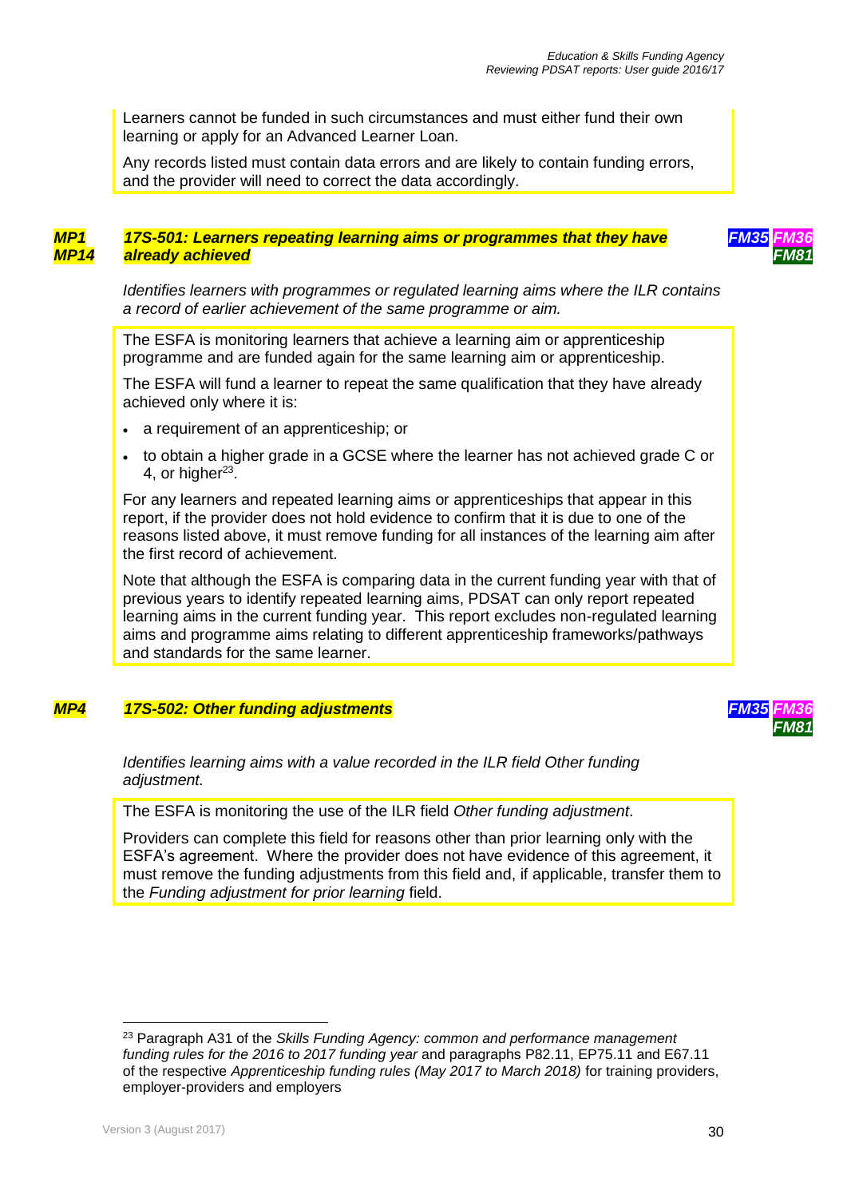Learners cannot be funded in such circumstances and must either fund their own learning or apply for an Advanced Learner Loan.

Any records listed must contain data errors and are likely to contain funding errors, and the provider will need to correct the data accordingly.

### *MP1 MP14* *17S-501: Learners repeating learning aims or programmes that they have already achieved* *FM35 FM36 FM81*

*Identifies learners with programmes or regulated learning aims where the ILR contains a record of earlier achievement of the same programme or aim.*

The ESFA is monitoring learners that achieve a learning aim or apprenticeship programme and are funded again for the same learning aim or apprenticeship.

The ESFA will fund a learner to repeat the same qualification that they have already achieved only where it is:

- a requirement of an apprenticeship; or
- to obtain a higher grade in a GCSE where the learner has not achieved grade C or 4, or higher[23].

For any learners and repeated learning aims or apprenticeships that appear in this report, if the provider does not hold evidence to confirm that it is due to one of the reasons listed above, it must remove funding for all instances of the learning aim after the first record of achievement.

Note that although the ESFA is comparing data in the current funding year with that of previous years to identify repeated learning aims, PDSAT can only report repeated learning aims in the current funding year. This report excludes non-regulated learning aims and programme aims relating to different apprenticeship frameworks/pathways and standards for the same learner.

### *MP4* *17S-502: Other funding adjustments* *FM35 FM36 FM81*

*Identifies learning aims with a value recorded in the ILR field Other funding adjustment.*

The ESFA is monitoring the use of the ILR field *Other funding adjustment*.

Providers can complete this field for reasons other than prior learning only with the ESFA's agreement. Where the provider does not have evidence of this agreement, it must remove the funding adjustments from this field and, if applicable, transfer them to the *Funding adjustment for prior learning* field.

---

[23] Paragraph A31 of the *Skills Funding Agency: common and performance management funding rules for the 2016 to 2017 funding year* and paragraphs P82.11, EP75.11 and E67.11 of the respective *Apprenticeship funding rules (May 2017 to March 2018)* for training providers, employer-providers and employers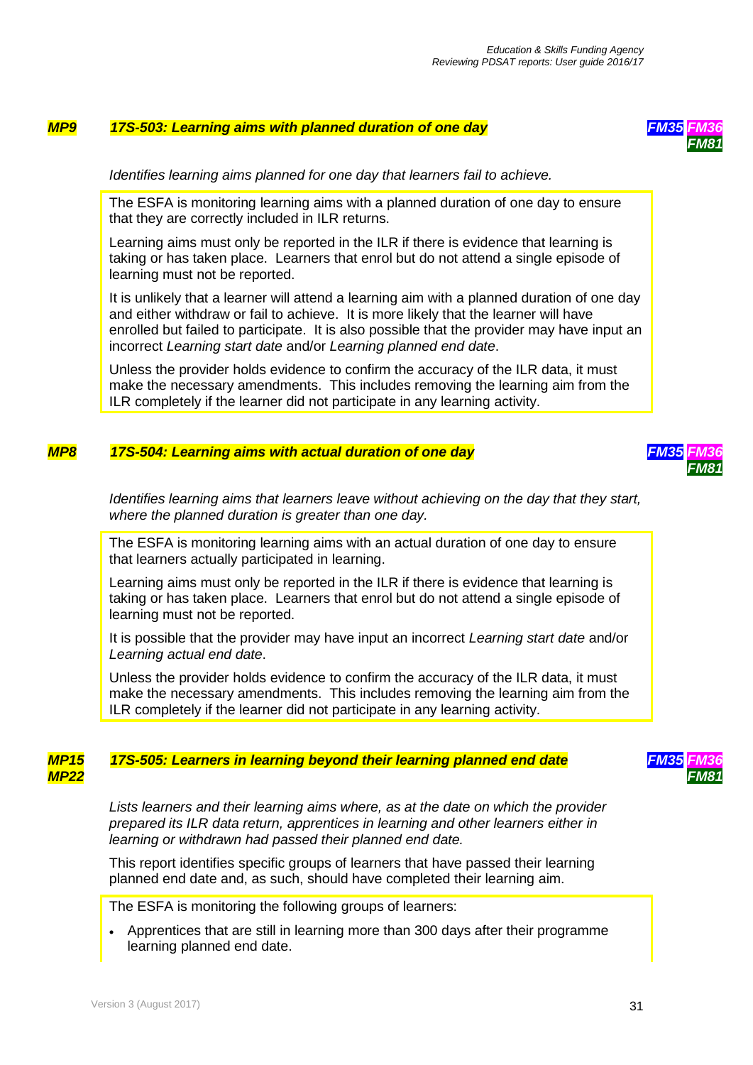### *MP9* *17S-503: Learning aims with planned duration of one day* *FM35 FM36 FM81*

*Identifies learning aims planned for one day that learners fail to achieve.*

The ESFA is monitoring learning aims with a planned duration of one day to ensure that they are correctly included in ILR returns.

Learning aims must only be reported in the ILR if there is evidence that learning is taking or has taken place. Learners that enrol but do not attend a single episode of learning must not be reported.

It is unlikely that a learner will attend a learning aim with a planned duration of one day and either withdraw or fail to achieve. It is more likely that the learner will have enrolled but failed to participate. It is also possible that the provider may have input an incorrect *Learning start date* and/or *Learning planned end date*.

Unless the provider holds evidence to confirm the accuracy of the ILR data, it must make the necessary amendments. This includes removing the learning aim from the ILR completely if the learner did not participate in any learning activity.

### *MP8* *17S-504: Learning aims with actual duration of one day* *FM35 FM36 FM81*

*Identifies learning aims that learners leave without achieving on the day that they start, where the planned duration is greater than one day.*

The ESFA is monitoring learning aims with an actual duration of one day to ensure that learners actually participated in learning.

Learning aims must only be reported in the ILR if there is evidence that learning is taking or has taken place. Learners that enrol but do not attend a single episode of learning must not be reported.

It is possible that the provider may have input an incorrect *Learning start date* and/or *Learning actual end date*.

Unless the provider holds evidence to confirm the accuracy of the ILR data, it must make the necessary amendments. This includes removing the learning aim from the ILR completely if the learner did not participate in any learning activity.

### *MP15 MP22* *17S-505: Learners in learning beyond their learning planned end date* *FM35 FM36 FM81*

*Lists learners and their learning aims where, as at the date on which the provider prepared its ILR data return, apprentices in learning and other learners either in learning or withdrawn had passed their planned end date.*

This report identifies specific groups of learners that have passed their learning planned end date and, as such, should have completed their learning aim.

The ESFA is monitoring the following groups of learners:

- Apprentices that are still in learning more than 300 days after their programme learning planned end date.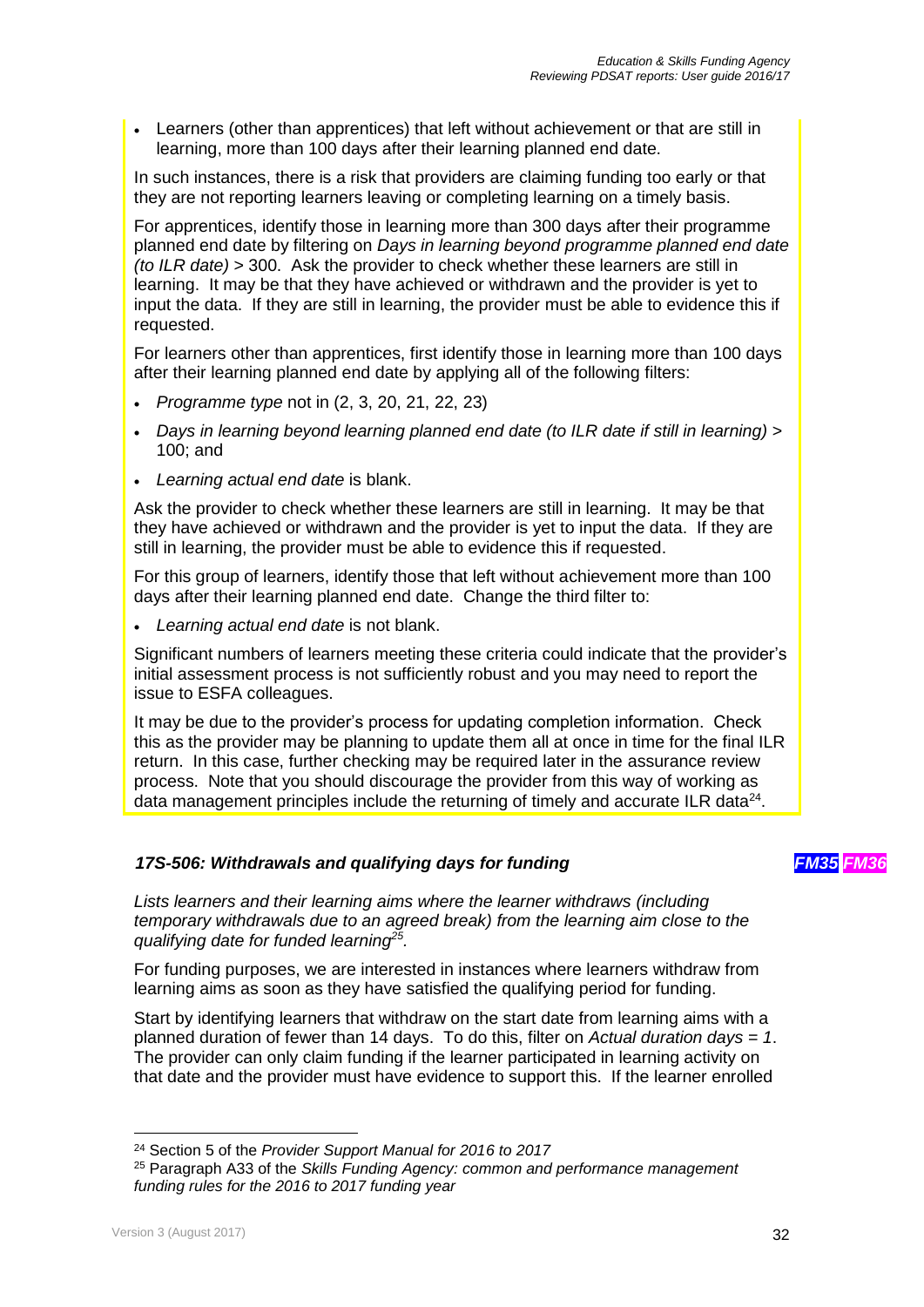- Learners (other than apprentices) that left without achievement or that are still in learning, more than 100 days after their learning planned end date.

In such instances, there is a risk that providers are claiming funding too early or that they are not reporting learners leaving or completing learning on a timely basis.

For apprentices, identify those in learning more than 300 days after their programme planned end date by filtering on *Days in learning beyond programme planned end date (to ILR date)* > 300. Ask the provider to check whether these learners are still in learning. It may be that they have achieved or withdrawn and the provider is yet to input the data. If they are still in learning, the provider must be able to evidence this if requested.

For learners other than apprentices, first identify those in learning more than 100 days after their learning planned end date by applying all of the following filters:

- *Programme type* not in (2, 3, 20, 21, 22, 23)
- *Days in learning beyond learning planned end date (to ILR date if still in learning)* > 100; and
- *Learning actual end date* is blank.

Ask the provider to check whether these learners are still in learning. It may be that they have achieved or withdrawn and the provider is yet to input the data. If they are still in learning, the provider must be able to evidence this if requested.

For this group of learners, identify those that left without achievement more than 100 days after their learning planned end date. Change the third filter to:

- *Learning actual end date* is not blank.

Significant numbers of learners meeting these criteria could indicate that the provider's initial assessment process is not sufficiently robust and you may need to report the issue to ESFA colleagues.

It may be due to the provider's process for updating completion information. Check this as the provider may be planning to update them all at once in time for the final ILR return. In this case, further checking may be required later in the assurance review process. Note that you should discourage the provider from this way of working as data management principles include the returning of timely and accurate ILR data[24].

### *17S-506: Withdrawals and qualifying days for funding* ***FM35*** ***FM36***

*Lists learners and their learning aims where the learner withdraws (including temporary withdrawals due to an agreed break) from the learning aim close to the qualifying date for funded learning[25].*

For funding purposes, we are interested in instances where learners withdraw from learning aims as soon as they have satisfied the qualifying period for funding.

Start by identifying learners that withdraw on the start date from learning aims with a planned duration of fewer than 14 days. To do this, filter on *Actual duration days = 1*. The provider can only claim funding if the learner participated in learning activity on that date and the provider must have evidence to support this. If the learner enrolled

---

[24] Section 5 of the *Provider Support Manual for 2016 to 2017*

[25] Paragraph A33 of the *Skills Funding Agency: common and performance management funding rules for the 2016 to 2017 funding year*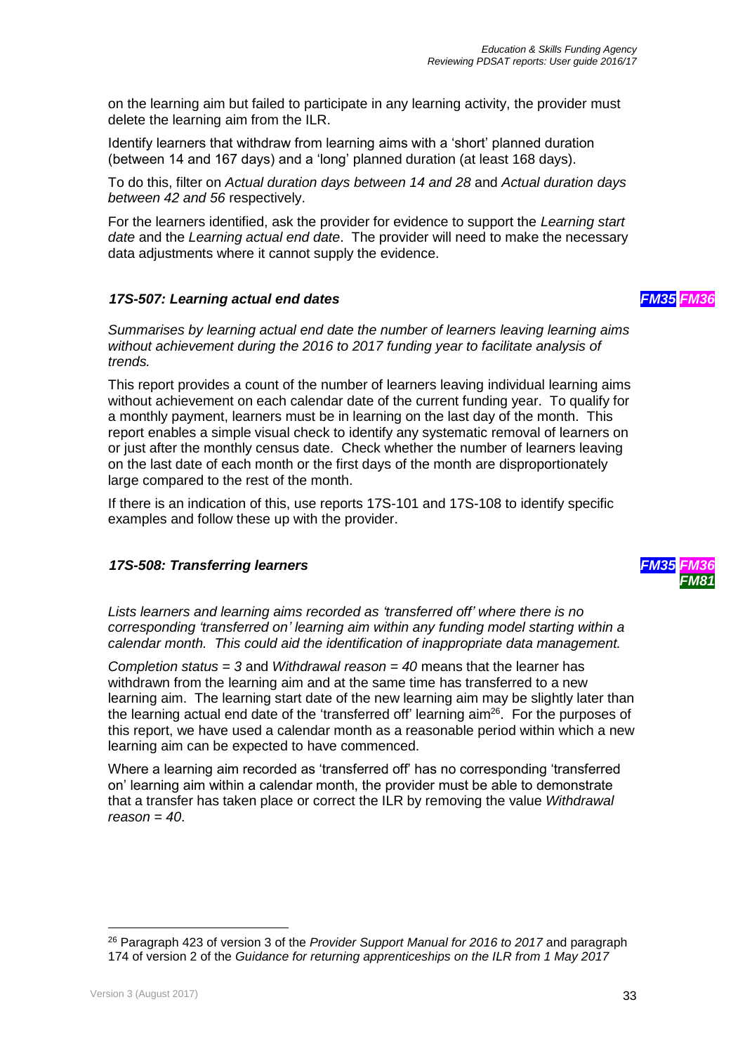on the learning aim but failed to participate in any learning activity, the provider must delete the learning aim from the ILR.

Identify learners that withdraw from learning aims with a 'short' planned duration (between 14 and 167 days) and a 'long' planned duration (at least 168 days).

To do this, filter on *Actual duration days between 14 and 28* and *Actual duration days between 42 and 56* respectively.

For the learners identified, ask the provider for evidence to support the *Learning start date* and the *Learning actual end date*. The provider will need to make the necessary data adjustments where it cannot supply the evidence.

### *17S-507: Learning actual end dates* — *FM35* *FM36*

*Summarises by learning actual end date the number of learners leaving learning aims without achievement during the 2016 to 2017 funding year to facilitate analysis of trends.*

This report provides a count of the number of learners leaving individual learning aims without achievement on each calendar date of the current funding year. To qualify for a monthly payment, learners must be in learning on the last day of the month. This report enables a simple visual check to identify any systematic removal of learners on or just after the monthly census date. Check whether the number of learners leaving on the last date of each month or the first days of the month are disproportionately large compared to the rest of the month.

If there is an indication of this, use reports 17S-101 and 17S-108 to identify specific examples and follow these up with the provider.

### *17S-508: Transferring learners* — *FM35* *FM36* *FM81*

*Lists learners and learning aims recorded as 'transferred off' where there is no corresponding 'transferred on' learning aim within any funding model starting within a calendar month. This could aid the identification of inappropriate data management.*

*Completion status = 3* and *Withdrawal reason = 40* means that the learner has withdrawn from the learning aim and at the same time has transferred to a new learning aim. The learning start date of the new learning aim may be slightly later than the learning actual end date of the 'transferred off' learning aim[26]. For the purposes of this report, we have used a calendar month as a reasonable period within which a new learning aim can be expected to have commenced.

Where a learning aim recorded as 'transferred off' has no corresponding 'transferred on' learning aim within a calendar month, the provider must be able to demonstrate that a transfer has taken place or correct the ILR by removing the value *Withdrawal reason = 40*.

---

[26] Paragraph 423 of version 3 of the *Provider Support Manual for 2016 to 2017* and paragraph 174 of version 2 of the *Guidance for returning apprenticeships on the ILR from 1 May 2017*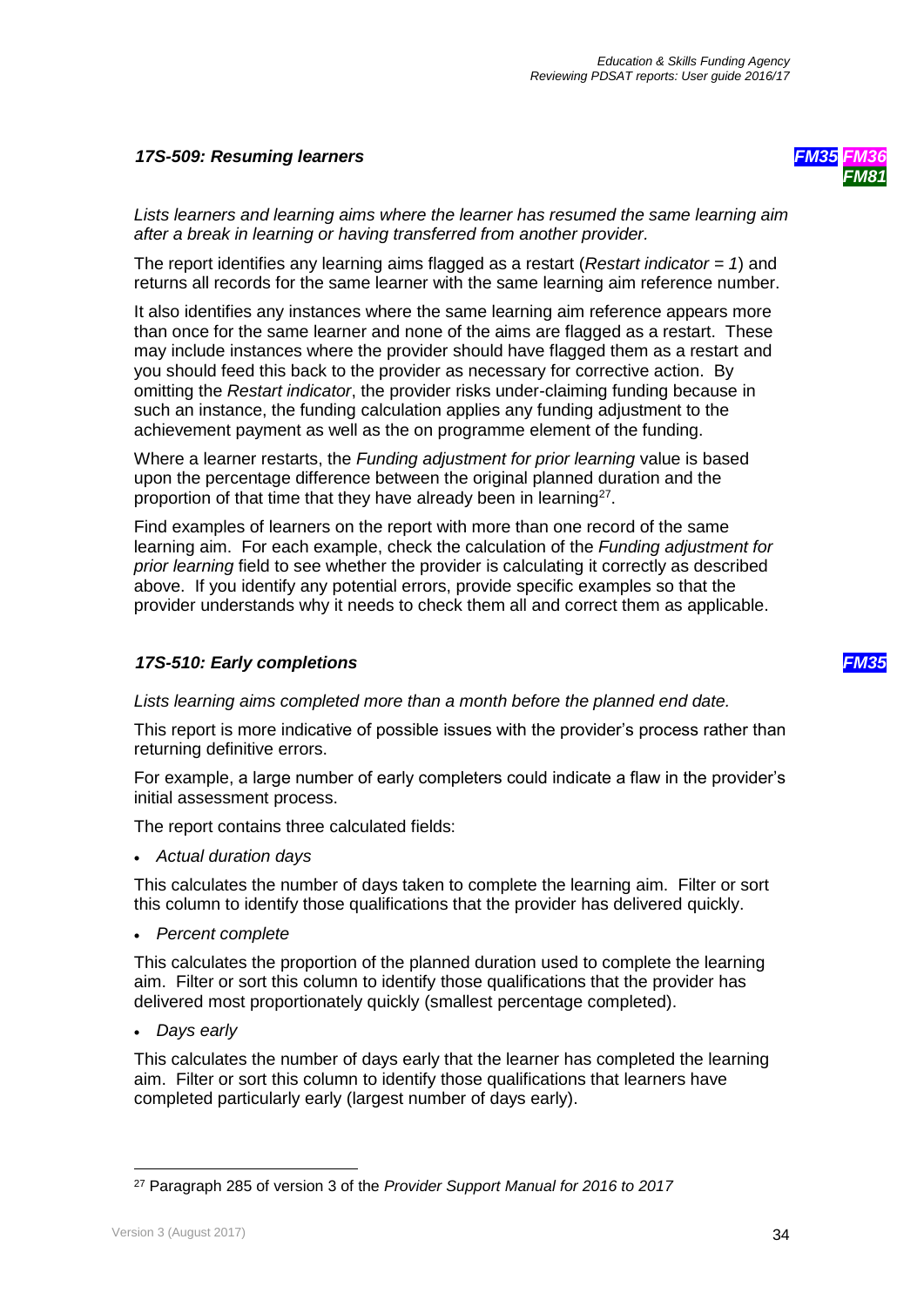### *17S-509: Resuming learners* *FM35* *FM36* *FM81*

*Lists learners and learning aims where the learner has resumed the same learning aim after a break in learning or having transferred from another provider.*

The report identifies any learning aims flagged as a restart (*Restart indicator = 1*) and returns all records for the same learner with the same learning aim reference number.

It also identifies any instances where the same learning aim reference appears more than once for the same learner and none of the aims are flagged as a restart. These may include instances where the provider should have flagged them as a restart and you should feed this back to the provider as necessary for corrective action. By omitting the *Restart indicator*, the provider risks under-claiming funding because in such an instance, the funding calculation applies any funding adjustment to the achievement payment as well as the on programme element of the funding.

Where a learner restarts, the *Funding adjustment for prior learning* value is based upon the percentage difference between the original planned duration and the proportion of that time that they have already been in learning[27].

Find examples of learners on the report with more than one record of the same learning aim. For each example, check the calculation of the *Funding adjustment for prior learning* field to see whether the provider is calculating it correctly as described above. If you identify any potential errors, provide specific examples so that the provider understands why it needs to check them all and correct them as applicable.

### *17S-510: Early completions* *FM35*

*Lists learning aims completed more than a month before the planned end date.*

This report is more indicative of possible issues with the provider's process rather than returning definitive errors.

For example, a large number of early completers could indicate a flaw in the provider's initial assessment process.

The report contains three calculated fields:

- *Actual duration days*

This calculates the number of days taken to complete the learning aim. Filter or sort this column to identify those qualifications that the provider has delivered quickly.

- *Percent complete*

This calculates the proportion of the planned duration used to complete the learning aim. Filter or sort this column to identify those qualifications that the provider has delivered most proportionately quickly (smallest percentage completed).

- *Days early*

This calculates the number of days early that the learner has completed the learning aim. Filter or sort this column to identify those qualifications that learners have completed particularly early (largest number of days early).

---

[27] Paragraph 285 of version 3 of the *Provider Support Manual for 2016 to 2017*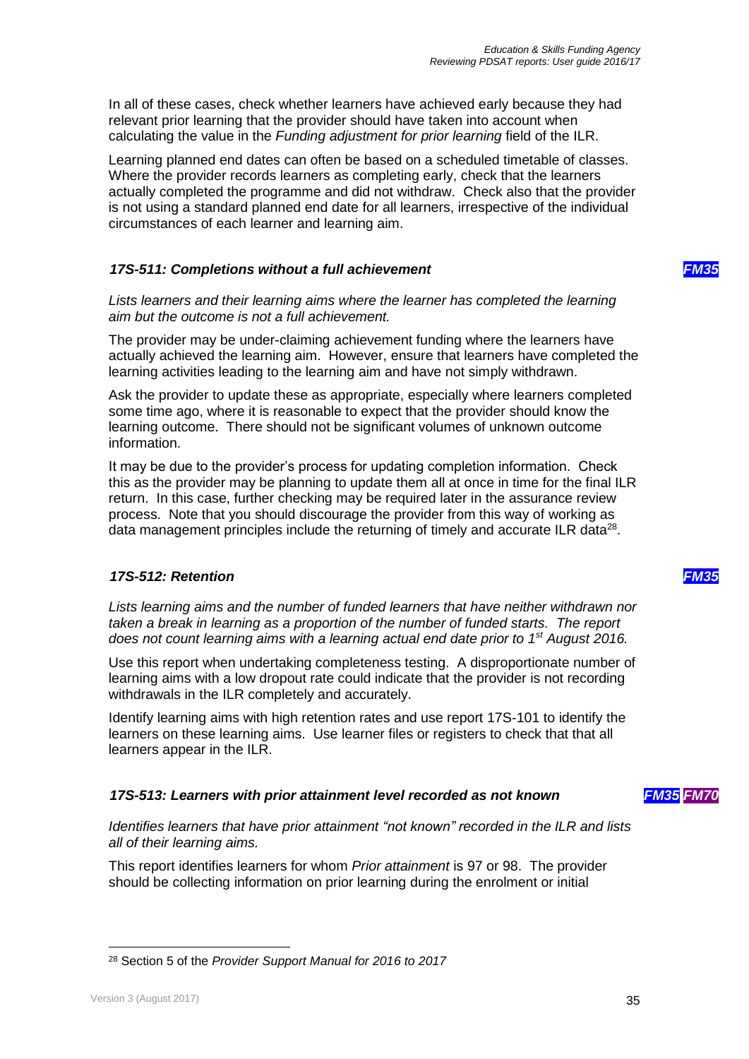In all of these cases, check whether learners have achieved early because they had relevant prior learning that the provider should have taken into account when calculating the value in the *Funding adjustment for prior learning* field of the ILR.

Learning planned end dates can often be based on a scheduled timetable of classes. Where the provider records learners as completing early, check that the learners actually completed the programme and did not withdraw. Check also that the provider is not using a standard planned end date for all learners, irrespective of the individual circumstances of each learner and learning aim.

### *17S-511: Completions without a full achievement* *FM35*

*Lists learners and their learning aims where the learner has completed the learning aim but the outcome is not a full achievement.*

The provider may be under-claiming achievement funding where the learners have actually achieved the learning aim. However, ensure that learners have completed the learning activities leading to the learning aim and have not simply withdrawn.

Ask the provider to update these as appropriate, especially where learners completed some time ago, where it is reasonable to expect that the provider should know the learning outcome. There should not be significant volumes of unknown outcome information.

It may be due to the provider's process for updating completion information. Check this as the provider may be planning to update them all at once in time for the final ILR return. In this case, further checking may be required later in the assurance review process. Note that you should discourage the provider from this way of working as data management principles include the returning of timely and accurate ILR data[28].

### *17S-512: Retention* *FM35*

*Lists learning aims and the number of funded learners that have neither withdrawn nor taken a break in learning as a proportion of the number of funded starts. The report does not count learning aims with a learning actual end date prior to 1st August 2016.*

Use this report when undertaking completeness testing. A disproportionate number of learning aims with a low dropout rate could indicate that the provider is not recording withdrawals in the ILR completely and accurately.

Identify learning aims with high retention rates and use report 17S-101 to identify the learners on these learning aims. Use learner files or registers to check that that all learners appear in the ILR.

### *17S-513: Learners with prior attainment level recorded as not known* *FM35* *FM70*

*Identifies learners that have prior attainment "not known" recorded in the ILR and lists all of their learning aims.*

This report identifies learners for whom *Prior attainment* is 97 or 98. The provider should be collecting information on prior learning during the enrolment or initial

---

[28] Section 5 of the *Provider Support Manual for 2016 to 2017*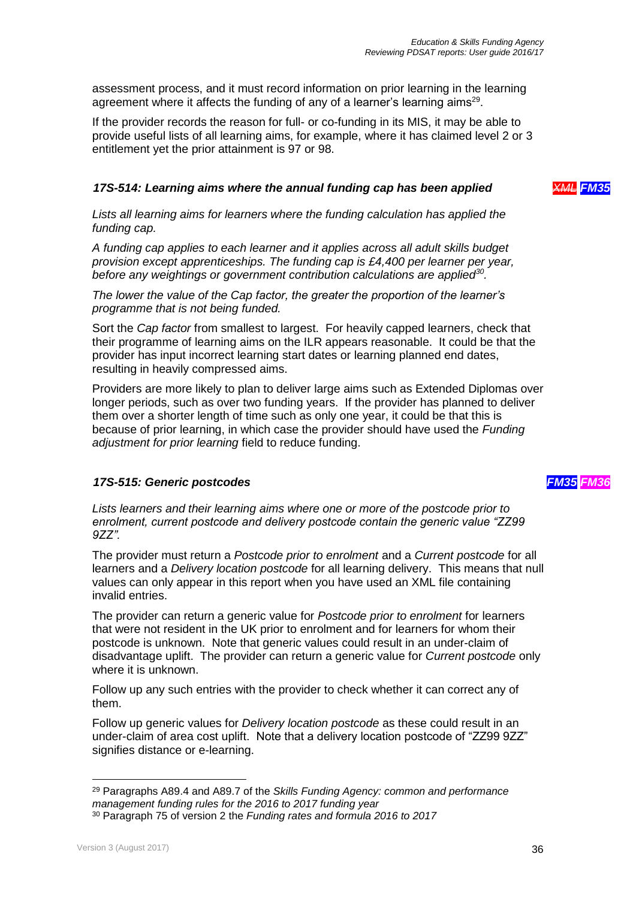assessment process, and it must record information on prior learning in the learning agreement where it affects the funding of any of a learner's learning aims[29].

If the provider records the reason for full- or co-funding in its MIS, it may be able to provide useful lists of all learning aims, for example, where it has claimed level 2 or 3 entitlement yet the prior attainment is 97 or 98.

### *17S-514: Learning aims where the annual funding cap has been applied* ~~*XML*~~ *FM35*

*Lists all learning aims for learners where the funding calculation has applied the funding cap.*

*A funding cap applies to each learner and it applies across all adult skills budget provision except apprenticeships. The funding cap is £4,400 per learner per year, before any weightings or government contribution calculations are applied[30].*

*The lower the value of the Cap factor, the greater the proportion of the learner's programme that is not being funded.*

Sort the *Cap factor* from smallest to largest. For heavily capped learners, check that their programme of learning aims on the ILR appears reasonable. It could be that the provider has input incorrect learning start dates or learning planned end dates, resulting in heavily compressed aims.

Providers are more likely to plan to deliver large aims such as Extended Diplomas over longer periods, such as over two funding years. If the provider has planned to deliver them over a shorter length of time such as only one year, it could be that this is because of prior learning, in which case the provider should have used the *Funding adjustment for prior learning* field to reduce funding.

### *17S-515: Generic postcodes* *FM35* *FM36*

*Lists learners and their learning aims where one or more of the postcode prior to enrolment, current postcode and delivery postcode contain the generic value "ZZ99 9ZZ".*

The provider must return a *Postcode prior to enrolment* and a *Current postcode* for all learners and a *Delivery location postcode* for all learning delivery. This means that null values can only appear in this report when you have used an XML file containing invalid entries.

The provider can return a generic value for *Postcode prior to enrolment* for learners that were not resident in the UK prior to enrolment and for learners for whom their postcode is unknown. Note that generic values could result in an under-claim of disadvantage uplift. The provider can return a generic value for *Current postcode* only where it is unknown.

Follow up any such entries with the provider to check whether it can correct any of them.

Follow up generic values for *Delivery location postcode* as these could result in an under-claim of area cost uplift. Note that a delivery location postcode of "ZZ99 9ZZ" signifies distance or e-learning.

---

[29] Paragraphs A89.4 and A89.7 of the *Skills Funding Agency: common and performance management funding rules for the 2016 to 2017 funding year*

[30] Paragraph 75 of version 2 the *Funding rates and formula 2016 to 2017*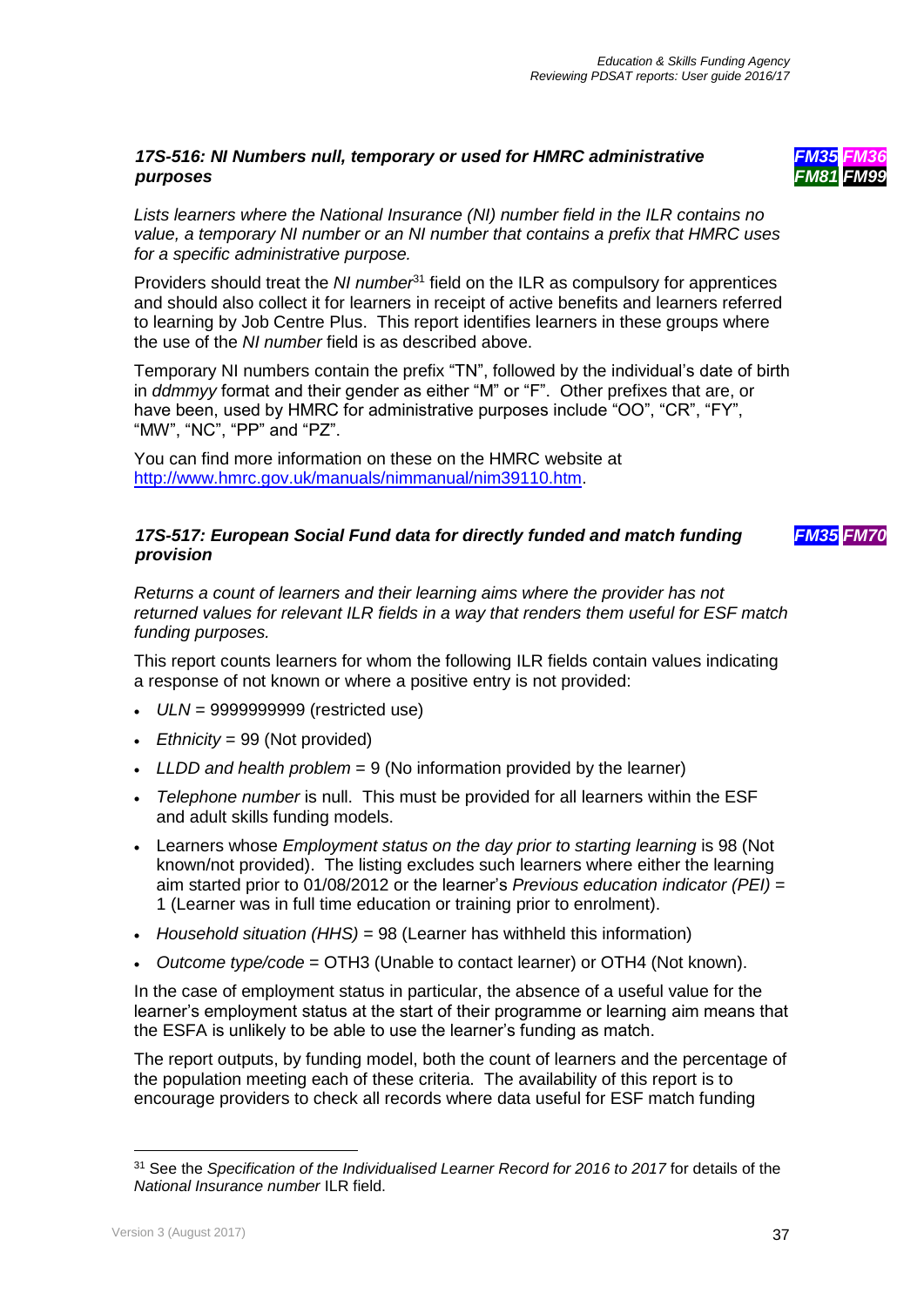### *17S-516: NI Numbers null, temporary or used for HMRC administrative purposes*

***FM35 FM36 FM81 FM99***

*Lists learners where the National Insurance (NI) number field in the ILR contains no value, a temporary NI number or an NI number that contains a prefix that HMRC uses for a specific administrative purpose.*

Providers should treat the *NI number*[31] field on the ILR as compulsory for apprentices and should also collect it for learners in receipt of active benefits and learners referred to learning by Job Centre Plus. This report identifies learners in these groups where the use of the *NI number* field is as described above.

Temporary NI numbers contain the prefix "TN", followed by the individual's date of birth in *ddmmyy* format and their gender as either "M" or "F". Other prefixes that are, or have been, used by HMRC for administrative purposes include "OO", "CR", "FY", "MW", "NC", "PP" and "PZ".

You can find more information on these on the HMRC website at [http://www.hmrc.gov.uk/manuals/nimmanual/nim39110.htm](http://www.hmrc.gov.uk/manuals/nimmanual/nim39110.htm).

### *17S-517: European Social Fund data for directly funded and match funding provision*

***FM35 FM70***

*Returns a count of learners and their learning aims where the provider has not returned values for relevant ILR fields in a way that renders them useful for ESF match funding purposes.*

This report counts learners for whom the following ILR fields contain values indicating a response of not known or where a positive entry is not provided:

- *ULN* = 9999999999 (restricted use)
- *Ethnicity* = 99 (Not provided)
- *LLDD and health problem* = 9 (No information provided by the learner)
- *Telephone number* is null. This must be provided for all learners within the ESF and adult skills funding models.
- Learners whose *Employment status on the day prior to starting learning* is 98 (Not known/not provided). The listing excludes such learners where either the learning aim started prior to 01/08/2012 or the learner's *Previous education indicator (PEI)* = 1 (Learner was in full time education or training prior to enrolment).
- *Household situation (HHS)* = 98 (Learner has withheld this information)
- *Outcome type/code* = OTH3 (Unable to contact learner) or OTH4 (Not known).

In the case of employment status in particular, the absence of a useful value for the learner's employment status at the start of their programme or learning aim means that the ESFA is unlikely to be able to use the learner's funding as match.

The report outputs, by funding model, both the count of learners and the percentage of the population meeting each of these criteria. The availability of this report is to encourage providers to check all records where data useful for ESF match funding

---

[31] See the *Specification of the Individualised Learner Record for 2016 to 2017* for details of the *National Insurance number* ILR field.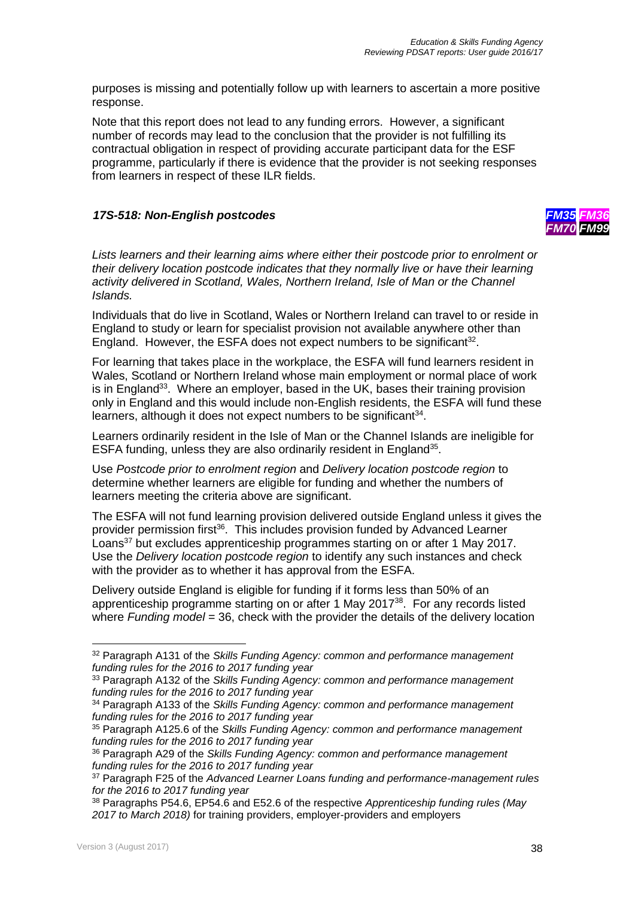purposes is missing and potentially follow up with learners to ascertain a more positive response.

Note that this report does not lead to any funding errors. However, a significant number of records may lead to the conclusion that the provider is not fulfilling its contractual obligation in respect of providing accurate participant data for the ESF programme, particularly if there is evidence that the provider is not seeking responses from learners in respect of these ILR fields.

### *17S-518: Non-English postcodes*

***FM35 FM36 FM70 FM99***

*Lists learners and their learning aims where either their postcode prior to enrolment or their delivery location postcode indicates that they normally live or have their learning activity delivered in Scotland, Wales, Northern Ireland, Isle of Man or the Channel Islands.*

Individuals that do live in Scotland, Wales or Northern Ireland can travel to or reside in England to study or learn for specialist provision not available anywhere other than England. However, the ESFA does not expect numbers to be significant[32].

For learning that takes place in the workplace, the ESFA will fund learners resident in Wales, Scotland or Northern Ireland whose main employment or normal place of work is in England[33]. Where an employer, based in the UK, bases their training provision only in England and this would include non-English residents, the ESFA will fund these learners, although it does not expect numbers to be significant[34].

Learners ordinarily resident in the Isle of Man or the Channel Islands are ineligible for ESFA funding, unless they are also ordinarily resident in England[35].

Use *Postcode prior to enrolment region* and *Delivery location postcode region* to determine whether learners are eligible for funding and whether the numbers of learners meeting the criteria above are significant.

The ESFA will not fund learning provision delivered outside England unless it gives the provider permission first[36]. This includes provision funded by Advanced Learner Loans[37] but excludes apprenticeship programmes starting on or after 1 May 2017. Use the *Delivery location postcode region* to identify any such instances and check with the provider as to whether it has approval from the ESFA.

Delivery outside England is eligible for funding if it forms less than 50% of an apprenticeship programme starting on or after 1 May 2017[38]. For any records listed where *Funding model* = 36, check with the provider the details of the delivery location

---

[32] Paragraph A131 of the *Skills Funding Agency: common and performance management funding rules for the 2016 to 2017 funding year*

[33] Paragraph A132 of the *Skills Funding Agency: common and performance management funding rules for the 2016 to 2017 funding year*

[34] Paragraph A133 of the *Skills Funding Agency: common and performance management funding rules for the 2016 to 2017 funding year*

[35] Paragraph A125.6 of the *Skills Funding Agency: common and performance management funding rules for the 2016 to 2017 funding year*

[36] Paragraph A29 of the *Skills Funding Agency: common and performance management funding rules for the 2016 to 2017 funding year*

[37] Paragraph F25 of the *Advanced Learner Loans funding and performance-management rules for the 2016 to 2017 funding year*

[38] Paragraphs P54.6, EP54.6 and E52.6 of the respective *Apprenticeship funding rules (May 2017 to March 2018)* for training providers, employer-providers and employers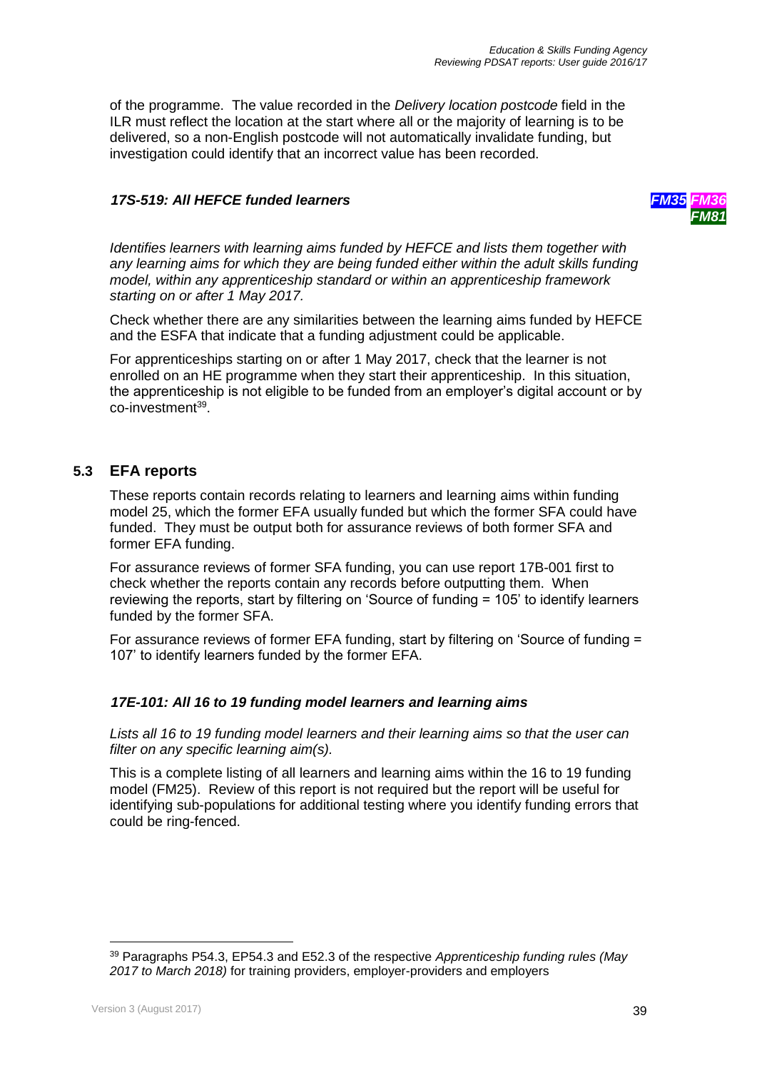of the programme. The value recorded in the *Delivery location postcode* field in the ILR must reflect the location at the start where all or the majority of learning is to be delivered, so a non-English postcode will not automatically invalidate funding, but investigation could identify that an incorrect value has been recorded.

#### *17S-519: All HEFCE funded learners*

***FM35*** ***FM36*** ***FM81***

*Identifies learners with learning aims funded by HEFCE and lists them together with any learning aims for which they are being funded either within the adult skills funding model, within any apprenticeship standard or within an apprenticeship framework starting on or after 1 May 2017.*

Check whether there are any similarities between the learning aims funded by HEFCE and the ESFA that indicate that a funding adjustment could be applicable.

For apprenticeships starting on or after 1 May 2017, check that the learner is not enrolled on an HE programme when they start their apprenticeship. In this situation, the apprenticeship is not eligible to be funded from an employer's digital account or by co-investment[39].

### 5.3 EFA reports

These reports contain records relating to learners and learning aims within funding model 25, which the former EFA usually funded but which the former SFA could have funded. They must be output both for assurance reviews of both former SFA and former EFA funding.

For assurance reviews of former SFA funding, you can use report 17B-001 first to check whether the reports contain any records before outputting them. When reviewing the reports, start by filtering on 'Source of funding = 105' to identify learners funded by the former SFA.

For assurance reviews of former EFA funding, start by filtering on 'Source of funding = 107' to identify learners funded by the former EFA.

#### *17E-101: All 16 to 19 funding model learners and learning aims*

*Lists all 16 to 19 funding model learners and their learning aims so that the user can filter on any specific learning aim(s).*

This is a complete listing of all learners and learning aims within the 16 to 19 funding model (FM25). Review of this report is not required but the report will be useful for identifying sub-populations for additional testing where you identify funding errors that could be ring-fenced.

---

[39] Paragraphs P54.3, EP54.3 and E52.3 of the respective *Apprenticeship funding rules (May 2017 to March 2018)* for training providers, employer-providers and employers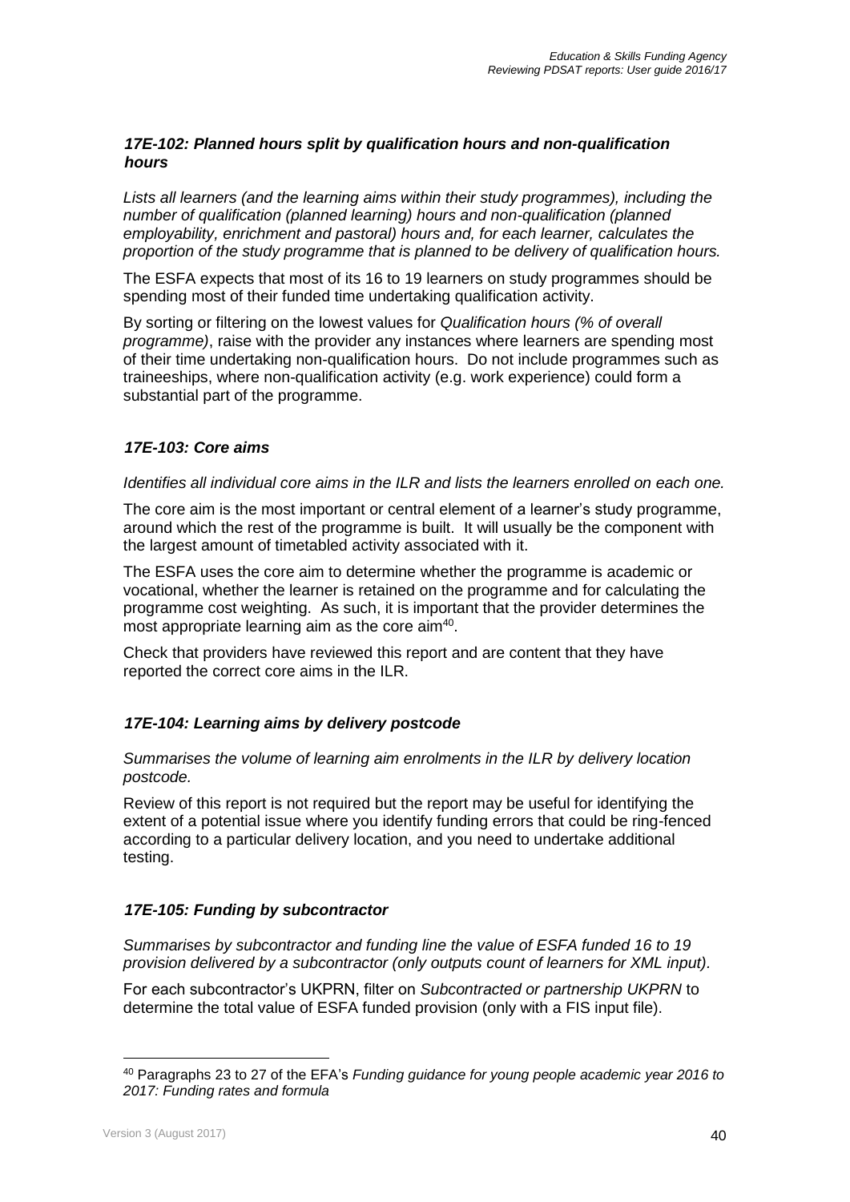### *17E-102: Planned hours split by qualification hours and non-qualification hours*

*Lists all learners (and the learning aims within their study programmes), including the number of qualification (planned learning) hours and non-qualification (planned employability, enrichment and pastoral) hours and, for each learner, calculates the proportion of the study programme that is planned to be delivery of qualification hours.*

The ESFA expects that most of its 16 to 19 learners on study programmes should be spending most of their funded time undertaking qualification activity.

By sorting or filtering on the lowest values for *Qualification hours (% of overall programme)*, raise with the provider any instances where learners are spending most of their time undertaking non-qualification hours. Do not include programmes such as traineeships, where non-qualification activity (e.g. work experience) could form a substantial part of the programme.

### *17E-103: Core aims*

*Identifies all individual core aims in the ILR and lists the learners enrolled on each one.*

The core aim is the most important or central element of a learner's study programme, around which the rest of the programme is built. It will usually be the component with the largest amount of timetabled activity associated with it.

The ESFA uses the core aim to determine whether the programme is academic or vocational, whether the learner is retained on the programme and for calculating the programme cost weighting. As such, it is important that the provider determines the most appropriate learning aim as the core aim[40].

Check that providers have reviewed this report and are content that they have reported the correct core aims in the ILR.

### *17E-104: Learning aims by delivery postcode*

*Summarises the volume of learning aim enrolments in the ILR by delivery location postcode.*

Review of this report is not required but the report may be useful for identifying the extent of a potential issue where you identify funding errors that could be ring-fenced according to a particular delivery location, and you need to undertake additional testing.

### *17E-105: Funding by subcontractor*

*Summarises by subcontractor and funding line the value of ESFA funded 16 to 19 provision delivered by a subcontractor (only outputs count of learners for XML input).*

For each subcontractor's UKPRN, filter on *Subcontracted or partnership UKPRN* to determine the total value of ESFA funded provision (only with a FIS input file).

---

[40] Paragraphs 23 to 27 of the EFA's *Funding guidance for young people academic year 2016 to 2017: Funding rates and formula*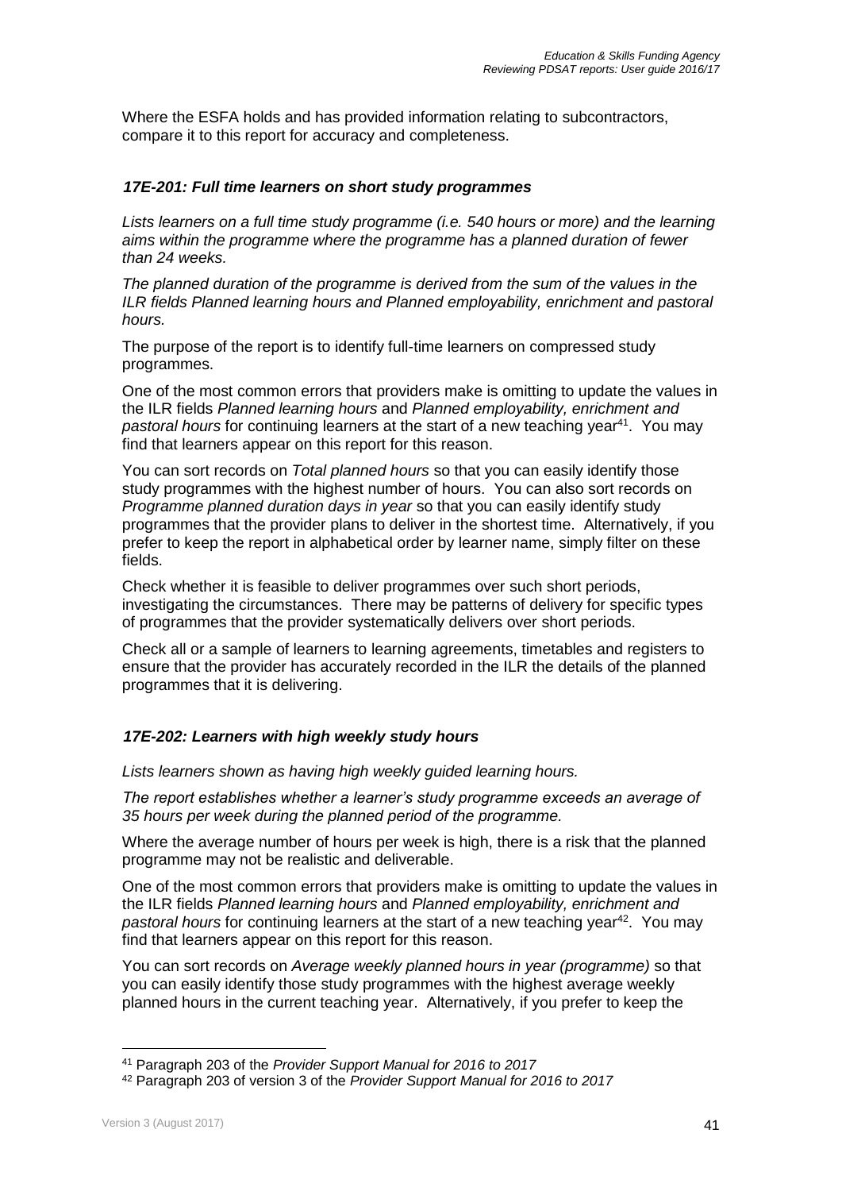Where the ESFA holds and has provided information relating to subcontractors, compare it to this report for accuracy and completeness.

### *17E-201: Full time learners on short study programmes*

*Lists learners on a full time study programme (i.e. 540 hours or more) and the learning aims within the programme where the programme has a planned duration of fewer than 24 weeks.*

*The planned duration of the programme is derived from the sum of the values in the ILR fields Planned learning hours and Planned employability, enrichment and pastoral hours.*

The purpose of the report is to identify full-time learners on compressed study programmes.

One of the most common errors that providers make is omitting to update the values in the ILR fields *Planned learning hours* and *Planned employability, enrichment and pastoral hours* for continuing learners at the start of a new teaching year[41]. You may find that learners appear on this report for this reason.

You can sort records on *Total planned hours* so that you can easily identify those study programmes with the highest number of hours. You can also sort records on *Programme planned duration days in year* so that you can easily identify study programmes that the provider plans to deliver in the shortest time. Alternatively, if you prefer to keep the report in alphabetical order by learner name, simply filter on these fields.

Check whether it is feasible to deliver programmes over such short periods, investigating the circumstances. There may be patterns of delivery for specific types of programmes that the provider systematically delivers over short periods.

Check all or a sample of learners to learning agreements, timetables and registers to ensure that the provider has accurately recorded in the ILR the details of the planned programmes that it is delivering.

### *17E-202: Learners with high weekly study hours*

*Lists learners shown as having high weekly guided learning hours.*

*The report establishes whether a learner's study programme exceeds an average of 35 hours per week during the planned period of the programme.*

Where the average number of hours per week is high, there is a risk that the planned programme may not be realistic and deliverable.

One of the most common errors that providers make is omitting to update the values in the ILR fields *Planned learning hours* and *Planned employability, enrichment and pastoral hours* for continuing learners at the start of a new teaching year[42]. You may find that learners appear on this report for this reason.

You can sort records on *Average weekly planned hours in year (programme)* so that you can easily identify those study programmes with the highest average weekly planned hours in the current teaching year. Alternatively, if you prefer to keep the

[41] Paragraph 203 of the *Provider Support Manual for 2016 to 2017*

[42] Paragraph 203 of version 3 of the *Provider Support Manual for 2016 to 2017*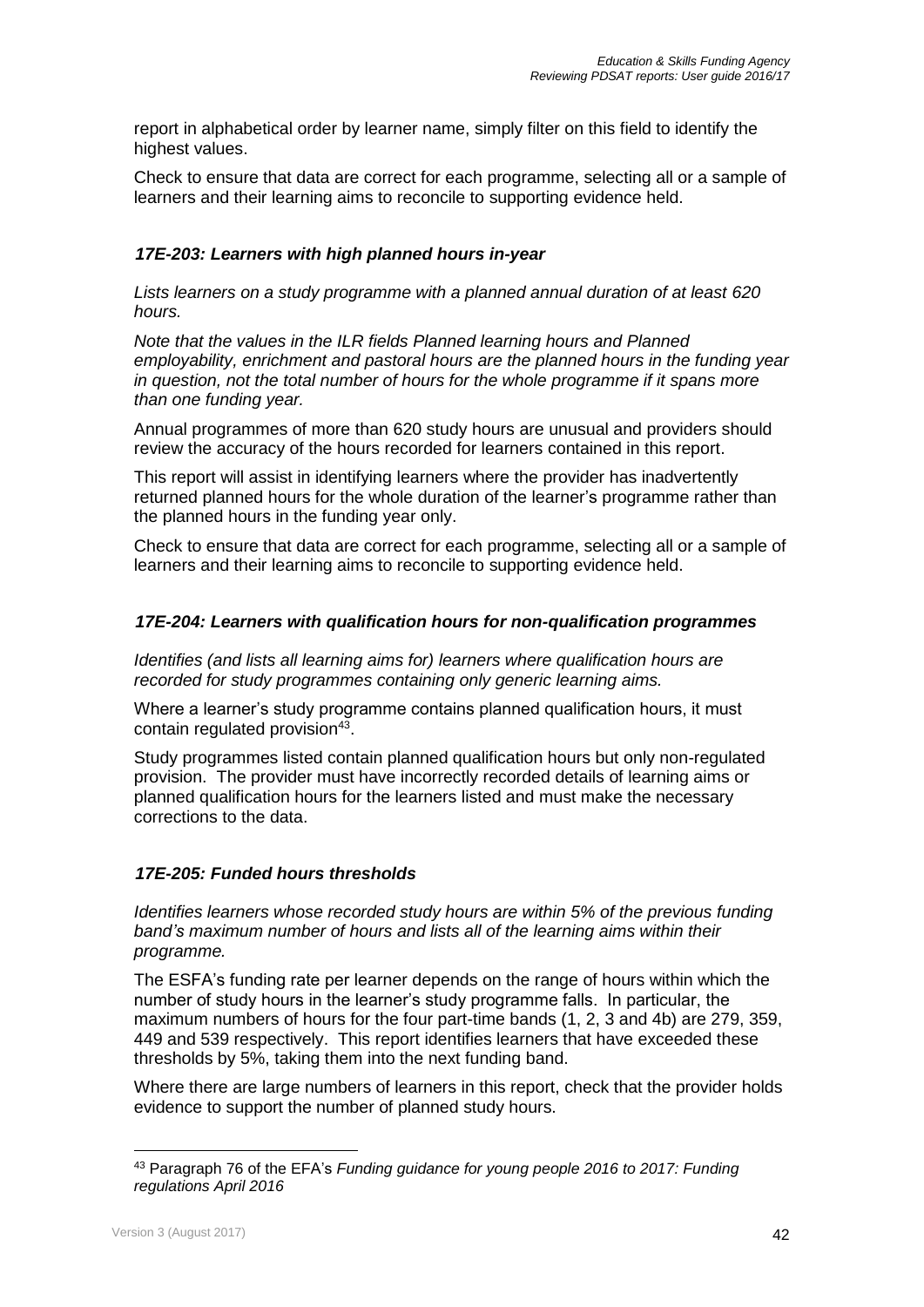report in alphabetical order by learner name, simply filter on this field to identify the highest values.

Check to ensure that data are correct for each programme, selecting all or a sample of learners and their learning aims to reconcile to supporting evidence held.

### *17E-203: Learners with high planned hours in-year*

*Lists learners on a study programme with a planned annual duration of at least 620 hours.*

*Note that the values in the ILR fields Planned learning hours and Planned employability, enrichment and pastoral hours are the planned hours in the funding year in question, not the total number of hours for the whole programme if it spans more than one funding year.*

Annual programmes of more than 620 study hours are unusual and providers should review the accuracy of the hours recorded for learners contained in this report.

This report will assist in identifying learners where the provider has inadvertently returned planned hours for the whole duration of the learner's programme rather than the planned hours in the funding year only.

Check to ensure that data are correct for each programme, selecting all or a sample of learners and their learning aims to reconcile to supporting evidence held.

### *17E-204: Learners with qualification hours for non-qualification programmes*

*Identifies (and lists all learning aims for) learners where qualification hours are recorded for study programmes containing only generic learning aims.*

Where a learner's study programme contains planned qualification hours, it must contain regulated provision[43].

Study programmes listed contain planned qualification hours but only non-regulated provision. The provider must have incorrectly recorded details of learning aims or planned qualification hours for the learners listed and must make the necessary corrections to the data.

### *17E-205: Funded hours thresholds*

*Identifies learners whose recorded study hours are within 5% of the previous funding band's maximum number of hours and lists all of the learning aims within their programme.*

The ESFA's funding rate per learner depends on the range of hours within which the number of study hours in the learner's study programme falls. In particular, the maximum numbers of hours for the four part-time bands (1, 2, 3 and 4b) are 279, 359, 449 and 539 respectively. This report identifies learners that have exceeded these thresholds by 5%, taking them into the next funding band.

Where there are large numbers of learners in this report, check that the provider holds evidence to support the number of planned study hours.

---

[43] Paragraph 76 of the EFA's *Funding guidance for young people 2016 to 2017: Funding regulations April 2016*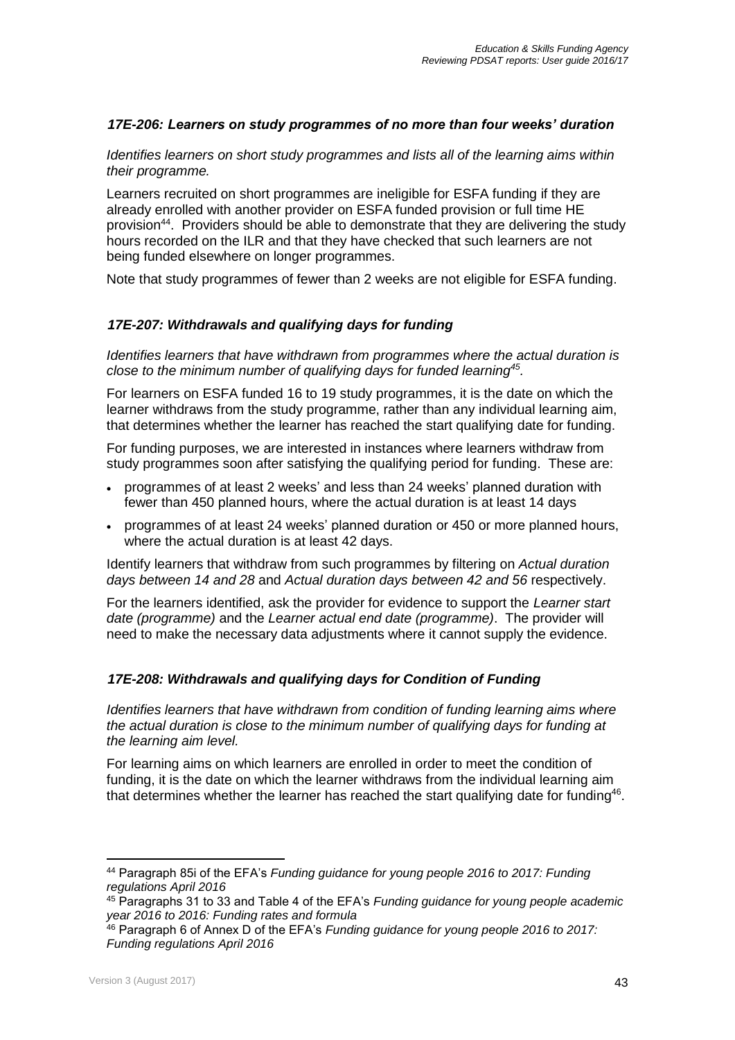### *17E-206: Learners on study programmes of no more than four weeks' duration*

*Identifies learners on short study programmes and lists all of the learning aims within their programme.*

Learners recruited on short programmes are ineligible for ESFA funding if they are already enrolled with another provider on ESFA funded provision or full time HE provision[44]. Providers should be able to demonstrate that they are delivering the study hours recorded on the ILR and that they have checked that such learners are not being funded elsewhere on longer programmes.

Note that study programmes of fewer than 2 weeks are not eligible for ESFA funding.

### *17E-207: Withdrawals and qualifying days for funding*

*Identifies learners that have withdrawn from programmes where the actual duration is close to the minimum number of qualifying days for funded learning[45].*

For learners on ESFA funded 16 to 19 study programmes, it is the date on which the learner withdraws from the study programme, rather than any individual learning aim, that determines whether the learner has reached the start qualifying date for funding.

For funding purposes, we are interested in instances where learners withdraw from study programmes soon after satisfying the qualifying period for funding. These are:

- programmes of at least 2 weeks' and less than 24 weeks' planned duration with fewer than 450 planned hours, where the actual duration is at least 14 days
- programmes of at least 24 weeks' planned duration or 450 or more planned hours, where the actual duration is at least 42 days.

Identify learners that withdraw from such programmes by filtering on *Actual duration days between 14 and 28* and *Actual duration days between 42 and 56* respectively.

For the learners identified, ask the provider for evidence to support the *Learner start date (programme)* and the *Learner actual end date (programme)*. The provider will need to make the necessary data adjustments where it cannot supply the evidence.

### *17E-208: Withdrawals and qualifying days for Condition of Funding*

*Identifies learners that have withdrawn from condition of funding learning aims where the actual duration is close to the minimum number of qualifying days for funding at the learning aim level.*

For learning aims on which learners are enrolled in order to meet the condition of funding, it is the date on which the learner withdraws from the individual learning aim that determines whether the learner has reached the start qualifying date for funding[46].

---

[44] Paragraph 85i of the EFA's *Funding guidance for young people 2016 to 2017: Funding regulations April 2016*

[45] Paragraphs 31 to 33 and Table 4 of the EFA's *Funding guidance for young people academic year 2016 to 2016: Funding rates and formula*

[46] Paragraph 6 of Annex D of the EFA's *Funding guidance for young people 2016 to 2017: Funding regulations April 2016*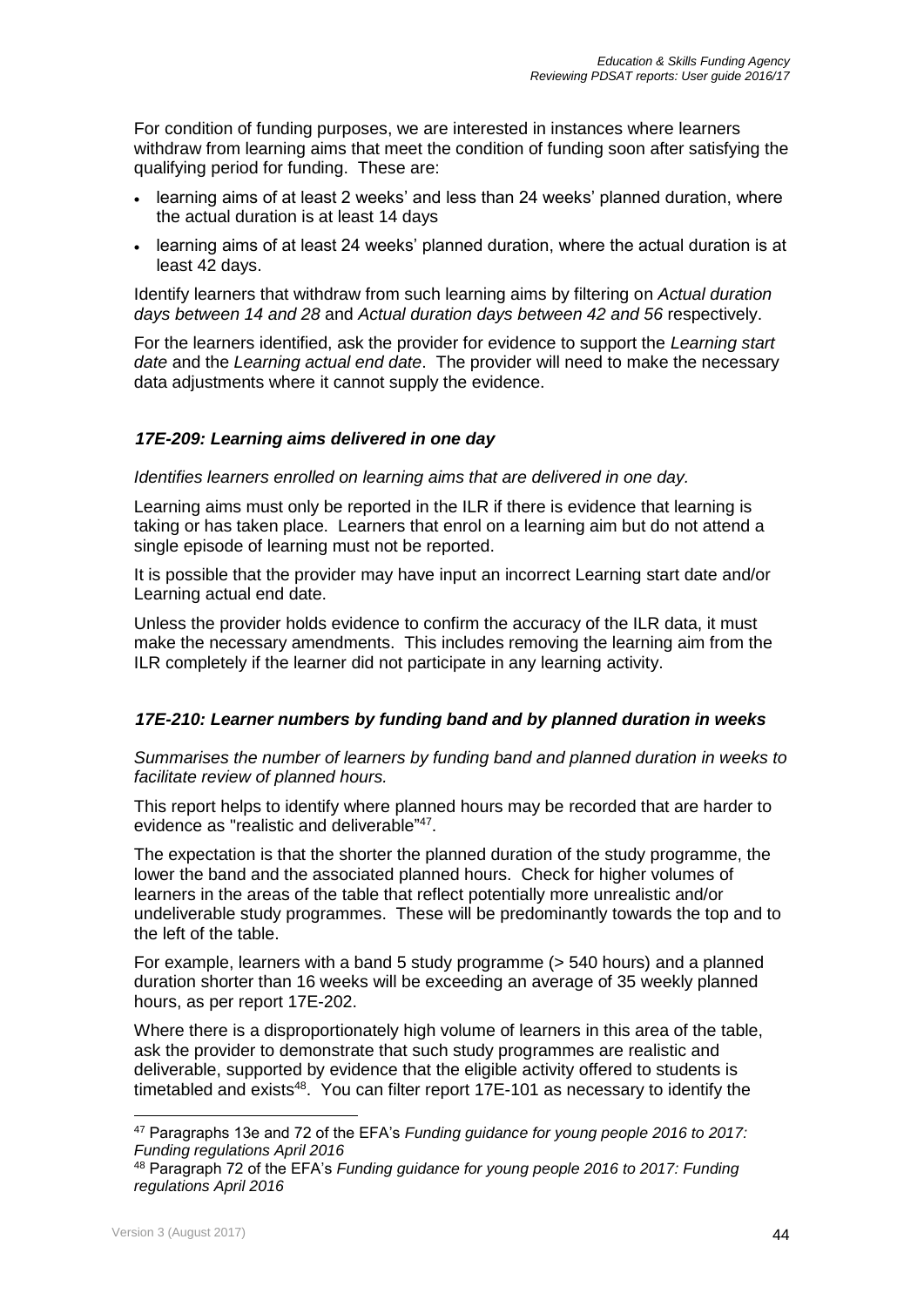For condition of funding purposes, we are interested in instances where learners withdraw from learning aims that meet the condition of funding soon after satisfying the qualifying period for funding. These are:

- learning aims of at least 2 weeks' and less than 24 weeks' planned duration, where the actual duration is at least 14 days
- learning aims of at least 24 weeks' planned duration, where the actual duration is at least 42 days.

Identify learners that withdraw from such learning aims by filtering on *Actual duration days between 14 and 28* and *Actual duration days between 42 and 56* respectively.

For the learners identified, ask the provider for evidence to support the *Learning start date* and the *Learning actual end date*. The provider will need to make the necessary data adjustments where it cannot supply the evidence.

### *17E-209: Learning aims delivered in one day*

*Identifies learners enrolled on learning aims that are delivered in one day.*

Learning aims must only be reported in the ILR if there is evidence that learning is taking or has taken place. Learners that enrol on a learning aim but do not attend a single episode of learning must not be reported.

It is possible that the provider may have input an incorrect Learning start date and/or Learning actual end date.

Unless the provider holds evidence to confirm the accuracy of the ILR data, it must make the necessary amendments. This includes removing the learning aim from the ILR completely if the learner did not participate in any learning activity.

### *17E-210: Learner numbers by funding band and by planned duration in weeks*

*Summarises the number of learners by funding band and planned duration in weeks to facilitate review of planned hours.*

This report helps to identify where planned hours may be recorded that are harder to evidence as "realistic and deliverable"[47].

The expectation is that the shorter the planned duration of the study programme, the lower the band and the associated planned hours. Check for higher volumes of learners in the areas of the table that reflect potentially more unrealistic and/or undeliverable study programmes. These will be predominantly towards the top and to the left of the table.

For example, learners with a band 5 study programme (> 540 hours) and a planned duration shorter than 16 weeks will be exceeding an average of 35 weekly planned hours, as per report 17E-202.

Where there is a disproportionately high volume of learners in this area of the table, ask the provider to demonstrate that such study programmes are realistic and deliverable, supported by evidence that the eligible activity offered to students is timetabled and exists[48]. You can filter report 17E-101 as necessary to identify the

---

[47] Paragraphs 13e and 72 of the EFA's *Funding guidance for young people 2016 to 2017: Funding regulations April 2016*

[48] Paragraph 72 of the EFA's *Funding guidance for young people 2016 to 2017: Funding regulations April 2016*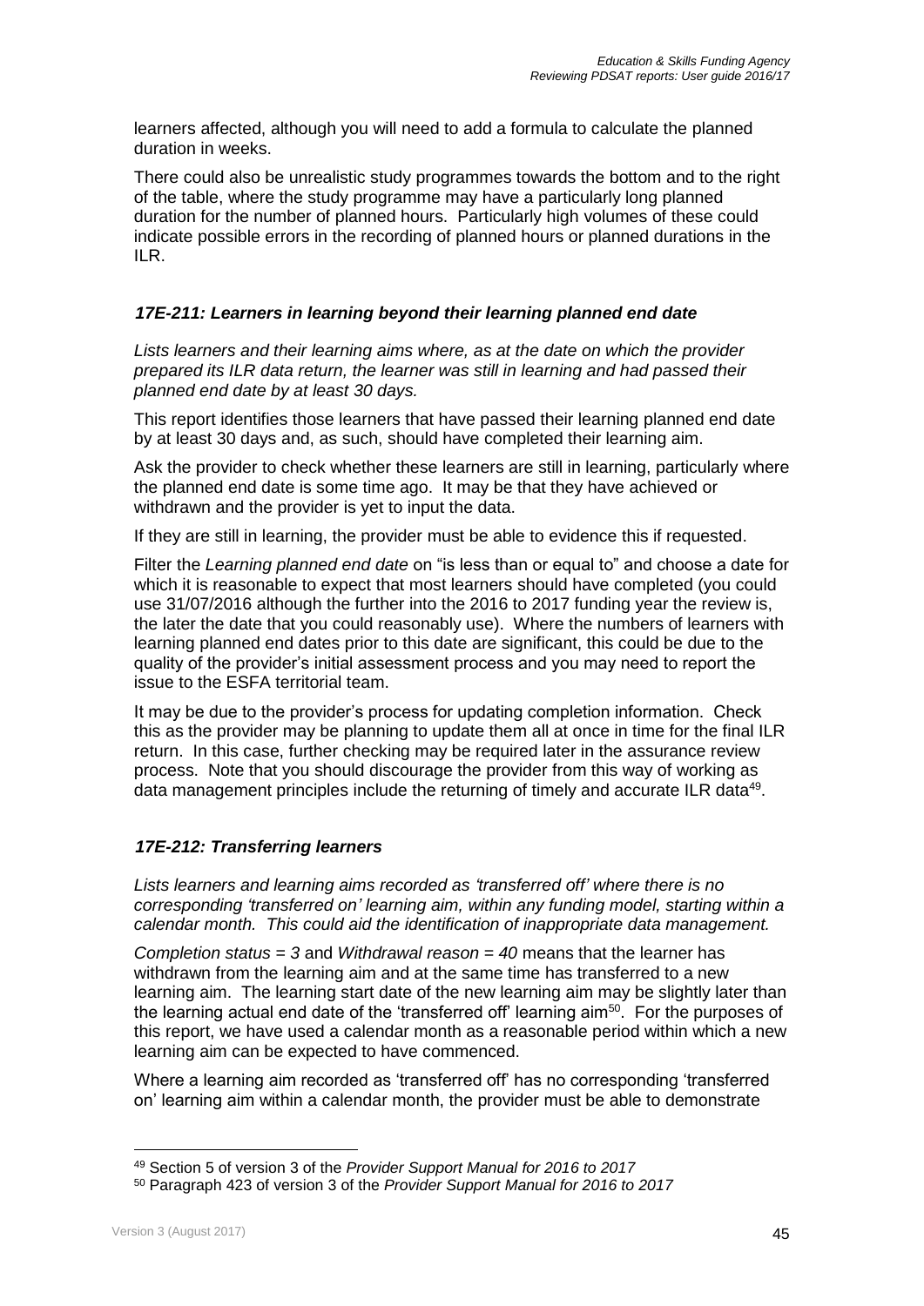learners affected, although you will need to add a formula to calculate the planned duration in weeks.

There could also be unrealistic study programmes towards the bottom and to the right of the table, where the study programme may have a particularly long planned duration for the number of planned hours. Particularly high volumes of these could indicate possible errors in the recording of planned hours or planned durations in the ILR.

### *17E-211: Learners in learning beyond their learning planned end date*

*Lists learners and their learning aims where, as at the date on which the provider prepared its ILR data return, the learner was still in learning and had passed their planned end date by at least 30 days.*

This report identifies those learners that have passed their learning planned end date by at least 30 days and, as such, should have completed their learning aim.

Ask the provider to check whether these learners are still in learning, particularly where the planned end date is some time ago. It may be that they have achieved or withdrawn and the provider is yet to input the data.

If they are still in learning, the provider must be able to evidence this if requested.

Filter the *Learning planned end date* on "is less than or equal to" and choose a date for which it is reasonable to expect that most learners should have completed (you could use 31/07/2016 although the further into the 2016 to 2017 funding year the review is, the later the date that you could reasonably use). Where the numbers of learners with learning planned end dates prior to this date are significant, this could be due to the quality of the provider's initial assessment process and you may need to report the issue to the ESFA territorial team.

It may be due to the provider's process for updating completion information. Check this as the provider may be planning to update them all at once in time for the final ILR return. In this case, further checking may be required later in the assurance review process. Note that you should discourage the provider from this way of working as data management principles include the returning of timely and accurate ILR data[49].

### *17E-212: Transferring learners*

*Lists learners and learning aims recorded as 'transferred off' where there is no corresponding 'transferred on' learning aim, within any funding model, starting within a calendar month. This could aid the identification of inappropriate data management.*

*Completion status = 3* and *Withdrawal reason = 40* means that the learner has withdrawn from the learning aim and at the same time has transferred to a new learning aim. The learning start date of the new learning aim may be slightly later than the learning actual end date of the 'transferred off' learning aim[50]. For the purposes of this report, we have used a calendar month as a reasonable period within which a new learning aim can be expected to have commenced.

Where a learning aim recorded as 'transferred off' has no corresponding 'transferred on' learning aim within a calendar month, the provider must be able to demonstrate

---

[49] Section 5 of version 3 of the *Provider Support Manual for 2016 to 2017*

[50] Paragraph 423 of version 3 of the *Provider Support Manual for 2016 to 2017*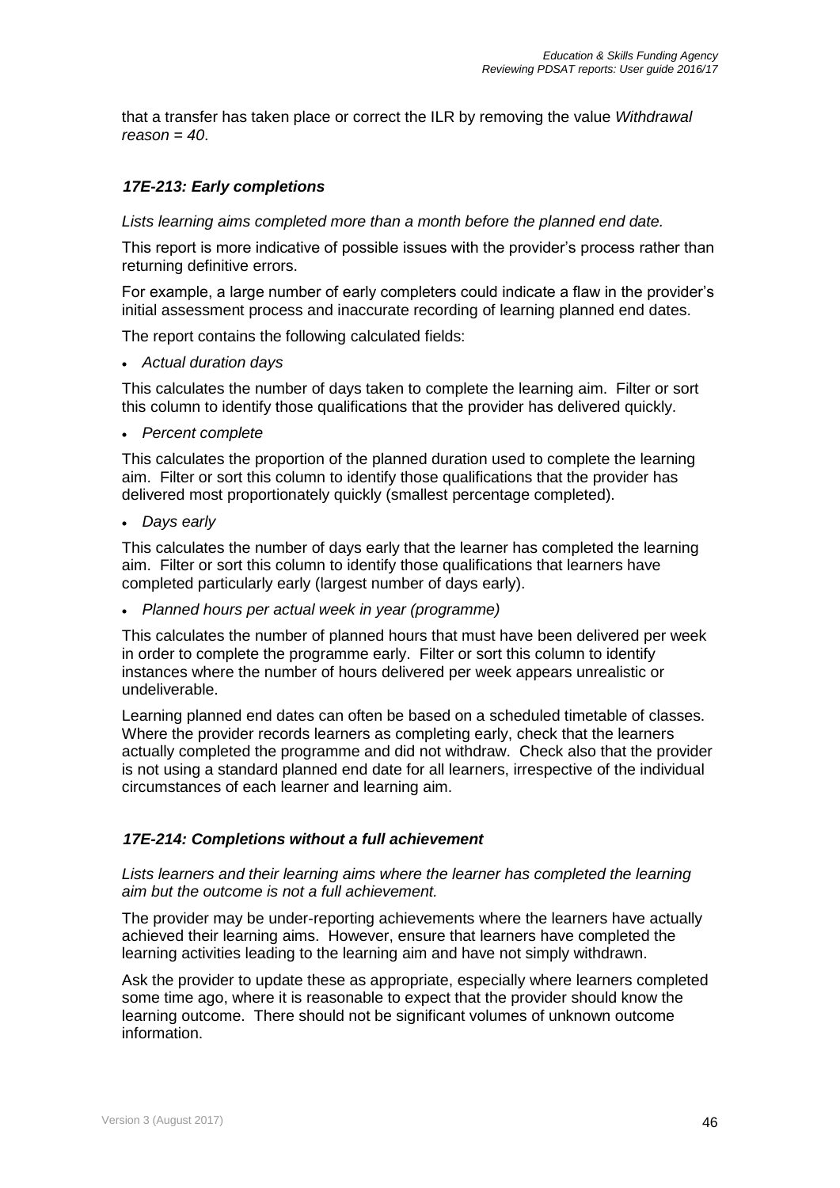that a transfer has taken place or correct the ILR by removing the value *Withdrawal reason = 40*.

### *17E-213: Early completions*

*Lists learning aims completed more than a month before the planned end date.*

This report is more indicative of possible issues with the provider's process rather than returning definitive errors.

For example, a large number of early completers could indicate a flaw in the provider's initial assessment process and inaccurate recording of learning planned end dates.

The report contains the following calculated fields:

- *Actual duration days*

This calculates the number of days taken to complete the learning aim. Filter or sort this column to identify those qualifications that the provider has delivered quickly.

- *Percent complete*

This calculates the proportion of the planned duration used to complete the learning aim. Filter or sort this column to identify those qualifications that the provider has delivered most proportionately quickly (smallest percentage completed).

- *Days early*

This calculates the number of days early that the learner has completed the learning aim. Filter or sort this column to identify those qualifications that learners have completed particularly early (largest number of days early).

- *Planned hours per actual week in year (programme)*

This calculates the number of planned hours that must have been delivered per week in order to complete the programme early. Filter or sort this column to identify instances where the number of hours delivered per week appears unrealistic or undeliverable.

Learning planned end dates can often be based on a scheduled timetable of classes. Where the provider records learners as completing early, check that the learners actually completed the programme and did not withdraw. Check also that the provider is not using a standard planned end date for all learners, irrespective of the individual circumstances of each learner and learning aim.

### *17E-214: Completions without a full achievement*

*Lists learners and their learning aims where the learner has completed the learning aim but the outcome is not a full achievement.*

The provider may be under-reporting achievements where the learners have actually achieved their learning aims. However, ensure that learners have completed the learning activities leading to the learning aim and have not simply withdrawn.

Ask the provider to update these as appropriate, especially where learners completed some time ago, where it is reasonable to expect that the provider should know the learning outcome. There should not be significant volumes of unknown outcome information.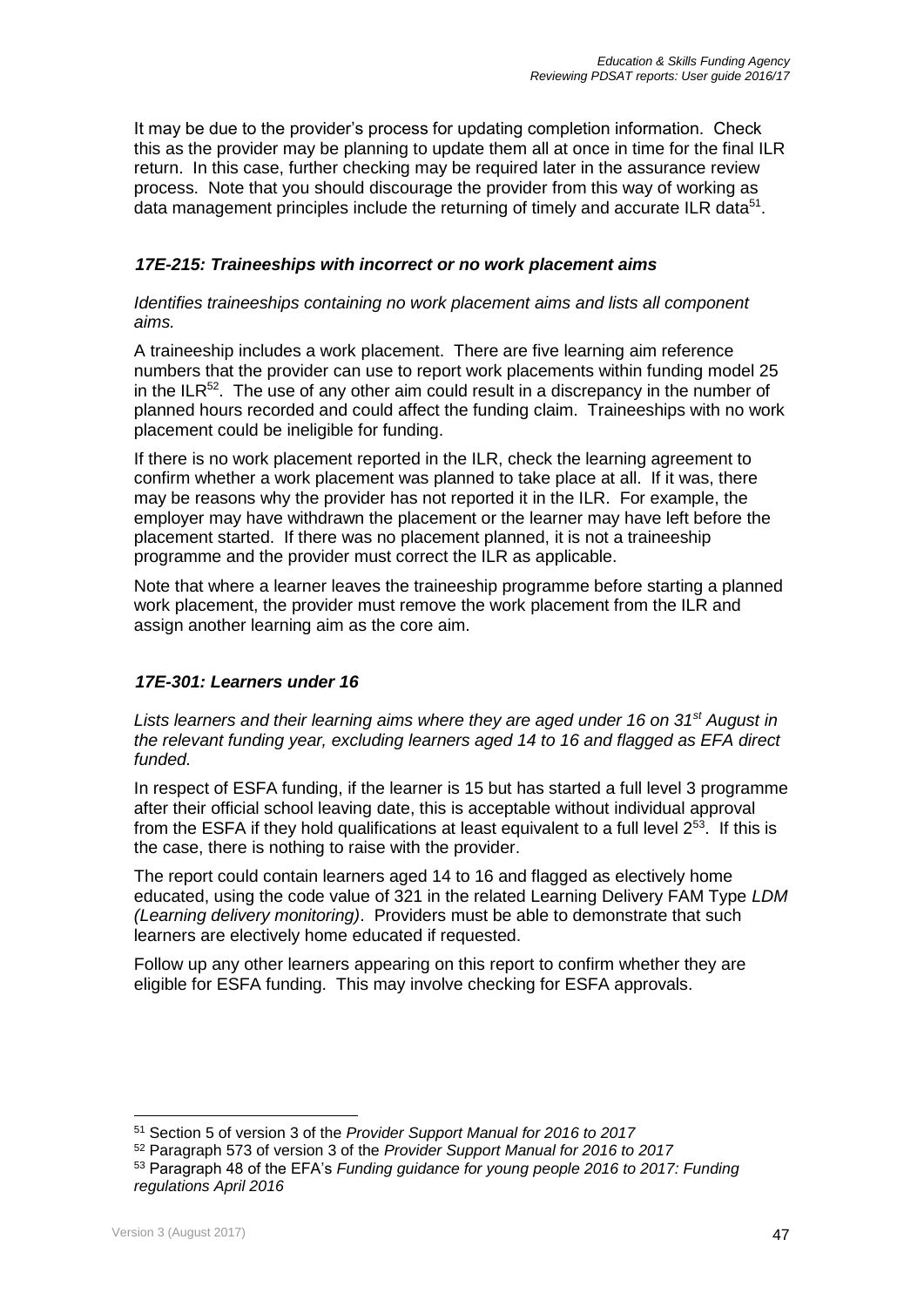It may be due to the provider's process for updating completion information. Check this as the provider may be planning to update them all at once in time for the final ILR return. In this case, further checking may be required later in the assurance review process. Note that you should discourage the provider from this way of working as data management principles include the returning of timely and accurate ILR data[51].

### *17E-215: Traineeships with incorrect or no work placement aims*

*Identifies traineeships containing no work placement aims and lists all component aims.*

A traineeship includes a work placement. There are five learning aim reference numbers that the provider can use to report work placements within funding model 25 in the ILR[52]. The use of any other aim could result in a discrepancy in the number of planned hours recorded and could affect the funding claim. Traineeships with no work placement could be ineligible for funding.

If there is no work placement reported in the ILR, check the learning agreement to confirm whether a work placement was planned to take place at all. If it was, there may be reasons why the provider has not reported it in the ILR. For example, the employer may have withdrawn the placement or the learner may have left before the placement started. If there was no placement planned, it is not a traineeship programme and the provider must correct the ILR as applicable.

Note that where a learner leaves the traineeship programme before starting a planned work placement, the provider must remove the work placement from the ILR and assign another learning aim as the core aim.

### *17E-301: Learners under 16*

*Lists learners and their learning aims where they are aged under 16 on 31st August in the relevant funding year, excluding learners aged 14 to 16 and flagged as EFA direct funded.*

In respect of ESFA funding, if the learner is 15 but has started a full level 3 programme after their official school leaving date, this is acceptable without individual approval from the ESFA if they hold qualifications at least equivalent to a full level 2[53]. If this is the case, there is nothing to raise with the provider.

The report could contain learners aged 14 to 16 and flagged as electively home educated, using the code value of 321 in the related Learning Delivery FAM Type *LDM (Learning delivery monitoring)*. Providers must be able to demonstrate that such learners are electively home educated if requested.

Follow up any other learners appearing on this report to confirm whether they are eligible for ESFA funding. This may involve checking for ESFA approvals.

---

[51] Section 5 of version 3 of the *Provider Support Manual for 2016 to 2017*

[52] Paragraph 573 of version 3 of the *Provider Support Manual for 2016 to 2017*

[53] Paragraph 48 of the EFA's *Funding guidance for young people 2016 to 2017: Funding regulations April 2016*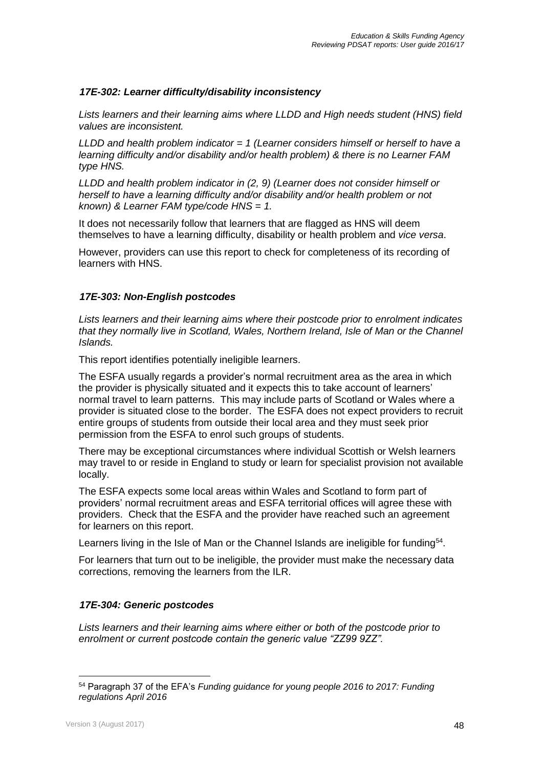### *17E-302: Learner difficulty/disability inconsistency*

*Lists learners and their learning aims where LLDD and High needs student (HNS) field values are inconsistent.*

*LLDD and health problem indicator = 1 (Learner considers himself or herself to have a learning difficulty and/or disability and/or health problem) & there is no Learner FAM type HNS.*

*LLDD and health problem indicator in (2, 9) (Learner does not consider himself or herself to have a learning difficulty and/or disability and/or health problem or not known) & Learner FAM type/code HNS = 1.*

It does not necessarily follow that learners that are flagged as HNS will deem themselves to have a learning difficulty, disability or health problem and *vice versa*.

However, providers can use this report to check for completeness of its recording of learners with HNS.

### *17E-303: Non-English postcodes*

*Lists learners and their learning aims where their postcode prior to enrolment indicates that they normally live in Scotland, Wales, Northern Ireland, Isle of Man or the Channel Islands.*

This report identifies potentially ineligible learners.

The ESFA usually regards a provider's normal recruitment area as the area in which the provider is physically situated and it expects this to take account of learners' normal travel to learn patterns. This may include parts of Scotland or Wales where a provider is situated close to the border. The ESFA does not expect providers to recruit entire groups of students from outside their local area and they must seek prior permission from the ESFA to enrol such groups of students.

There may be exceptional circumstances where individual Scottish or Welsh learners may travel to or reside in England to study or learn for specialist provision not available locally.

The ESFA expects some local areas within Wales and Scotland to form part of providers' normal recruitment areas and ESFA territorial offices will agree these with providers. Check that the ESFA and the provider have reached such an agreement for learners on this report.

Learners living in the Isle of Man or the Channel Islands are ineligible for funding[54].

For learners that turn out to be ineligible, the provider must make the necessary data corrections, removing the learners from the ILR.

### *17E-304: Generic postcodes*

*Lists learners and their learning aims where either or both of the postcode prior to enrolment or current postcode contain the generic value "ZZ99 9ZZ".*

---

[54] Paragraph 37 of the EFA's *Funding guidance for young people 2016 to 2017: Funding regulations April 2016*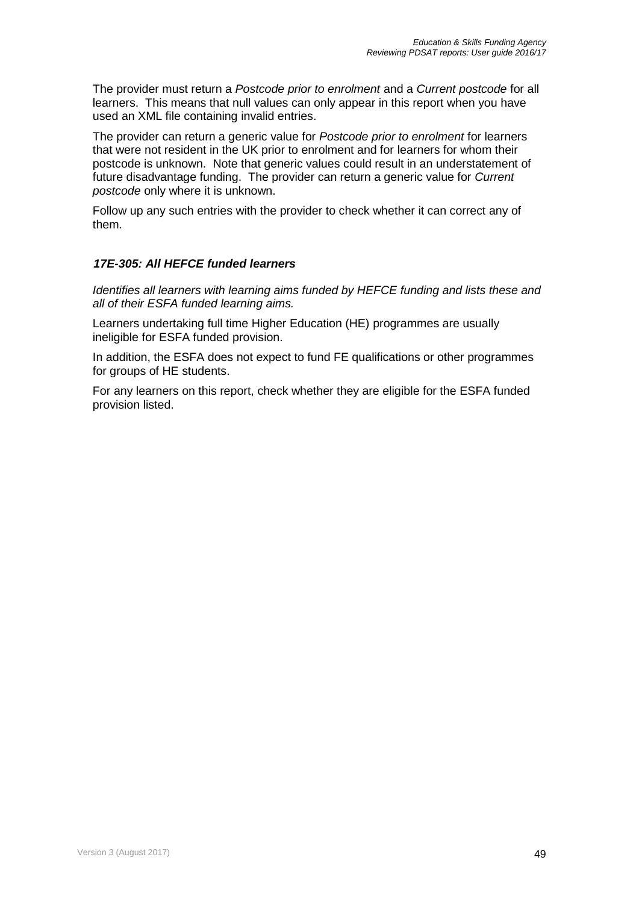The provider must return a *Postcode prior to enrolment* and a *Current postcode* for all learners. This means that null values can only appear in this report when you have used an XML file containing invalid entries.

The provider can return a generic value for *Postcode prior to enrolment* for learners that were not resident in the UK prior to enrolment and for learners for whom their postcode is unknown. Note that generic values could result in an understatement of future disadvantage funding. The provider can return a generic value for *Current postcode* only where it is unknown.

Follow up any such entries with the provider to check whether it can correct any of them.

### *17E-305: All HEFCE funded learners*

*Identifies all learners with learning aims funded by HEFCE funding and lists these and all of their ESFA funded learning aims.*

Learners undertaking full time Higher Education (HE) programmes are usually ineligible for ESFA funded provision.

In addition, the ESFA does not expect to fund FE qualifications or other programmes for groups of HE students.

For any learners on this report, check whether they are eligible for the ESFA funded provision listed.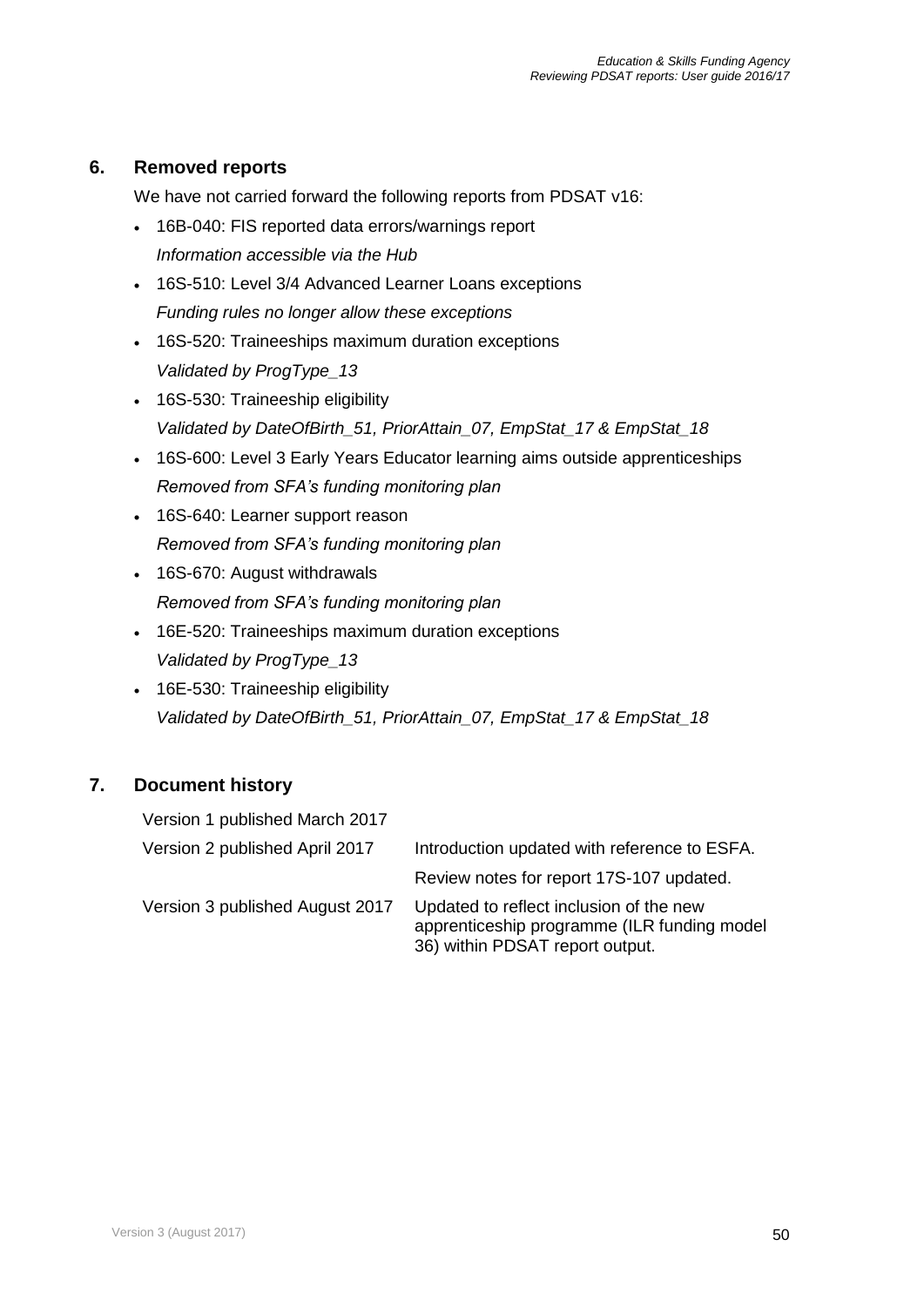## 6. Removed reports

We have not carried forward the following reports from PDSAT v16:

- 16B-040: FIS reported data errors/warnings report
  *Information accessible via the Hub*
- 16S-510: Level 3/4 Advanced Learner Loans exceptions
  *Funding rules no longer allow these exceptions*
- 16S-520: Traineeships maximum duration exceptions
  *Validated by ProgType_13*
- 16S-530: Traineeship eligibility
  *Validated by DateOfBirth_51, PriorAttain_07, EmpStat_17 & EmpStat_18*
- 16S-600: Level 3 Early Years Educator learning aims outside apprenticeships
  *Removed from SFA's funding monitoring plan*
- 16S-640: Learner support reason
  *Removed from SFA's funding monitoring plan*
- 16S-670: August withdrawals
  *Removed from SFA's funding monitoring plan*
- 16E-520: Traineeships maximum duration exceptions
  *Validated by ProgType_13*
- 16E-530: Traineeship eligibility
  *Validated by DateOfBirth_51, PriorAttain_07, EmpStat_17 & EmpStat_18*

## 7. Document history

| | |
|---|---|
| Version 1 published March 2017 | |
| Version 2 published April 2017 | Introduction updated with reference to ESFA. |
| | Review notes for report 17S-107 updated. |
| Version 3 published August 2017 | Updated to reflect inclusion of the new apprenticeship programme (ILR funding model 36) within PDSAT report output. |